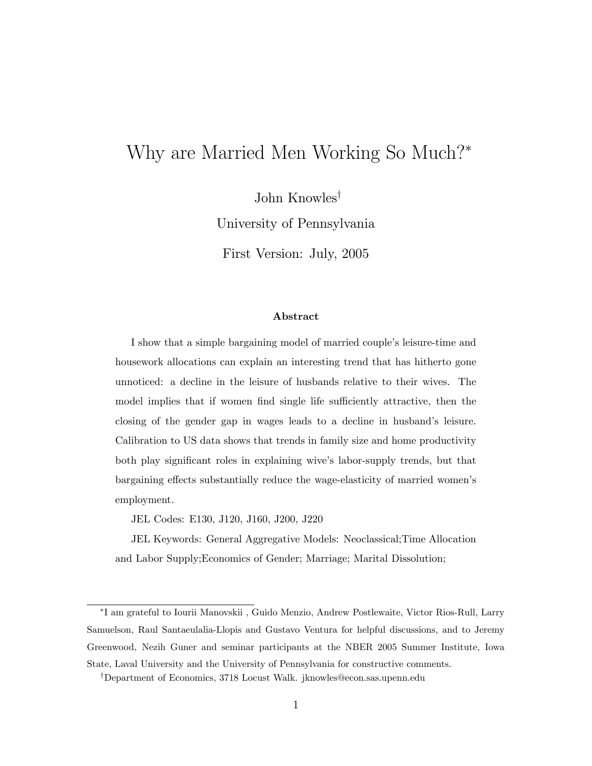# Why are Married Men Working So Much?[*]

John Knowles[†]

University of Pennsylvania

First Version: July, 2005

### Abstract

I show that a simple bargaining model of married couple's leisure-time and housework allocations can explain an interesting trend that has hitherto gone unnoticed: a decline in the leisure of husbands relative to their wives. The model implies that if women find single life sufficiently attractive, then the closing of the gender gap in wages leads to a decline in husband's leisure. Calibration to US data shows that trends in family size and home productivity both play significant roles in explaining wive's labor-supply trends, but that bargaining effects substantially reduce the wage-elasticity of married women's employment.

JEL Codes: E130, J120, J160, J200, J220

JEL Keywords: General Aggregative Models: Neoclassical;Time Allocation and Labor Supply;Economics of Gender; Marriage; Marital Dissolution;

---

[*]I am grateful to Iourii Manovskii , Guido Menzio, Andrew Postlewaite, Victor Rios-Rull, Larry Samuelson, Raul Santaeulalia-Llopis and Gustavo Ventura for helpful discussions, and to Jeremy Greenwood, Nezih Guner and seminar participants at the NBER 2005 Summer Institute, Iowa State, Laval University and the University of Pennsylvania for constructive comments.

[†]Department of Economics, 3718 Locust Walk. jknowles@econ.sas.upenn.edu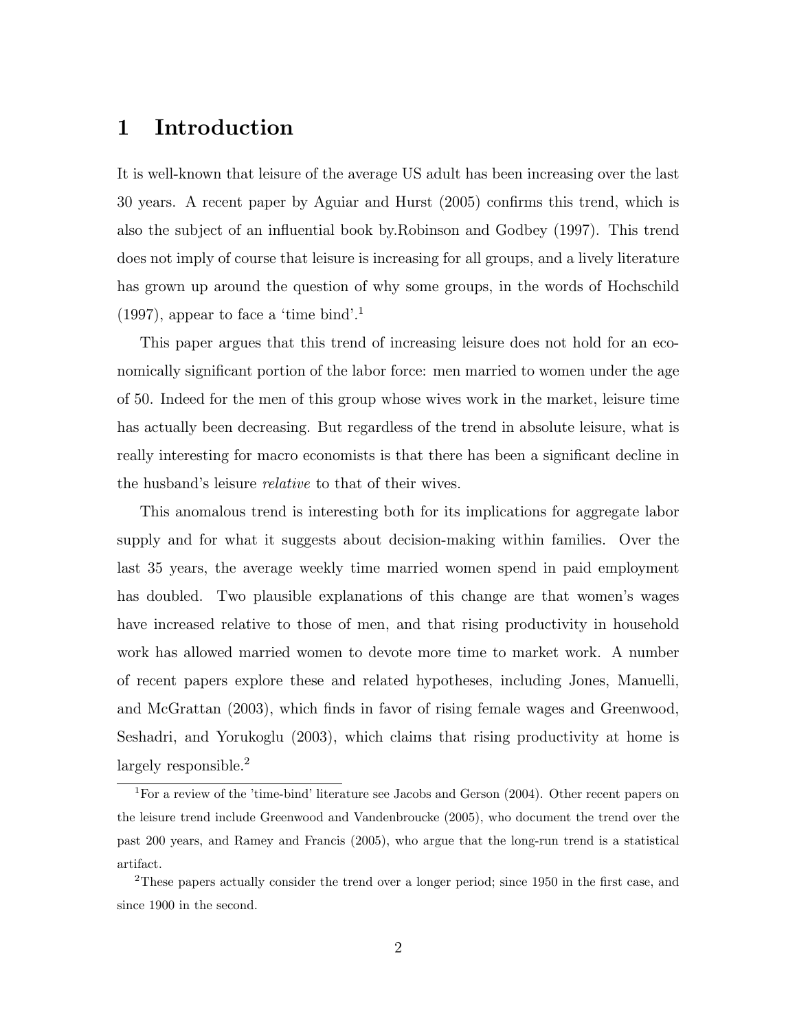# 1 Introduction

It is well-known that leisure of the average US adult has been increasing over the last 30 years. A recent paper by Aguiar and Hurst (2005) confirms this trend, which is also the subject of an influential book by.Robinson and Godbey (1997). This trend does not imply of course that leisure is increasing for all groups, and a lively literature has grown up around the question of why some groups, in the words of Hochschild (1997), appear to face a 'time bind'.[1]

This paper argues that this trend of increasing leisure does not hold for an economically significant portion of the labor force: men married to women under the age of 50. Indeed for the men of this group whose wives work in the market, leisure time has actually been decreasing. But regardless of the trend in absolute leisure, what is really interesting for macro economists is that there has been a significant decline in the husband's leisure *relative* to that of their wives.

This anomalous trend is interesting both for its implications for aggregate labor supply and for what it suggests about decision-making within families. Over the last 35 years, the average weekly time married women spend in paid employment has doubled. Two plausible explanations of this change are that women's wages have increased relative to those of men, and that rising productivity in household work has allowed married women to devote more time to market work. A number of recent papers explore these and related hypotheses, including Jones, Manuelli, and McGrattan (2003), which finds in favor of rising female wages and Greenwood, Seshadri, and Yorukoglu (2003), which claims that rising productivity at home is largely responsible.[2]

[1] For a review of the 'time-bind' literature see Jacobs and Gerson (2004). Other recent papers on the leisure trend include Greenwood and Vandenbroucke (2005), who document the trend over the past 200 years, and Ramey and Francis (2005), who argue that the long-run trend is a statistical artifact.

[2] These papers actually consider the trend over a longer period; since 1950 in the first case, and since 1900 in the second.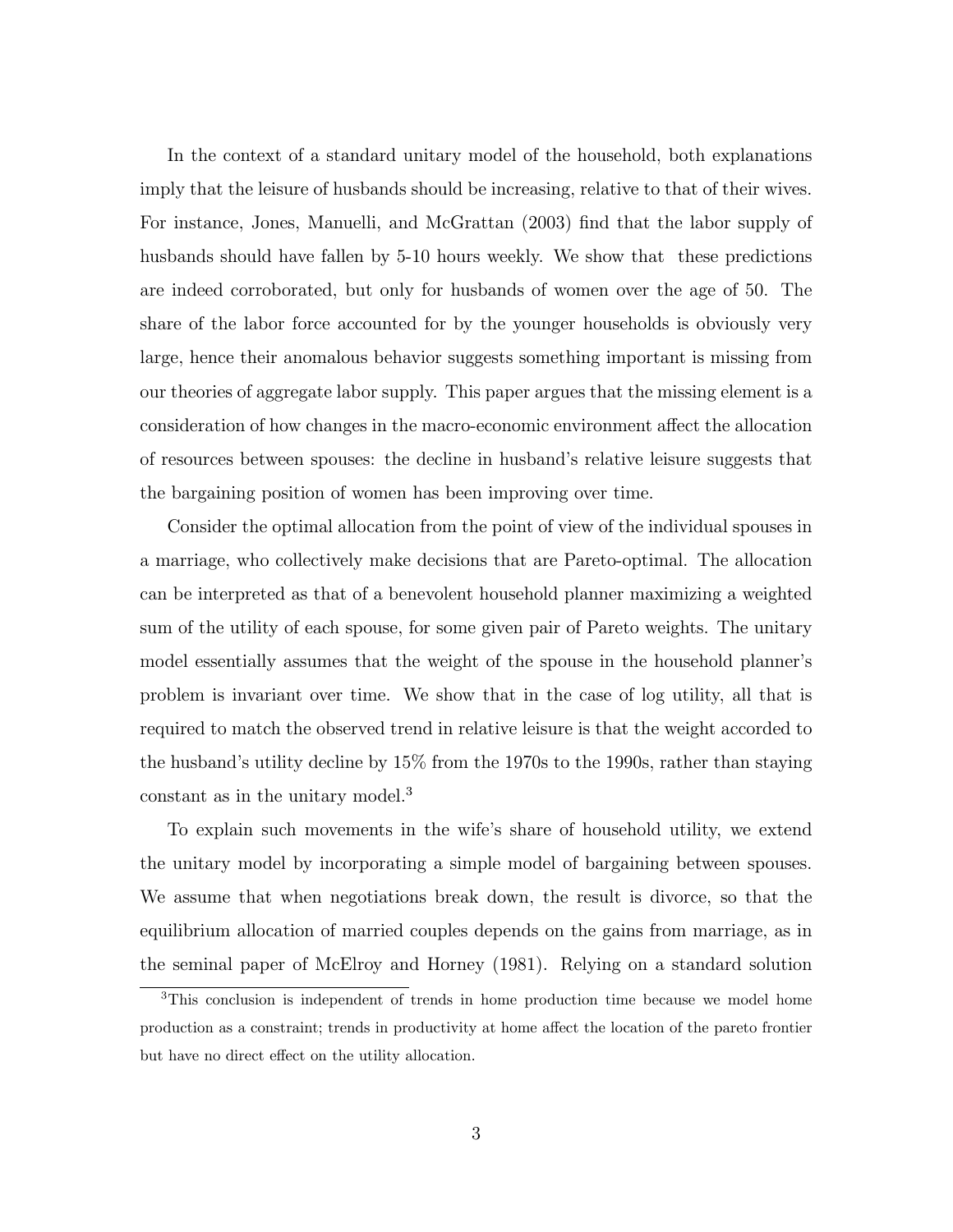In the context of a standard unitary model of the household, both explanations imply that the leisure of husbands should be increasing, relative to that of their wives. For instance, Jones, Manuelli, and McGrattan (2003) find that the labor supply of husbands should have fallen by 5-10 hours weekly. We show that these predictions are indeed corroborated, but only for husbands of women over the age of 50. The share of the labor force accounted for by the younger households is obviously very large, hence their anomalous behavior suggests something important is missing from our theories of aggregate labor supply. This paper argues that the missing element is a consideration of how changes in the macro-economic environment affect the allocation of resources between spouses: the decline in husband's relative leisure suggests that the bargaining position of women has been improving over time.

Consider the optimal allocation from the point of view of the individual spouses in a marriage, who collectively make decisions that are Pareto-optimal. The allocation can be interpreted as that of a benevolent household planner maximizing a weighted sum of the utility of each spouse, for some given pair of Pareto weights. The unitary model essentially assumes that the weight of the spouse in the household planner's problem is invariant over time. We show that in the case of log utility, all that is required to match the observed trend in relative leisure is that the weight accorded to the husband's utility decline by 15% from the 1970s to the 1990s, rather than staying constant as in the unitary model.[3]

To explain such movements in the wife's share of household utility, we extend the unitary model by incorporating a simple model of bargaining between spouses. We assume that when negotiations break down, the result is divorce, so that the equilibrium allocation of married couples depends on the gains from marriage, as in the seminal paper of McElroy and Horney (1981). Relying on a standard solution

[3] This conclusion is independent of trends in home production time because we model home production as a constraint; trends in productivity at home affect the location of the pareto frontier but have no direct effect on the utility allocation.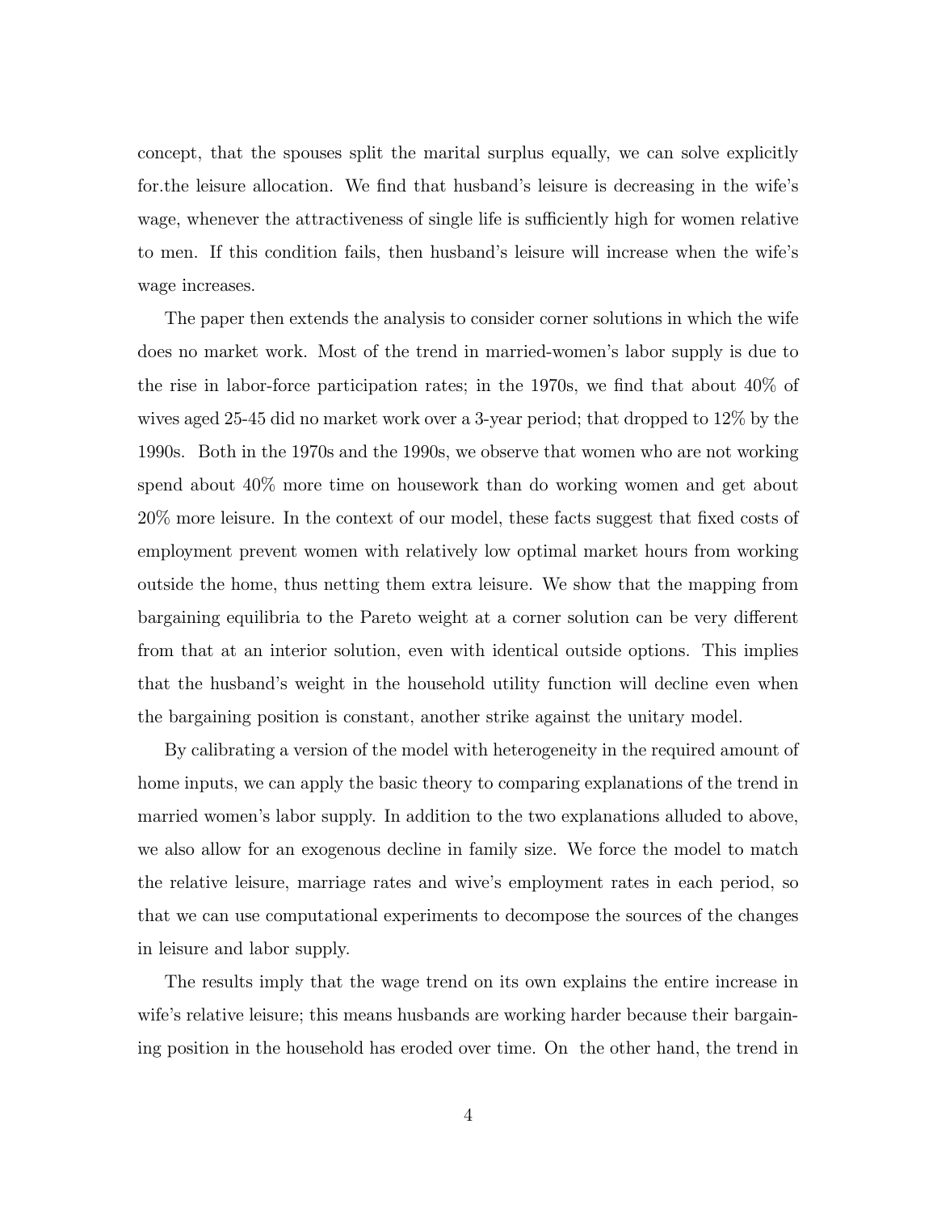concept, that the spouses split the marital surplus equally, we can solve explicitly for.the leisure allocation. We find that husband's leisure is decreasing in the wife's wage, whenever the attractiveness of single life is sufficiently high for women relative to men. If this condition fails, then husband's leisure will increase when the wife's wage increases.

The paper then extends the analysis to consider corner solutions in which the wife does no market work. Most of the trend in married-women's labor supply is due to the rise in labor-force participation rates; in the 1970s, we find that about 40% of wives aged 25-45 did no market work over a 3-year period; that dropped to 12% by the 1990s. Both in the 1970s and the 1990s, we observe that women who are not working spend about 40% more time on housework than do working women and get about 20% more leisure. In the context of our model, these facts suggest that fixed costs of employment prevent women with relatively low optimal market hours from working outside the home, thus netting them extra leisure. We show that the mapping from bargaining equilibria to the Pareto weight at a corner solution can be very different from that at an interior solution, even with identical outside options. This implies that the husband's weight in the household utility function will decline even when the bargaining position is constant, another strike against the unitary model.

By calibrating a version of the model with heterogeneity in the required amount of home inputs, we can apply the basic theory to comparing explanations of the trend in married women's labor supply. In addition to the two explanations alluded to above, we also allow for an exogenous decline in family size. We force the model to match the relative leisure, marriage rates and wive's employment rates in each period, so that we can use computational experiments to decompose the sources of the changes in leisure and labor supply.

The results imply that the wage trend on its own explains the entire increase in wife's relative leisure; this means husbands are working harder because their bargaining position in the household has eroded over time. On the other hand, the trend in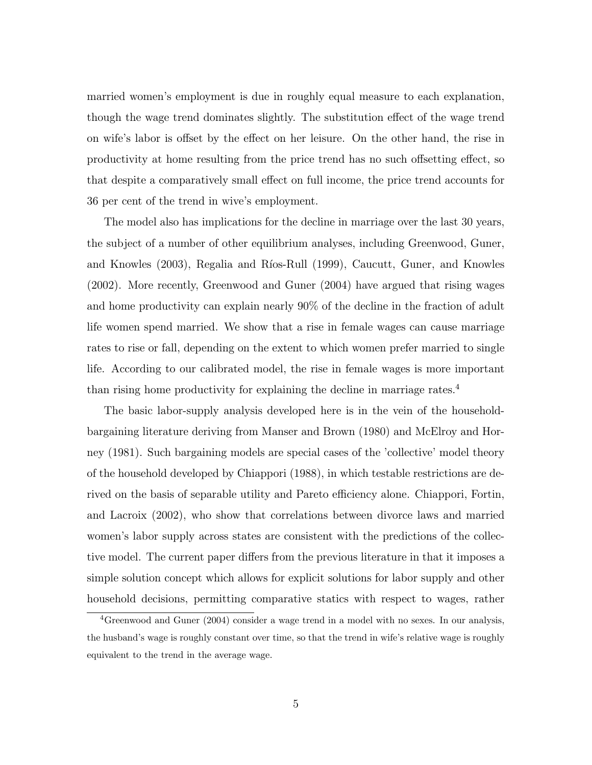married women's employment is due in roughly equal measure to each explanation, though the wage trend dominates slightly. The substitution effect of the wage trend on wife's labor is offset by the effect on her leisure. On the other hand, the rise in productivity at home resulting from the price trend has no such offsetting effect, so that despite a comparatively small effect on full income, the price trend accounts for 36 per cent of the trend in wive's employment.

The model also has implications for the decline in marriage over the last 30 years, the subject of a number of other equilibrium analyses, including Greenwood, Guner, and Knowles (2003), Regalia and Ríos-Rull (1999), Caucutt, Guner, and Knowles (2002). More recently, Greenwood and Guner (2004) have argued that rising wages and home productivity can explain nearly 90% of the decline in the fraction of adult life women spend married. We show that a rise in female wages can cause marriage rates to rise or fall, depending on the extent to which women prefer married to single life. According to our calibrated model, the rise in female wages is more important than rising home productivity for explaining the decline in marriage rates.[4]

The basic labor-supply analysis developed here is in the vein of the household-bargaining literature deriving from Manser and Brown (1980) and McElroy and Horney (1981). Such bargaining models are special cases of the 'collective' model theory of the household developed by Chiappori (1988), in which testable restrictions are derived on the basis of separable utility and Pareto efficiency alone. Chiappori, Fortin, and Lacroix (2002), who show that correlations between divorce laws and married women's labor supply across states are consistent with the predictions of the collective model. The current paper differs from the previous literature in that it imposes a simple solution concept which allows for explicit solutions for labor supply and other household decisions, permitting comparative statics with respect to wages, rather

[4] Greenwood and Guner (2004) consider a wage trend in a model with no sexes. In our analysis, the husband's wage is roughly constant over time, so that the trend in wife's relative wage is roughly equivalent to the trend in the average wage.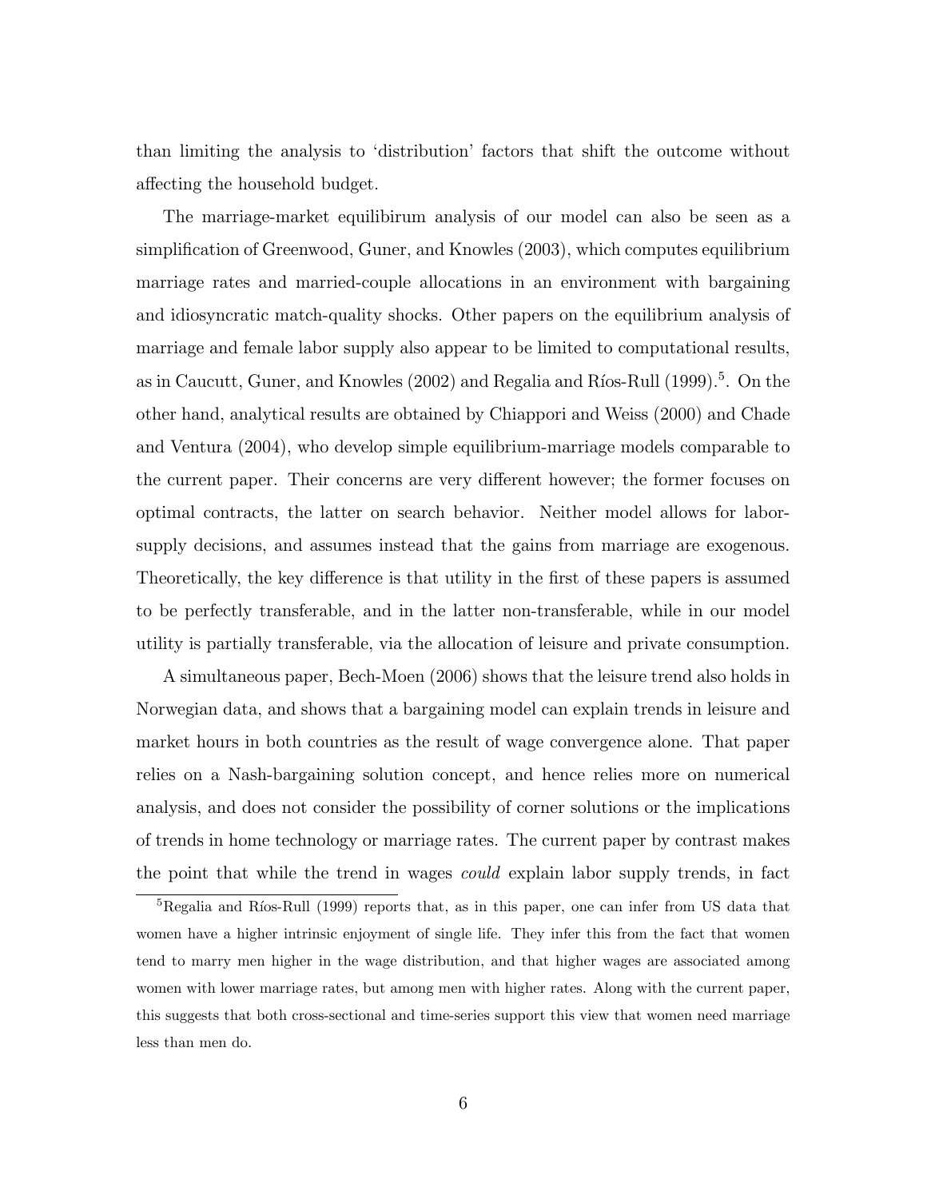than limiting the analysis to 'distribution' factors that shift the outcome without affecting the household budget.

The marriage-market equilibirum analysis of our model can also be seen as a simplification of Greenwood, Guner, and Knowles (2003), which computes equilibrium marriage rates and married-couple allocations in an environment with bargaining and idiosyncratic match-quality shocks. Other papers on the equilibrium analysis of marriage and female labor supply also appear to be limited to computational results, as in Caucutt, Guner, and Knowles (2002) and Regalia and Ríos-Rull (1999).[5]. On the other hand, analytical results are obtained by Chiappori and Weiss (2000) and Chade and Ventura (2004), who develop simple equilibrium-marriage models comparable to the current paper. Their concerns are very different however; the former focuses on optimal contracts, the latter on search behavior. Neither model allows for labor-supply decisions, and assumes instead that the gains from marriage are exogenous. Theoretically, the key difference is that utility in the first of these papers is assumed to be perfectly transferable, and in the latter non-transferable, while in our model utility is partially transferable, via the allocation of leisure and private consumption.

A simultaneous paper, Bech-Moen (2006) shows that the leisure trend also holds in Norwegian data, and shows that a bargaining model can explain trends in leisure and market hours in both countries as the result of wage convergence alone. That paper relies on a Nash-bargaining solution concept, and hence relies more on numerical analysis, and does not consider the possibility of corner solutions or the implications of trends in home technology or marriage rates. The current paper by contrast makes the point that while the trend in wages *could* explain labor supply trends, in fact

[5] Regalia and Ríos-Rull (1999) reports that, as in this paper, one can infer from US data that women have a higher intrinsic enjoyment of single life. They infer this from the fact that women tend to marry men higher in the wage distribution, and that higher wages are associated among women with lower marriage rates, but among men with higher rates. Along with the current paper, this suggests that both cross-sectional and time-series support this view that women need marriage less than men do.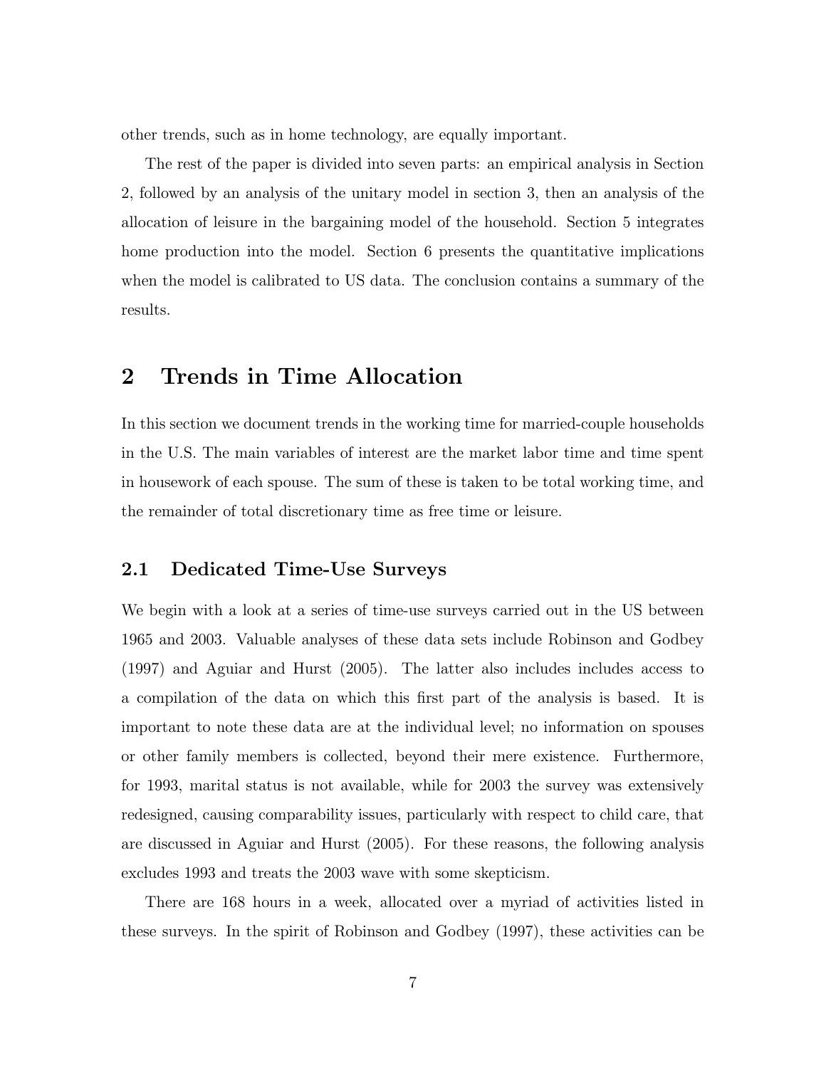other trends, such as in home technology, are equally important.

The rest of the paper is divided into seven parts: an empirical analysis in Section 2, followed by an analysis of the unitary model in section 3, then an analysis of the allocation of leisure in the bargaining model of the household. Section 5 integrates home production into the model. Section 6 presents the quantitative implications when the model is calibrated to US data. The conclusion contains a summary of the results.

# 2 Trends in Time Allocation

In this section we document trends in the working time for married-couple households in the U.S. The main variables of interest are the market labor time and time spent in housework of each spouse. The sum of these is taken to be total working time, and the remainder of total discretionary time as free time or leisure.

## 2.1 Dedicated Time-Use Surveys

We begin with a look at a series of time-use surveys carried out in the US between 1965 and 2003. Valuable analyses of these data sets include Robinson and Godbey (1997) and Aguiar and Hurst (2005). The latter also includes includes access to a compilation of the data on which this first part of the analysis is based. It is important to note these data are at the individual level; no information on spouses or other family members is collected, beyond their mere existence. Furthermore, for 1993, marital status is not available, while for 2003 the survey was extensively redesigned, causing comparability issues, particularly with respect to child care, that are discussed in Aguiar and Hurst (2005). For these reasons, the following analysis excludes 1993 and treats the 2003 wave with some skepticism.

There are 168 hours in a week, allocated over a myriad of activities listed in these surveys. In the spirit of Robinson and Godbey (1997), these activities can be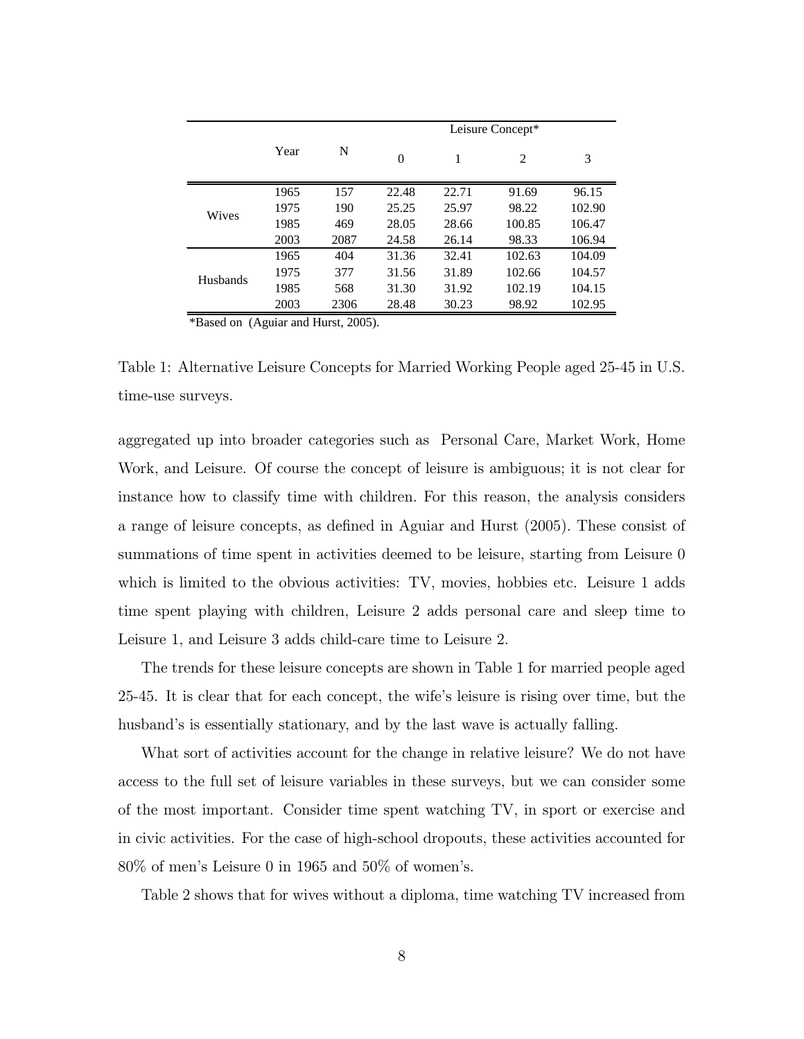| | Year | N | Leisure Concept* | | | |
|---|---|---|---|---|---|---|
| | | | 0 | 1 | 2 | 3 |
| Wives | 1965 | 157 | 22.48 | 22.71 | 91.69 | 96.15 |
| | 1975 | 190 | 25.25 | 25.97 | 98.22 | 102.90 |
| | 1985 | 469 | 28.05 | 28.66 | 100.85 | 106.47 |
| | 2003 | 2087 | 24.58 | 26.14 | 98.33 | 106.94 |
| Husbands | 1965 | 404 | 31.36 | 32.41 | 102.63 | 104.09 |
| | 1975 | 377 | 31.56 | 31.89 | 102.66 | 104.57 |
| | 1985 | 568 | 31.30 | 31.92 | 102.19 | 104.15 |
| | 2003 | 2306 | 28.48 | 30.23 | 98.92 | 102.95 |

*Based on (Aguiar and Hurst, 2005).

Table 1: Alternative Leisure Concepts for Married Working People aged 25-45 in U.S. time-use surveys.

aggregated up into broader categories such as Personal Care, Market Work, Home Work, and Leisure. Of course the concept of leisure is ambiguous; it is not clear for instance how to classify time with children. For this reason, the analysis considers a range of leisure concepts, as defined in Aguiar and Hurst (2005). These consist of summations of time spent in activities deemed to be leisure, starting from Leisure 0 which is limited to the obvious activities: TV, movies, hobbies etc. Leisure 1 adds time spent playing with children, Leisure 2 adds personal care and sleep time to Leisure 1, and Leisure 3 adds child-care time to Leisure 2.

The trends for these leisure concepts are shown in Table 1 for married people aged 25-45. It is clear that for each concept, the wife's leisure is rising over time, but the husband's is essentially stationary, and by the last wave is actually falling.

What sort of activities account for the change in relative leisure? We do not have access to the full set of leisure variables in these surveys, but we can consider some of the most important. Consider time spent watching TV, in sport or exercise and in civic activities. For the case of high-school dropouts, these activities accounted for 80% of men's Leisure 0 in 1965 and 50% of women's.

Table 2 shows that for wives without a diploma, time watching TV increased from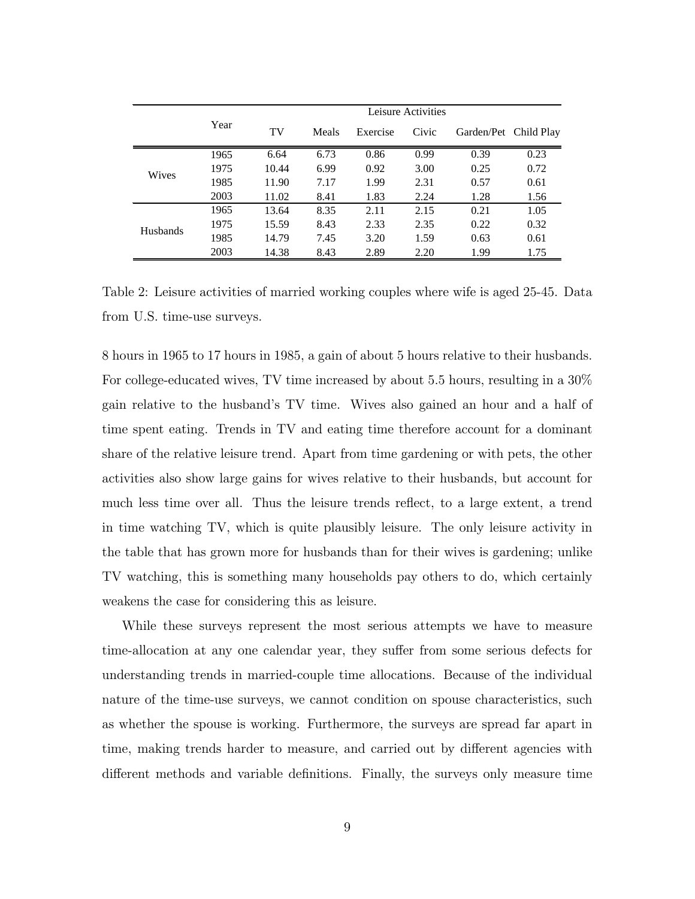| | Year | Leisure Activities | | | | | |
|---|---|---|---|---|---|---|---|
| | | TV | Meals | Exercise | Civic | Garden/Pet | Child Play |
| Wives | 1965 | 6.64 | 6.73 | 0.86 | 0.99 | 0.39 | 0.23 |
| | 1975 | 10.44 | 6.99 | 0.92 | 3.00 | 0.25 | 0.72 |
| | 1985 | 11.90 | 7.17 | 1.99 | 2.31 | 0.57 | 0.61 |
| | 2003 | 11.02 | 8.41 | 1.83 | 2.24 | 1.28 | 1.56 |
| Husbands | 1965 | 13.64 | 8.35 | 2.11 | 2.15 | 0.21 | 1.05 |
| | 1975 | 15.59 | 8.43 | 2.33 | 2.35 | 0.22 | 0.32 |
| | 1985 | 14.79 | 7.45 | 3.20 | 1.59 | 0.63 | 0.61 |
| | 2003 | 14.38 | 8.43 | 2.89 | 2.20 | 1.99 | 1.75 |

Table 2: Leisure activities of married working couples where wife is aged 25-45. Data from U.S. time-use surveys.

8 hours in 1965 to 17 hours in 1985, a gain of about 5 hours relative to their husbands. For college-educated wives, TV time increased by about 5.5 hours, resulting in a 30% gain relative to the husband's TV time. Wives also gained an hour and a half of time spent eating. Trends in TV and eating time therefore account for a dominant share of the relative leisure trend. Apart from time gardening or with pets, the other activities also show large gains for wives relative to their husbands, but account for much less time over all. Thus the leisure trends reflect, to a large extent, a trend in time watching TV, which is quite plausibly leisure. The only leisure activity in the table that has grown more for husbands than for their wives is gardening; unlike TV watching, this is something many households pay others to do, which certainly weakens the case for considering this as leisure.

While these surveys represent the most serious attempts we have to measure time-allocation at any one calendar year, they suffer from some serious defects for understanding trends in married-couple time allocations. Because of the individual nature of the time-use surveys, we cannot condition on spouse characteristics, such as whether the spouse is working. Furthermore, the surveys are spread far apart in time, making trends harder to measure, and carried out by different agencies with different methods and variable definitions. Finally, the surveys only measure time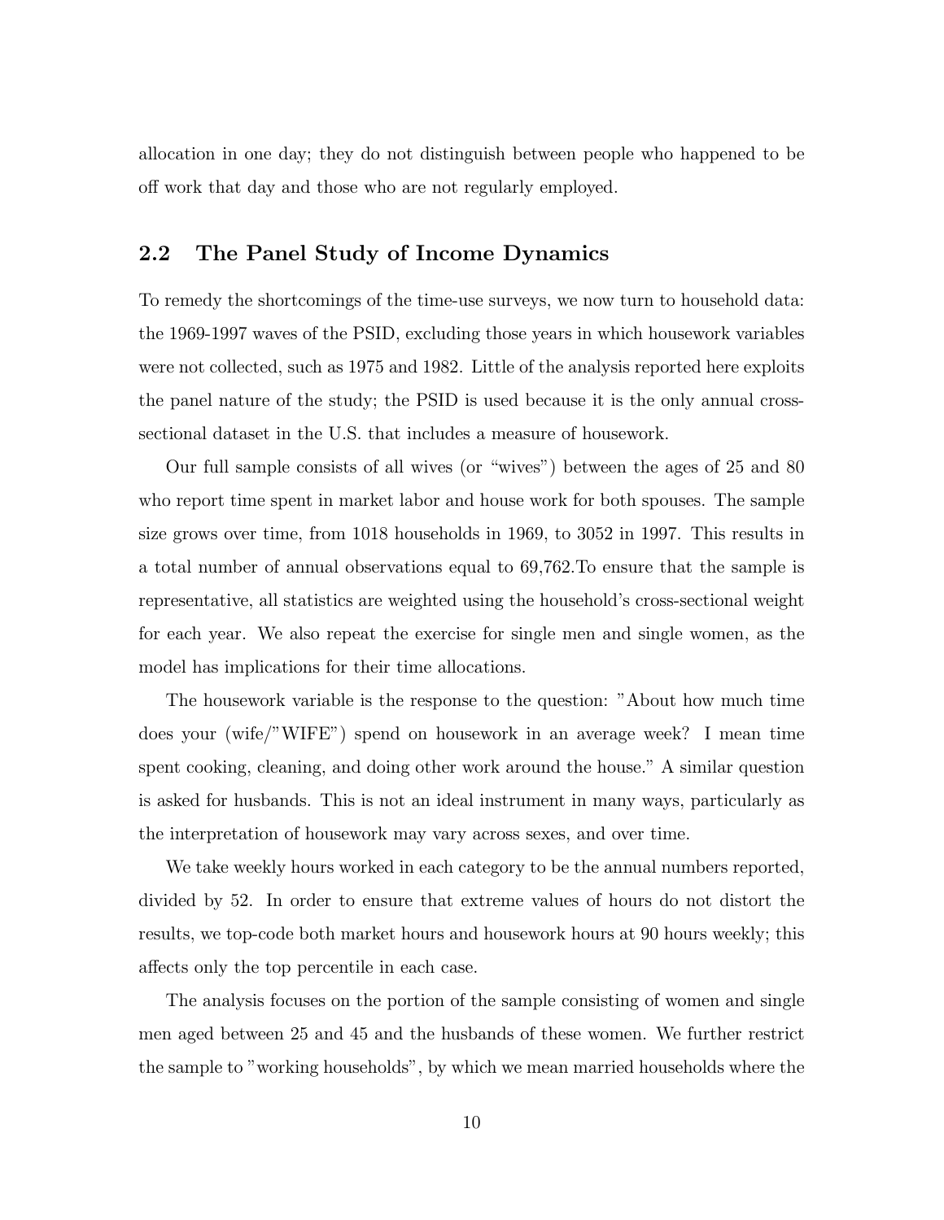allocation in one day; they do not distinguish between people who happened to be off work that day and those who are not regularly employed.

## 2.2 The Panel Study of Income Dynamics

To remedy the shortcomings of the time-use surveys, we now turn to household data: the 1969-1997 waves of the PSID, excluding those years in which housework variables were not collected, such as 1975 and 1982. Little of the analysis reported here exploits the panel nature of the study; the PSID is used because it is the only annual cross-sectional dataset in the U.S. that includes a measure of housework.

Our full sample consists of all wives (or "wives") between the ages of 25 and 80 who report time spent in market labor and house work for both spouses. The sample size grows over time, from 1018 households in 1969, to 3052 in 1997. This results in a total number of annual observations equal to 69,762.To ensure that the sample is representative, all statistics are weighted using the household's cross-sectional weight for each year. We also repeat the exercise for single men and single women, as the model has implications for their time allocations.

The housework variable is the response to the question: "About how much time does your (wife/"WIFE") spend on housework in an average week? I mean time spent cooking, cleaning, and doing other work around the house." A similar question is asked for husbands. This is not an ideal instrument in many ways, particularly as the interpretation of housework may vary across sexes, and over time.

We take weekly hours worked in each category to be the annual numbers reported, divided by 52. In order to ensure that extreme values of hours do not distort the results, we top-code both market hours and housework hours at 90 hours weekly; this affects only the top percentile in each case.

The analysis focuses on the portion of the sample consisting of women and single men aged between 25 and 45 and the husbands of these women. We further restrict the sample to "working households", by which we mean married households where the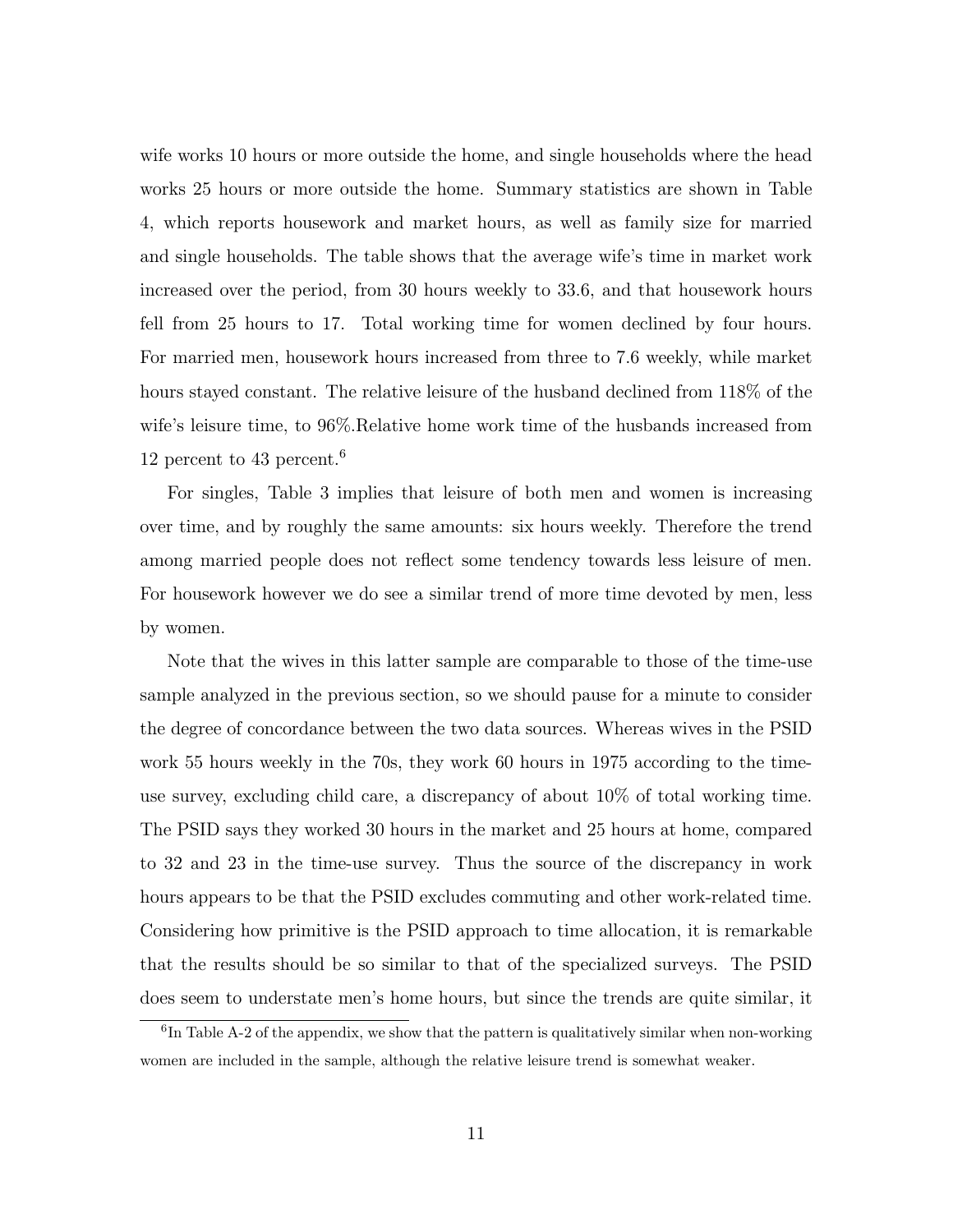wife works 10 hours or more outside the home, and single households where the head works 25 hours or more outside the home. Summary statistics are shown in Table 4, which reports housework and market hours, as well as family size for married and single households. The table shows that the average wife's time in market work increased over the period, from 30 hours weekly to 33.6, and that housework hours fell from 25 hours to 17. Total working time for women declined by four hours. For married men, housework hours increased from three to 7.6 weekly, while market hours stayed constant. The relative leisure of the husband declined from 118% of the wife's leisure time, to 96%.Relative home work time of the husbands increased from 12 percent to 43 percent.[6]

For singles, Table 3 implies that leisure of both men and women is increasing over time, and by roughly the same amounts: six hours weekly. Therefore the trend among married people does not reflect some tendency towards less leisure of men. For housework however we do see a similar trend of more time devoted by men, less by women.

Note that the wives in this latter sample are comparable to those of the time-use sample analyzed in the previous section, so we should pause for a minute to consider the degree of concordance between the two data sources. Whereas wives in the PSID work 55 hours weekly in the 70s, they work 60 hours in 1975 according to the time-use survey, excluding child care, a discrepancy of about 10% of total working time. The PSID says they worked 30 hours in the market and 25 hours at home, compared to 32 and 23 in the time-use survey. Thus the source of the discrepancy in work hours appears to be that the PSID excludes commuting and other work-related time. Considering how primitive is the PSID approach to time allocation, it is remarkable that the results should be so similar to that of the specialized surveys. The PSID does seem to understate men's home hours, but since the trends are quite similar, it

[6] In Table A-2 of the appendix, we show that the pattern is qualitatively similar when non-working women are included in the sample, although the relative leisure trend is somewhat weaker.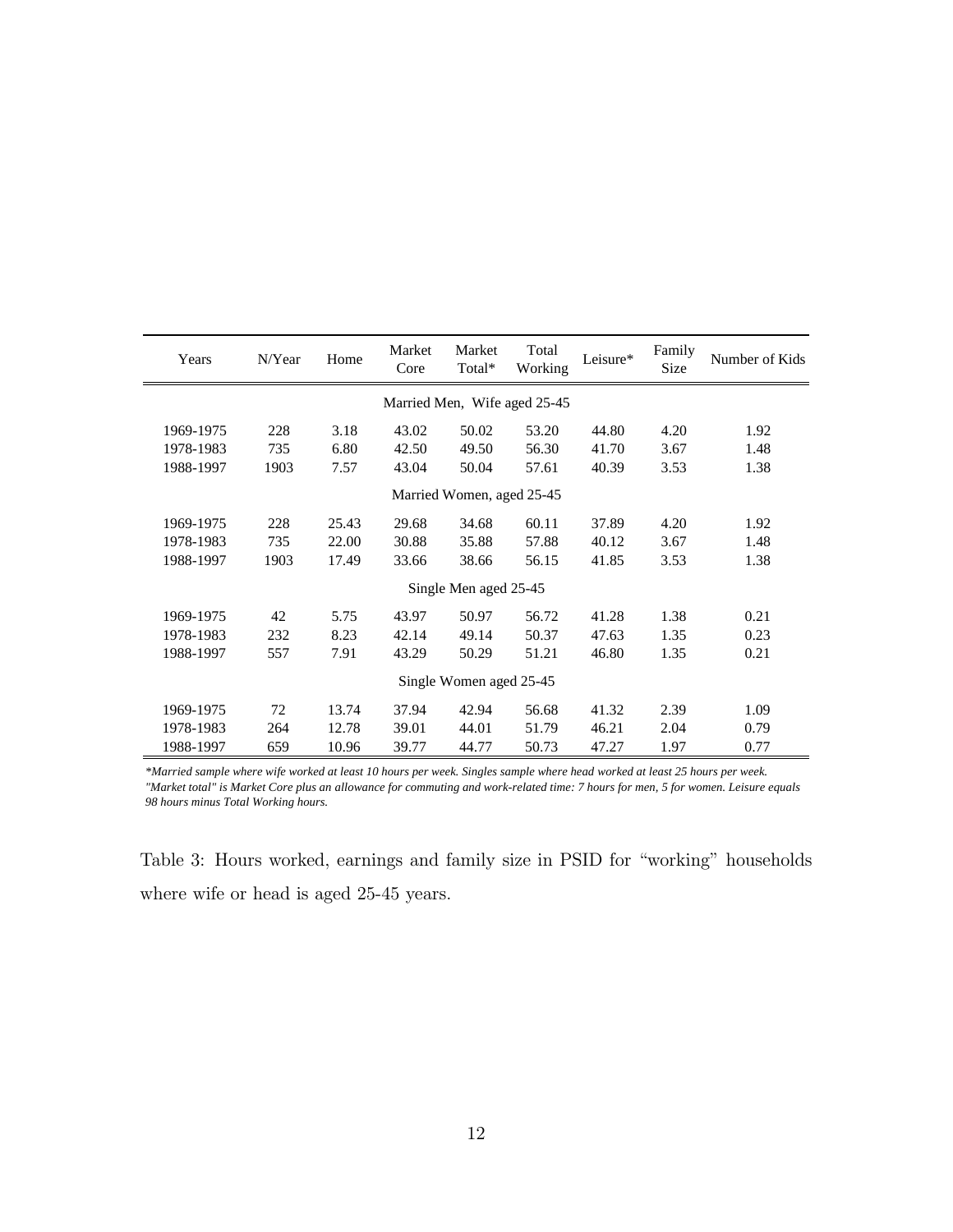| Years | N/Year | Home | Market Core | Market Total* | Total Working | Leisure* | Family Size | Number of Kids |
|---|---|---|---|---|---|---|---|---|
| Married Men, Wife aged 25-45 | | | | | | | | |
| 1969-1975 | 228 | 3.18 | 43.02 | 50.02 | 53.20 | 44.80 | 4.20 | 1.92 |
| 1978-1983 | 735 | 6.80 | 42.50 | 49.50 | 56.30 | 41.70 | 3.67 | 1.48 |
| 1988-1997 | 1903 | 7.57 | 43.04 | 50.04 | 57.61 | 40.39 | 3.53 | 1.38 |
| Married Women, aged 25-45 | | | | | | | | |
| 1969-1975 | 228 | 25.43 | 29.68 | 34.68 | 60.11 | 37.89 | 4.20 | 1.92 |
| 1978-1983 | 735 | 22.00 | 30.88 | 35.88 | 57.88 | 40.12 | 3.67 | 1.48 |
| 1988-1997 | 1903 | 17.49 | 33.66 | 38.66 | 56.15 | 41.85 | 3.53 | 1.38 |
| Single Men aged 25-45 | | | | | | | | |
| 1969-1975 | 42 | 5.75 | 43.97 | 50.97 | 56.72 | 41.28 | 1.38 | 0.21 |
| 1978-1983 | 232 | 8.23 | 42.14 | 49.14 | 50.37 | 47.63 | 1.35 | 0.23 |
| 1988-1997 | 557 | 7.91 | 43.29 | 50.29 | 51.21 | 46.80 | 1.35 | 0.21 |
| Single Women aged 25-45 | | | | | | | | |
| 1969-1975 | 72 | 13.74 | 37.94 | 42.94 | 56.68 | 41.32 | 2.39 | 1.09 |
| 1978-1983 | 264 | 12.78 | 39.01 | 44.01 | 51.79 | 46.21 | 2.04 | 0.79 |
| 1988-1997 | 659 | 10.96 | 39.77 | 44.77 | 50.73 | 47.27 | 1.97 | 0.77 |

*\*Married sample where wife worked at least 10 hours per week. Singles sample where head worked at least 25 hours per week. "Market total" is Market Core plus an allowance for commuting and work-related time: 7 hours for men, 5 for women. Leisure equals 98 hours minus Total Working hours.*

Table 3: Hours worked, earnings and family size in PSID for "working" households where wife or head is aged 25-45 years.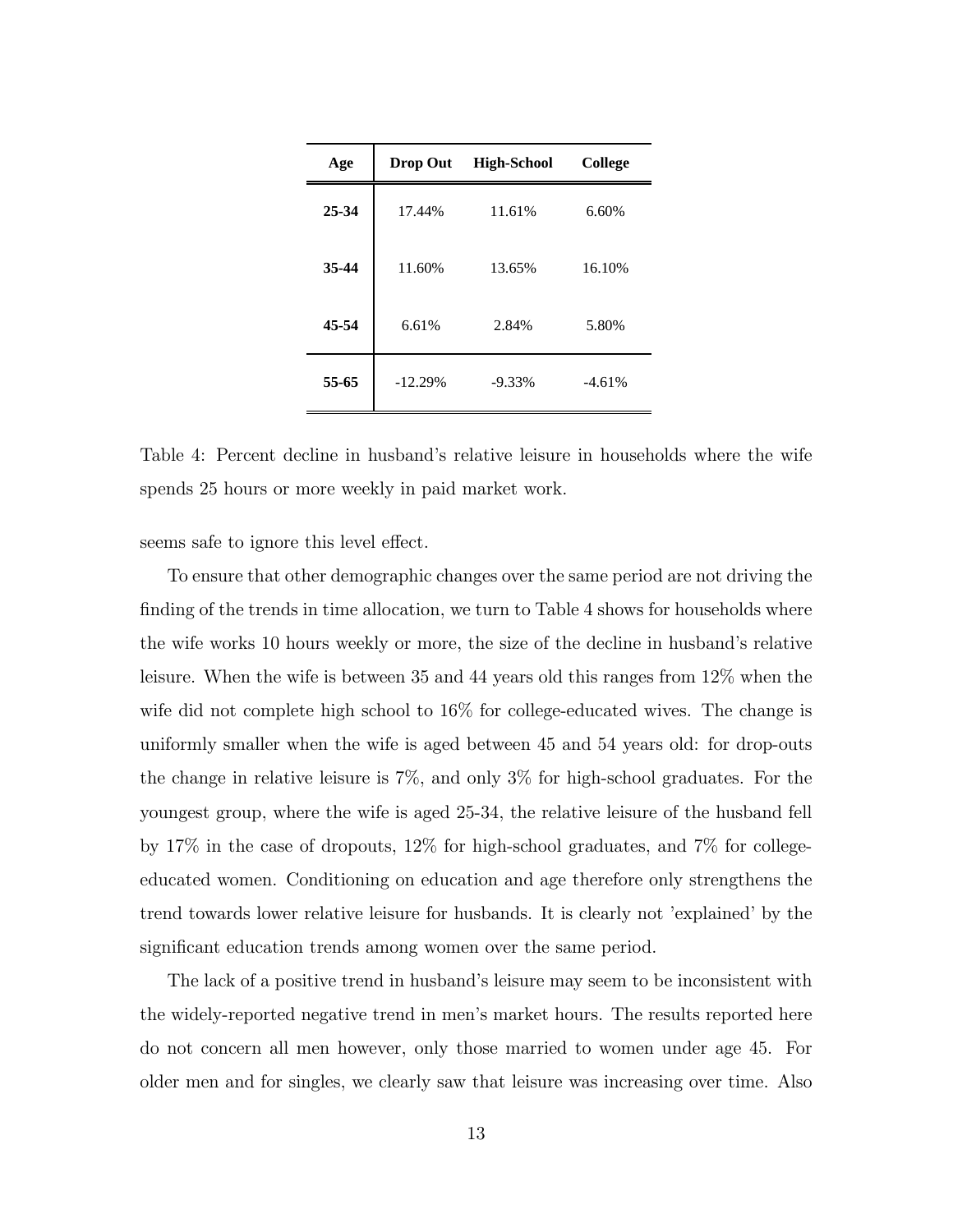| Age | Drop Out | High-School | College |
|---|---|---|---|
| **25-34** | 17.44% | 11.61% | 6.60% |
| **35-44** | 11.60% | 13.65% | 16.10% |
| **45-54** | 6.61% | 2.84% | 5.80% |
| **55-65** | -12.29% | -9.33% | -4.61% |

Table 4: Percent decline in husband's relative leisure in households where the wife spends 25 hours or more weekly in paid market work.

seems safe to ignore this level effect.

To ensure that other demographic changes over the same period are not driving the finding of the trends in time allocation, we turn to Table 4 shows for households where the wife works 10 hours weekly or more, the size of the decline in husband's relative leisure. When the wife is between 35 and 44 years old this ranges from 12% when the wife did not complete high school to 16% for college-educated wives. The change is uniformly smaller when the wife is aged between 45 and 54 years old: for drop-outs the change in relative leisure is 7%, and only 3% for high-school graduates. For the youngest group, where the wife is aged 25-34, the relative leisure of the husband fell by 17% in the case of dropouts, 12% for high-school graduates, and 7% for college-educated women. Conditioning on education and age therefore only strengthens the trend towards lower relative leisure for husbands. It is clearly not 'explained' by the significant education trends among women over the same period.

The lack of a positive trend in husband's leisure may seem to be inconsistent with the widely-reported negative trend in men's market hours. The results reported here do not concern all men however, only those married to women under age 45. For older men and for singles, we clearly saw that leisure was increasing over time. Also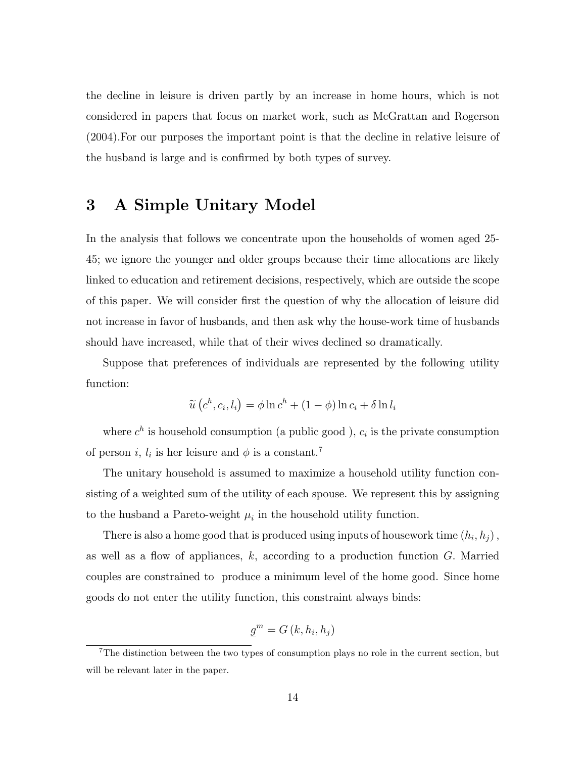the decline in leisure is driven partly by an increase in home hours, which is not considered in papers that focus on market work, such as McGrattan and Rogerson (2004).For our purposes the important point is that the decline in relative leisure of the husband is large and is confirmed by both types of survey.

# 3 A Simple Unitary Model

In the analysis that follows we concentrate upon the households of women aged 25-45; we ignore the younger and older groups because their time allocations are likely linked to education and retirement decisions, respectively, which are outside the scope of this paper. We will consider first the question of why the allocation of leisure did not increase in favor of husbands, and then ask why the house-work time of husbands should have increased, while that of their wives declined so dramatically.

Suppose that preferences of individuals are represented by the following utility function:

$$\widetilde{u}\left(c^h, c_i, l_i\right) = \phi \ln c^h + (1-\phi) \ln c_i + \delta \ln l_i$$

where $c^h$ is household consumption (a public good ), $c_i$ is the private consumption of person $i$, $l_i$ is her leisure and $\phi$ is a constant.[7]

The unitary household is assumed to maximize a household utility function consisting of a weighted sum of the utility of each spouse. We represent this by assigning to the husband a Pareto-weight $\mu_i$ in the household utility function.

There is also a home good that is produced using inputs of housework time $(h_i, h_j)$, as well as a flow of appliances, $k$, according to a production function $G$. Married couples are constrained to produce a minimum level of the home good. Since home goods do not enter the utility function, this constraint always binds:

$$\underline{g}^m = G\left(k, h_i, h_j\right)$$

[7] The distinction between the two types of consumption plays no role in the current section, but will be relevant later in the paper.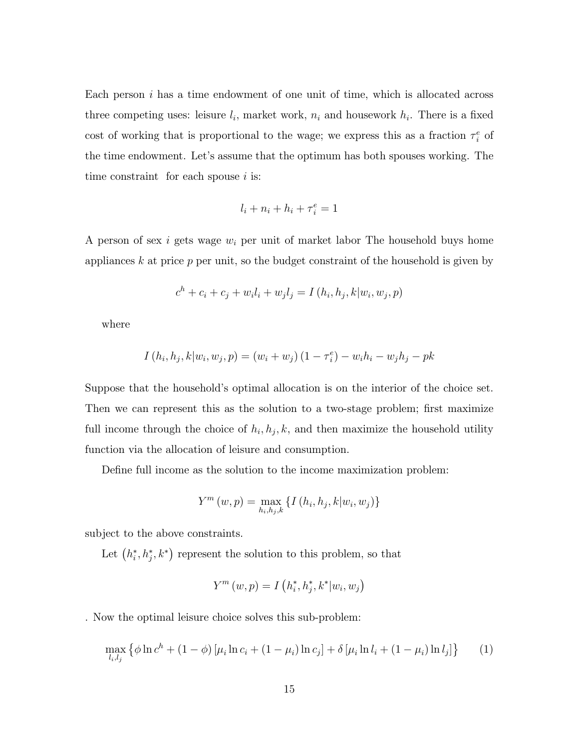Each person $i$ has a time endowment of one unit of time, which is allocated across three competing uses: leisure $l_i$, market work, $n_i$ and housework $h_i$. There is a fixed cost of working that is proportional to the wage; we express this as a fraction $\tau_i^e$ of the time endowment. Let's assume that the optimum has both spouses working. The time constraint for each spouse $i$ is:

$$l_i + n_i + h_i + \tau_i^e = 1$$

A person of sex $i$ gets wage $w_i$ per unit of market labor The household buys home appliances $k$ at price $p$ per unit, so the budget constraint of the household is given by

$$c^h + c_i + c_j + w_i l_i + w_j l_j = I\left(h_i, h_j, k | w_i, w_j, p\right)$$

where

$$I\left(h_i, h_j, k | w_i, w_j, p\right) = \left(w_i + w_j\right)\left(1 - \tau_i^e\right) - w_i h_i - w_j h_j - pk$$

Suppose that the household's optimal allocation is on the interior of the choice set. Then we can represent this as the solution to a two-stage problem; first maximize full income through the choice of $h_i, h_j, k$, and then maximize the household utility function via the allocation of leisure and consumption.

Define full income as the solution to the income maximization problem:

$$Y^m\left(w, p\right) = \max_{h_i, h_j, k}\left\{I\left(h_i, h_j, k | w_i, w_j\right)\right\}$$

subject to the above constraints.

Let $\left(h_i^*, h_j^*, k^*\right)$ represent the solution to this problem, so that

$$Y^m\left(w, p\right) = I\left(h_i^*, h_j^*, k^* | w_i, w_j\right)$$

. Now the optimal leisure choice solves this sub-problem:

$$\max_{l_i, l_j}\left\{\phi \ln c^h + (1 - \phi)\left[\mu_i \ln c_i + (1 - \mu_i) \ln c_j\right] + \delta\left[\mu_i \ln l_i + (1 - \mu_i) \ln l_j\right]\right\} \qquad (1)$$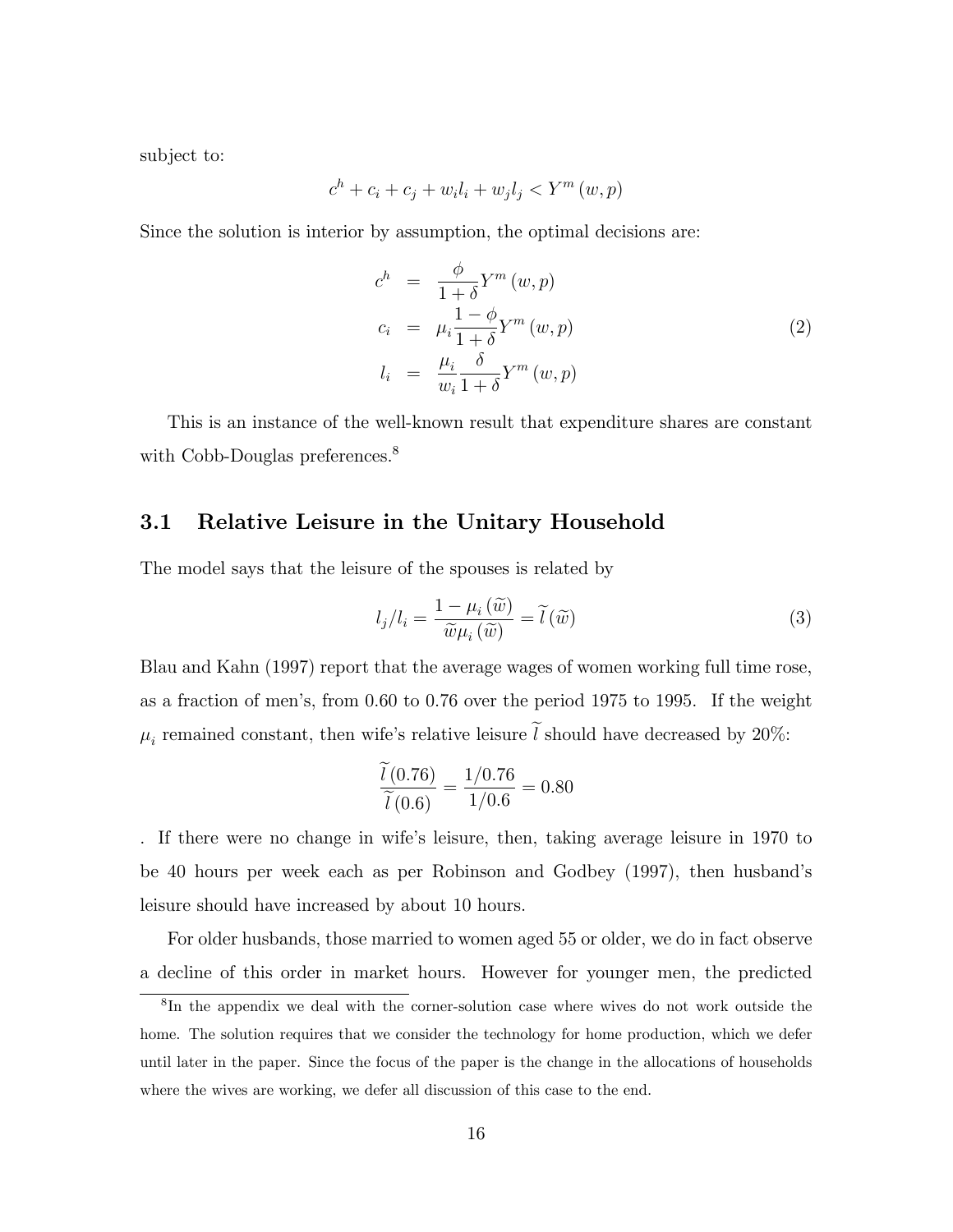subject to:

$$c^h + c_i + c_j + w_i l_i + w_j l_j < Y^m(w, p)$$

Since the solution is interior by assumption, the optimal decisions are:

$$\begin{aligned}
c^h &= \frac{\phi}{1+\delta} Y^m(w, p) \\
c_i &= \mu_i \frac{1-\phi}{1+\delta} Y^m(w, p) \\
l_i &= \frac{\mu_i}{w_i} \frac{\delta}{1+\delta} Y^m(w, p)
\end{aligned} \tag{2}$$

This is an instance of the well-known result that expenditure shares are constant with Cobb-Douglas preferences.[8]

## 3.1 Relative Leisure in the Unitary Household

The model says that the leisure of the spouses is related by

$$l_j / l_i = \frac{1 - \mu_i(\widetilde{w})}{\widetilde{w} \mu_i(\widetilde{w})} = \widetilde{l}(\widetilde{w}) \tag{3}$$

Blau and Kahn (1997) report that the average wages of women working full time rose, as a fraction of men's, from 0.60 to 0.76 over the period 1975 to 1995. If the weight $\mu_i$ remained constant, then wife's relative leisure $\widetilde{l}$ should have decreased by 20%:

$$\frac{\widetilde{l}(0.76)}{\widetilde{l}(0.6)} = \frac{1/0.76}{1/0.6} = 0.80$$

. If there were no change in wife's leisure, then, taking average leisure in 1970 to be 40 hours per week each as per Robinson and Godbey (1997), then husband's leisure should have increased by about 10 hours.

For older husbands, those married to women aged 55 or older, we do in fact observe a decline of this order in market hours. However for younger men, the predicted

[8] In the appendix we deal with the corner-solution case where wives do not work outside the home. The solution requires that we consider the technology for home production, which we defer until later in the paper. Since the focus of the paper is the change in the allocations of households where the wives are working, we defer all discussion of this case to the end.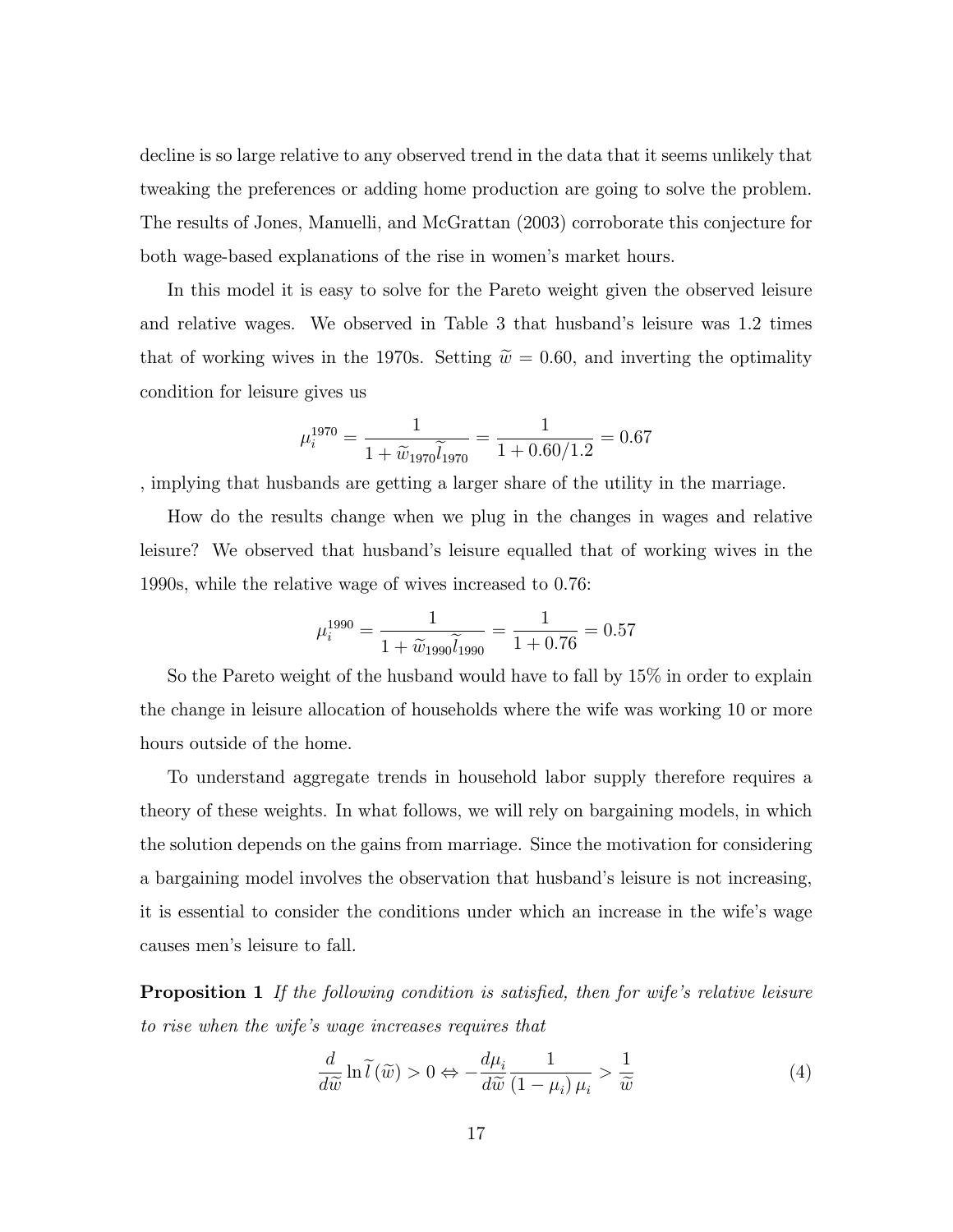decline is so large relative to any observed trend in the data that it seems unlikely that tweaking the preferences or adding home production are going to solve the problem. The results of Jones, Manuelli, and McGrattan (2003) corroborate this conjecture for both wage-based explanations of the rise in women's market hours.

In this model it is easy to solve for the Pareto weight given the observed leisure and relative wages. We observed in Table 3 that husband's leisure was 1.2 times that of working wives in the 1970s. Setting $\widetilde{w} = 0.60$, and inverting the optimality condition for leisure gives us

$$\mu_i^{1970} = \frac{1}{1 + \widetilde{w}_{1970}\widetilde{l}_{1970}} = \frac{1}{1 + 0.60/1.2} = 0.67$$

, implying that husbands are getting a larger share of the utility in the marriage.

How do the results change when we plug in the changes in wages and relative leisure? We observed that husband's leisure equalled that of working wives in the 1990s, while the relative wage of wives increased to 0.76:

$$\mu_i^{1990} = \frac{1}{1 + \widetilde{w}_{1990}\widetilde{l}_{1990}} = \frac{1}{1 + 0.76} = 0.57$$

So the Pareto weight of the husband would have to fall by 15% in order to explain the change in leisure allocation of households where the wife was working 10 or more hours outside of the home.

To understand aggregate trends in household labor supply therefore requires a theory of these weights. In what follows, we will rely on bargaining models, in which the solution depends on the gains from marriage. Since the motivation for considering a bargaining model involves the observation that husband's leisure is not increasing, it is essential to consider the conditions under which an increase in the wife's wage causes men's leisure to fall.

**Proposition 1** *If the following condition is satisfied, then for wife's relative leisure to rise when the wife's wage increases requires that*

$$\frac{d}{d\widetilde{w}} \ln \widetilde{l}\,(\widetilde{w}) > 0 \Leftrightarrow -\frac{d\mu_i}{d\widetilde{w}} \frac{1}{(1-\mu_i)\,\mu_i} > \frac{1}{\widetilde{w}} \tag{4}$$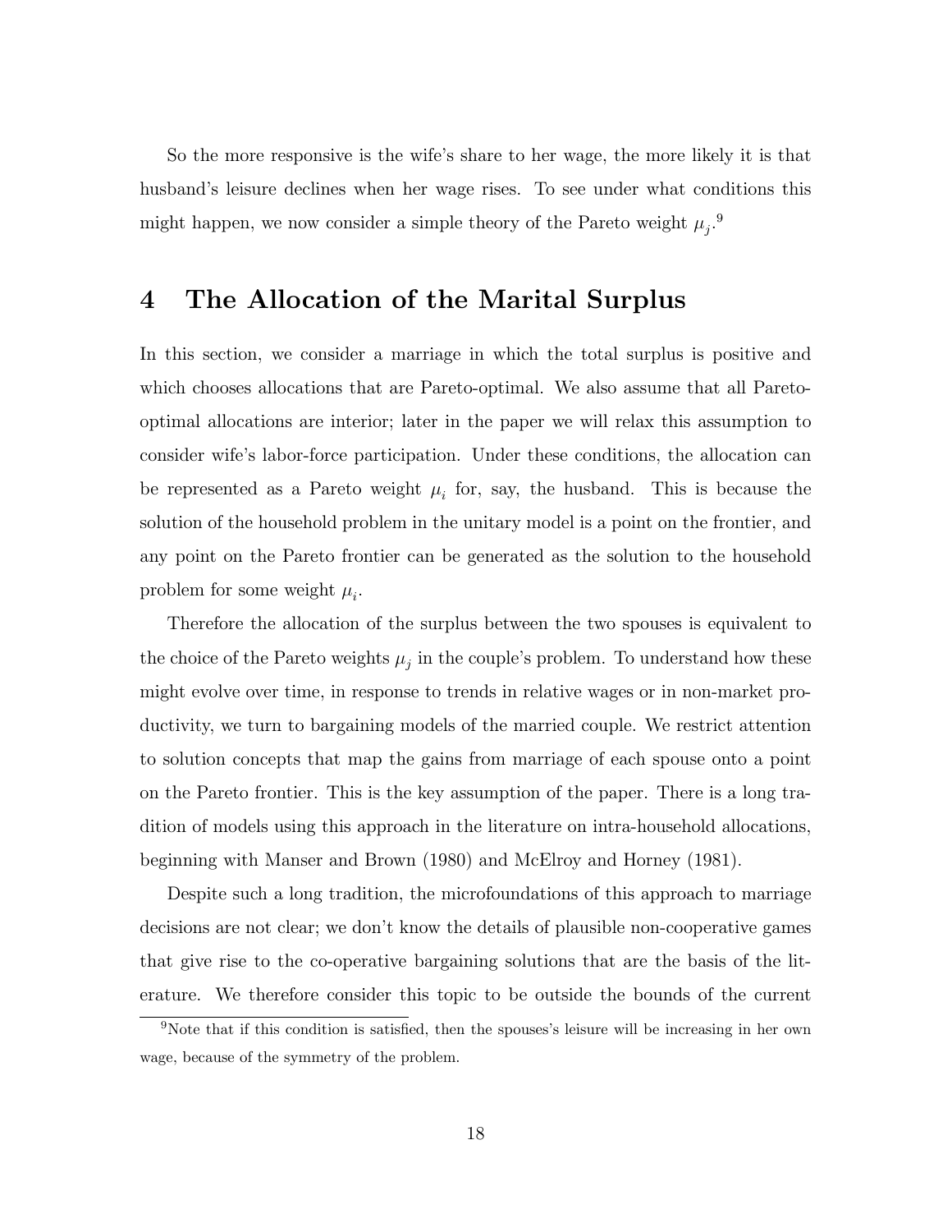So the more responsive is the wife's share to her wage, the more likely it is that husband's leisure declines when her wage rises. To see under what conditions this might happen, we now consider a simple theory of the Pareto weight $\mu_j$.[9]

# 4 The Allocation of the Marital Surplus

In this section, we consider a marriage in which the total surplus is positive and which chooses allocations that are Pareto-optimal. We also assume that all Pareto-optimal allocations are interior; later in the paper we will relax this assumption to consider wife's labor-force participation. Under these conditions, the allocation can be represented as a Pareto weight $\mu_i$ for, say, the husband. This is because the solution of the household problem in the unitary model is a point on the frontier, and any point on the Pareto frontier can be generated as the solution to the household problem for some weight $\mu_i$.

Therefore the allocation of the surplus between the two spouses is equivalent to the choice of the Pareto weights $\mu_j$ in the couple's problem. To understand how these might evolve over time, in response to trends in relative wages or in non-market productivity, we turn to bargaining models of the married couple. We restrict attention to solution concepts that map the gains from marriage of each spouse onto a point on the Pareto frontier. This is the key assumption of the paper. There is a long tradition of models using this approach in the literature on intra-household allocations, beginning with Manser and Brown (1980) and McElroy and Horney (1981).

Despite such a long tradition, the microfoundations of this approach to marriage decisions are not clear; we don't know the details of plausible non-cooperative games that give rise to the co-operative bargaining solutions that are the basis of the literature. We therefore consider this topic to be outside the bounds of the current

[9] Note that if this condition is satisfied, then the spouses's leisure will be increasing in her own wage, because of the symmetry of the problem.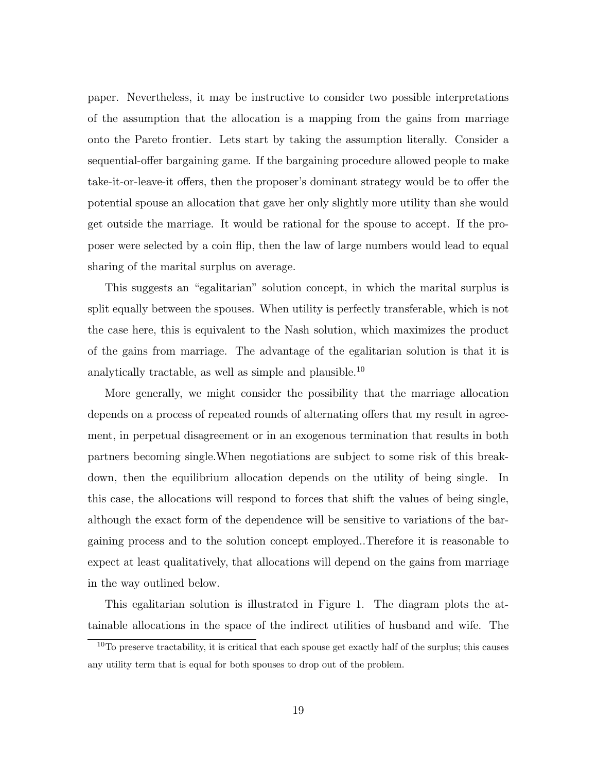paper. Nevertheless, it may be instructive to consider two possible interpretations of the assumption that the allocation is a mapping from the gains from marriage onto the Pareto frontier. Lets start by taking the assumption literally. Consider a sequential-offer bargaining game. If the bargaining procedure allowed people to make take-it-or-leave-it offers, then the proposer's dominant strategy would be to offer the potential spouse an allocation that gave her only slightly more utility than she would get outside the marriage. It would be rational for the spouse to accept. If the proposer were selected by a coin flip, then the law of large numbers would lead to equal sharing of the marital surplus on average.

This suggests an "egalitarian" solution concept, in which the marital surplus is split equally between the spouses. When utility is perfectly transferable, which is not the case here, this is equivalent to the Nash solution, which maximizes the product of the gains from marriage. The advantage of the egalitarian solution is that it is analytically tractable, as well as simple and plausible.[10]

More generally, we might consider the possibility that the marriage allocation depends on a process of repeated rounds of alternating offers that my result in agreement, in perpetual disagreement or in an exogenous termination that results in both partners becoming single.When negotiations are subject to some risk of this breakdown, then the equilibrium allocation depends on the utility of being single. In this case, the allocations will respond to forces that shift the values of being single, although the exact form of the dependence will be sensitive to variations of the bargaining process and to the solution concept employed..Therefore it is reasonable to expect at least qualitatively, that allocations will depend on the gains from marriage in the way outlined below.

This egalitarian solution is illustrated in Figure 1. The diagram plots the attainable allocations in the space of the indirect utilities of husband and wife. The

[10]To preserve tractability, it is critical that each spouse get exactly half of the surplus; this causes any utility term that is equal for both spouses to drop out of the problem.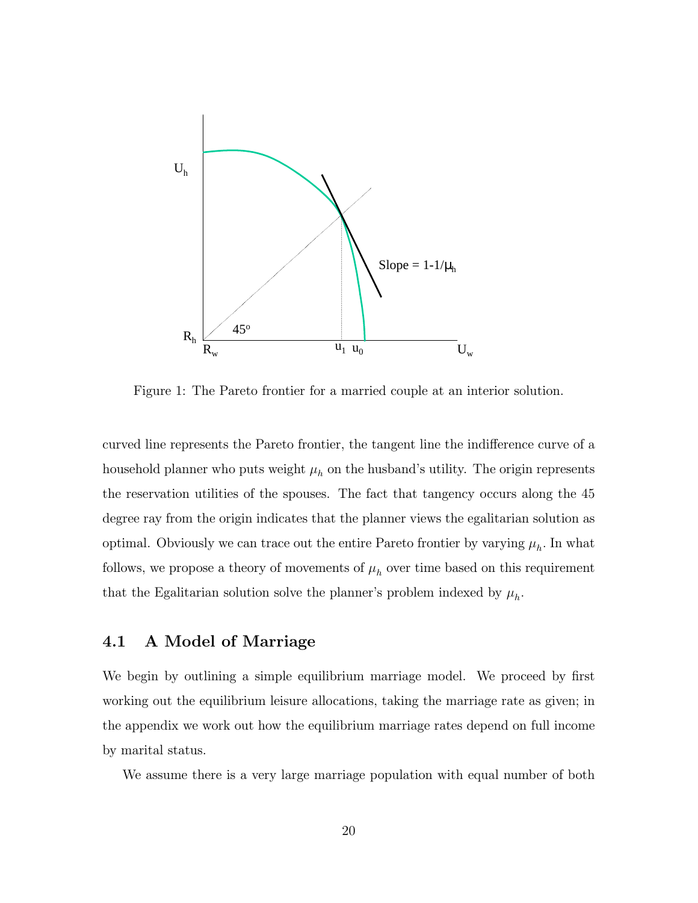Figure 1: The Pareto frontier for a married couple at an interior solution.

curved line represents the Pareto frontier, the tangent line the indifference curve of a household planner who puts weight $\mu_h$ on the husband's utility. The origin represents the reservation utilities of the spouses. The fact that tangency occurs along the 45 degree ray from the origin indicates that the planner views the egalitarian solution as optimal. Obviously we can trace out the entire Pareto frontier by varying $\mu_h$. In what follows, we propose a theory of movements of $\mu_h$ over time based on this requirement that the Egalitarian solution solve the planner's problem indexed by $\mu_h$.

### 4.1 A Model of Marriage

We begin by outlining a simple equilibrium marriage model. We proceed by first working out the equilibrium leisure allocations, taking the marriage rate as given; in the appendix we work out how the equilibrium marriage rates depend on full income by marital status.

We assume there is a very large marriage population with equal number of both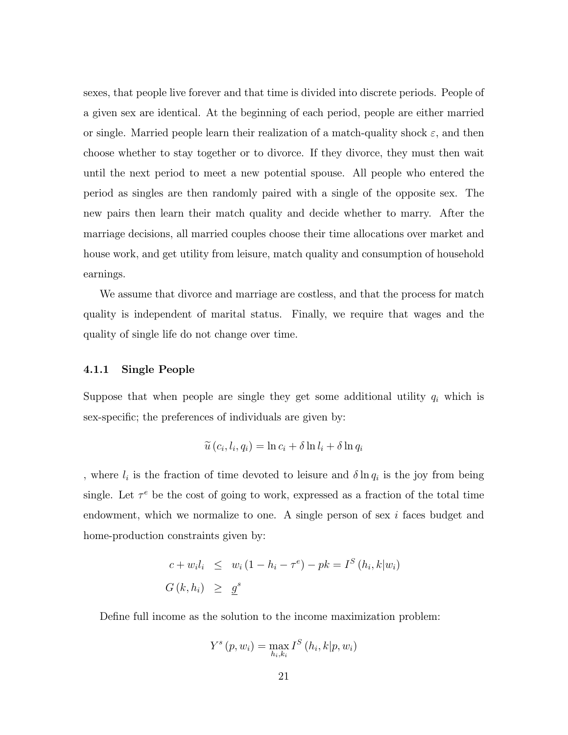sexes, that people live forever and that time is divided into discrete periods. People of a given sex are identical. At the beginning of each period, people are either married or single. Married people learn their realization of a match-quality shock $\varepsilon$, and then choose whether to stay together or to divorce. If they divorce, they must then wait until the next period to meet a new potential spouse. All people who entered the period as singles are then randomly paired with a single of the opposite sex. The new pairs then learn their match quality and decide whether to marry. After the marriage decisions, all married couples choose their time allocations over market and house work, and get utility from leisure, match quality and consumption of household earnings.

We assume that divorce and marriage are costless, and that the process for match quality is independent of marital status. Finally, we require that wages and the quality of single life do not change over time.

### 4.1.1 Single People

Suppose that when people are single they get some additional utility $q_i$ which is sex-specific; the preferences of individuals are given by:

$$\widetilde{u}(c_i, l_i, q_i) = \ln c_i + \delta \ln l_i + \delta \ln q_i$$

, where $l_i$ is the fraction of time devoted to leisure and $\delta \ln q_i$ is the joy from being single. Let $\tau^e$ be the cost of going to work, expressed as a fraction of the total time endowment, which we normalize to one. A single person of sex $i$ faces budget and home-production constraints given by:

$$\begin{aligned} c + w_i l_i &\leq w_i (1 - h_i - \tau^e) - pk = I^S(h_i, k | w_i) \\ G(k, h_i) &\geq \underline{g}^s \end{aligned}$$

Define full income as the solution to the income maximization problem:

$$Y^s(p, w_i) = \max_{h_i, k_i} I^S(h_i, k | p, w_i)$$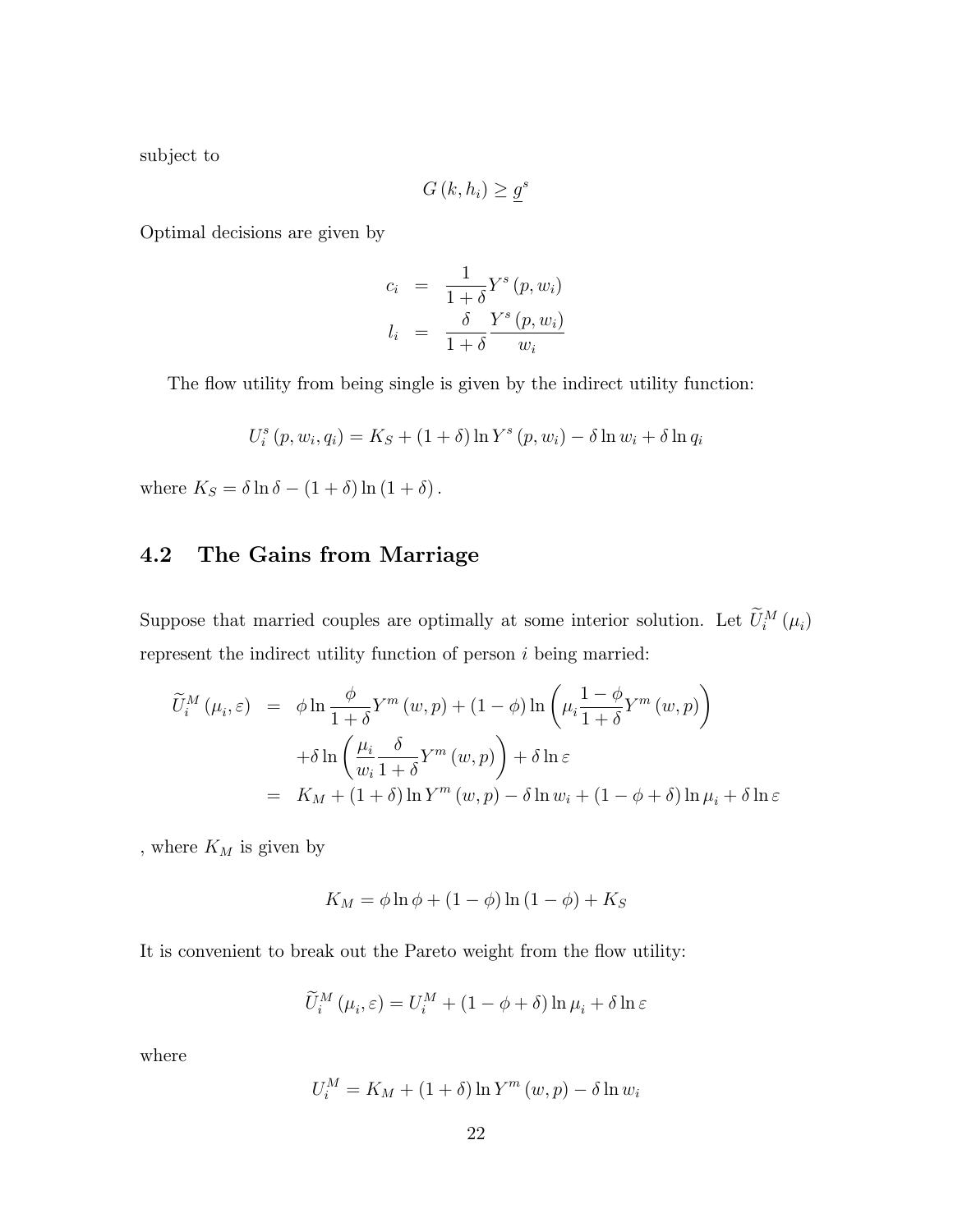subject to

$$G(k, h_i) \geq \underline{g}^s$$

Optimal decisions are given by

$$\begin{aligned} c_i &= \frac{1}{1+\delta} Y^s(p, w_i) \\ l_i &= \frac{\delta}{1+\delta} \frac{Y^s(p, w_i)}{w_i} \end{aligned}$$

The flow utility from being single is given by the indirect utility function:

$$U_i^s(p, w_i, q_i) = K_S + (1+\delta) \ln Y^s(p, w_i) - \delta \ln w_i + \delta \ln q_i$$

where $K_S = \delta \ln \delta - (1+\delta) \ln (1+\delta)$.

## 4.2 The Gains from Marriage

Suppose that married couples are optimally at some interior solution. Let $\widetilde{U}_i^M(\mu_i)$ represent the indirect utility function of person $i$ being married:

$$\begin{aligned} \widetilde{U}_i^M(\mu_i, \varepsilon) &= \phi \ln \frac{\phi}{1+\delta} Y^m(w, p) + (1-\phi) \ln \left( \mu_i \frac{1-\phi}{1+\delta} Y^m(w, p) \right) \\ &\quad + \delta \ln \left( \frac{\mu_i}{w_i} \frac{\delta}{1+\delta} Y^m(w, p) \right) + \delta \ln \varepsilon \\ &= K_M + (1+\delta) \ln Y^m(w, p) - \delta \ln w_i + (1-\phi+\delta) \ln \mu_i + \delta \ln \varepsilon \end{aligned}$$

, where $K_M$ is given by

$$K_M = \phi \ln \phi + (1-\phi) \ln (1-\phi) + K_S$$

It is convenient to break out the Pareto weight from the flow utility:

$$\widetilde{U}_i^M(\mu_i, \varepsilon) = U_i^M + (1-\phi+\delta) \ln \mu_i + \delta \ln \varepsilon$$

where

$$U_i^M = K_M + (1+\delta) \ln Y^m(w, p) - \delta \ln w_i$$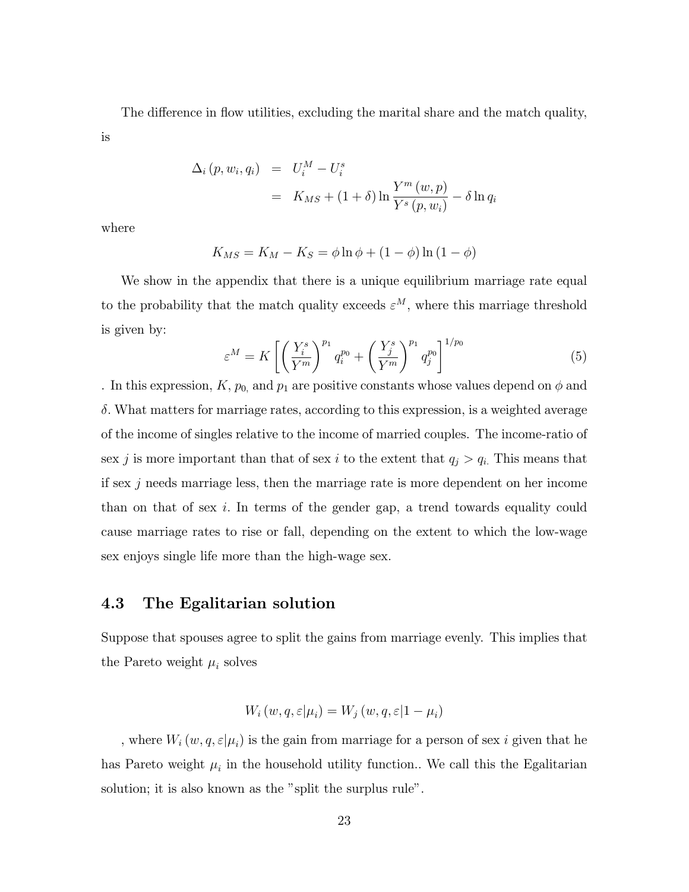The difference in flow utilities, excluding the marital share and the match quality, is

$$
\begin{aligned}
\Delta_i(p, w_i, q_i) &= U_i^M - U_i^s \\
&= K_{MS} + (1+\delta)\ln\frac{Y^m(w,p)}{Y^s(p,w_i)} - \delta \ln q_i
\end{aligned}
$$

where

$$
K_{MS} = K_M - K_S = \phi \ln \phi + (1-\phi)\ln(1-\phi)
$$

We show in the appendix that there is a unique equilibrium marriage rate equal to the probability that the match quality exceeds $\varepsilon^M$, where this marriage threshold is given by:

$$
\varepsilon^M = K\left[\left(\frac{Y_i^s}{Y^m}\right)^{p_1} q_i^{p_0} + \left(\frac{Y_j^s}{Y^m}\right)^{p_1} q_j^{p_0}\right]^{1/p_0} \tag{5}
$$

. In this expression, $K$, $p_0$, and $p_1$ are positive constants whose values depend on $\phi$ and $\delta$. What matters for marriage rates, according to this expression, is a weighted average of the income of singles relative to the income of married couples. The income-ratio of sex $j$ is more important than that of sex $i$ to the extent that $q_j > q_i$. This means that if sex $j$ needs marriage less, then the marriage rate is more dependent on her income than on that of sex $i$. In terms of the gender gap, a trend towards equality could cause marriage rates to rise or fall, depending on the extent to which the low-wage sex enjoys single life more than the high-wage sex.

### 4.3 The Egalitarian solution

Suppose that spouses agree to split the gains from marriage evenly. This implies that the Pareto weight $\mu_i$ solves

$$
W_i(w, q, \varepsilon | \mu_i) = W_j(w, q, \varepsilon | 1 - \mu_i)
$$

, where $W_i(w, q, \varepsilon | \mu_i)$ is the gain from marriage for a person of sex $i$ given that he has Pareto weight $\mu_i$ in the household utility function.. We call this the Egalitarian solution; it is also known as the "split the surplus rule".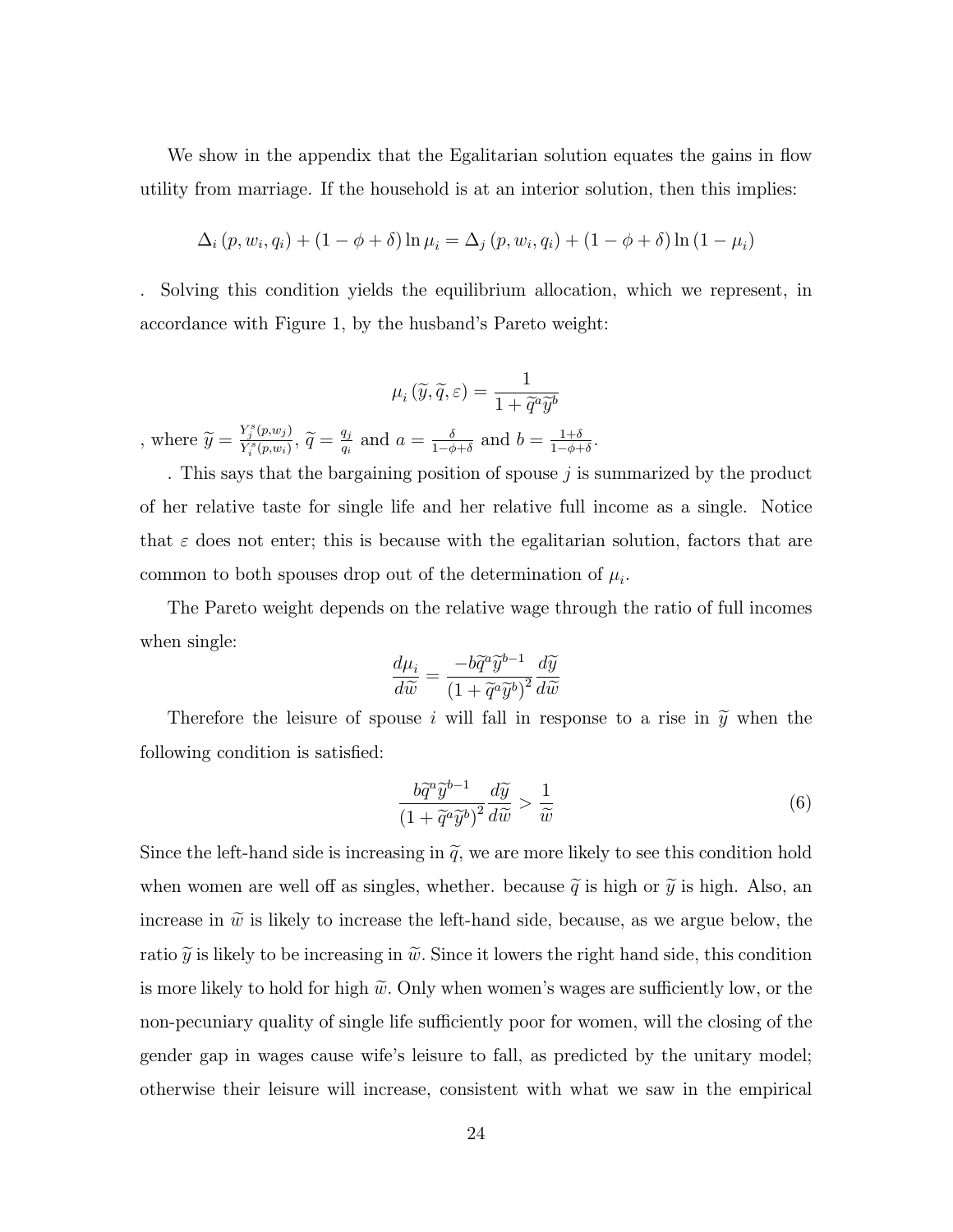We show in the appendix that the Egalitarian solution equates the gains in flow utility from marriage. If the household is at an interior solution, then this implies:

$$\Delta_i(p, w_i, q_i) + (1 - \phi + \delta)\ln \mu_i = \Delta_j(p, w_i, q_i) + (1 - \phi + \delta)\ln(1 - \mu_i)$$

. Solving this condition yields the equilibrium allocation, which we represent, in accordance with Figure 1, by the husband's Pareto weight:

$$\mu_i(\widetilde{y}, \widetilde{q}, \varepsilon) = \frac{1}{1 + \widetilde{q}^a \widetilde{y}^b}$$

, where $\widetilde{y} = \frac{Y_j^s(p,w_j)}{Y_i^s(p,w_i)}$, $\widetilde{q} = \frac{q_j}{q_i}$ and $a = \frac{\delta}{1-\phi+\delta}$ and $b = \frac{1+\delta}{1-\phi+\delta}$.

. This says that the bargaining position of spouse $j$ is summarized by the product of her relative taste for single life and her relative full income as a single. Notice that $\varepsilon$ does not enter; this is because with the egalitarian solution, factors that are common to both spouses drop out of the determination of $\mu_i$.

The Pareto weight depends on the relative wage through the ratio of full incomes when single:

$$\frac{d\mu_i}{d\widetilde{w}} = \frac{-b\widetilde{q}^a \widetilde{y}^{b-1}}{(1 + \widetilde{q}^a \widetilde{y}^b)^2} \frac{d\widetilde{y}}{d\widetilde{w}}$$

Therefore the leisure of spouse $i$ will fall in response to a rise in $\widetilde{y}$ when the following condition is satisfied:

$$\frac{b\widetilde{q}^a \widetilde{y}^{b-1}}{(1 + \widetilde{q}^a \widetilde{y}^b)^2} \frac{d\widetilde{y}}{d\widetilde{w}} > \frac{1}{\widetilde{w}} \tag{6}$$

Since the left-hand side is increasing in $\widetilde{q}$, we are more likely to see this condition hold when women are well off as singles, whether. because $\widetilde{q}$ is high or $\widetilde{y}$ is high. Also, an increase in $\widetilde{w}$ is likely to increase the left-hand side, because, as we argue below, the ratio $\widetilde{y}$ is likely to be increasing in $\widetilde{w}$. Since it lowers the right hand side, this condition is more likely to hold for high $\widetilde{w}$. Only when women's wages are sufficiently low, or the non-pecuniary quality of single life sufficiently poor for women, will the closing of the gender gap in wages cause wife's leisure to fall, as predicted by the unitary model; otherwise their leisure will increase, consistent with what we saw in the empirical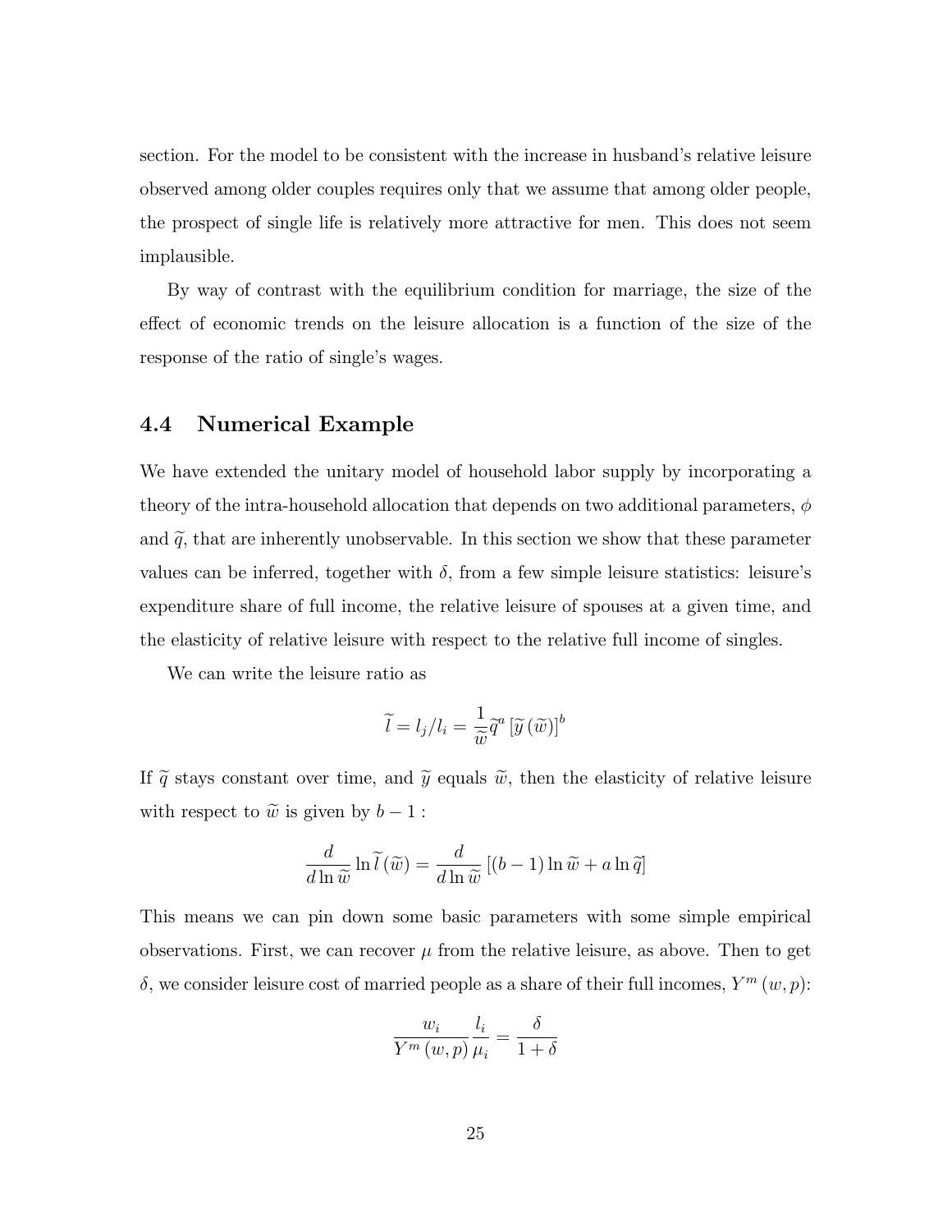section. For the model to be consistent with the increase in husband's relative leisure observed among older couples requires only that we assume that among older people, the prospect of single life is relatively more attractive for men. This does not seem implausible.

By way of contrast with the equilibrium condition for marriage, the size of the effect of economic trends on the leisure allocation is a function of the size of the response of the ratio of single's wages.

## 4.4 Numerical Example

We have extended the unitary model of household labor supply by incorporating a theory of the intra-household allocation that depends on two additional parameters, $\phi$ and $\widetilde{q}$, that are inherently unobservable. In this section we show that these parameter values can be inferred, together with $\delta$, from a few simple leisure statistics: leisure's expenditure share of full income, the relative leisure of spouses at a given time, and the elasticity of relative leisure with respect to the relative full income of singles.

We can write the leisure ratio as

$$\widetilde{l} = l_j / l_i = \frac{1}{\widetilde{w}} \widetilde{q}^a \left[ \widetilde{y} \left( \widetilde{w} \right) \right]^b$$

If $\widetilde{q}$ stays constant over time, and $\widetilde{y}$ equals $\widetilde{w}$, then the elasticity of relative leisure with respect to $\widetilde{w}$ is given by $b - 1$ :

$$\frac{d}{d \ln \widetilde{w}} \ln \widetilde{l} \left( \widetilde{w} \right) = \frac{d}{d \ln \widetilde{w}} \left[ (b - 1) \ln \widetilde{w} + a \ln \widetilde{q} \right]$$

This means we can pin down some basic parameters with some simple empirical observations. First, we can recover $\mu$ from the relative leisure, as above. Then to get $\delta$, we consider leisure cost of married people as a share of their full incomes, $Y^m (w, p)$:

$$\frac{w_i}{Y^m (w, p)} \frac{l_i}{\mu_i} = \frac{\delta}{1 + \delta}$$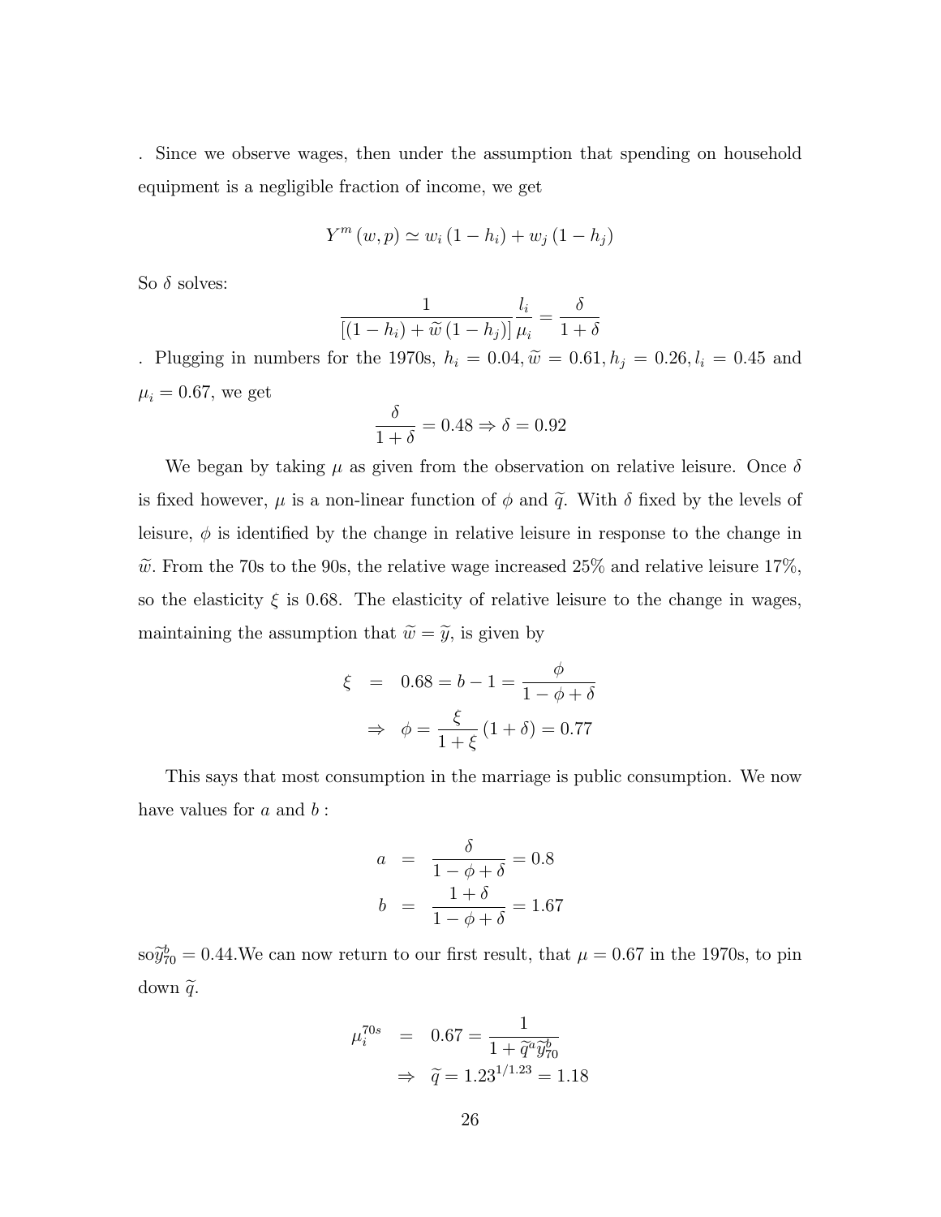. Since we observe wages, then under the assumption that spending on household equipment is a negligible fraction of income, we get

$$Y^m(w,p) \simeq w_i(1-h_i) + w_j(1-h_j)$$

So $\delta$ solves:

$$\frac{1}{[(1-h_i)+\widetilde{w}(1-h_j)]}\frac{l_i}{\mu_i} = \frac{\delta}{1+\delta}$$

. Plugging in numbers for the 1970s, $h_i = 0.04, \widetilde{w} = 0.61, h_j = 0.26, l_i = 0.45$ and $\mu_i = 0.67$, we get

$$\frac{\delta}{1+\delta} = 0.48 \Rightarrow \delta = 0.92$$

We began by taking $\mu$ as given from the observation on relative leisure. Once $\delta$ is fixed however, $\mu$ is a non-linear function of $\phi$ and $\widetilde{q}$. With $\delta$ fixed by the levels of leisure, $\phi$ is identified by the change in relative leisure in response to the change in $\widetilde{w}$. From the 70s to the 90s, the relative wage increased 25% and relative leisure 17%, so the elasticity $\xi$ is 0.68. The elasticity of relative leisure to the change in wages, maintaining the assumption that $\widetilde{w} = \widetilde{y}$, is given by

$$\begin{aligned}
\xi &= 0.68 = b - 1 = \frac{\phi}{1-\phi+\delta} \\
&\Rightarrow \phi = \frac{\xi}{1+\xi}(1+\delta) = 0.77
\end{aligned}$$

This says that most consumption in the marriage is public consumption. We now have values for $a$ and $b$ :

$$\begin{aligned}
a &= \frac{\delta}{1-\phi+\delta} = 0.8 \\
b &= \frac{1+\delta}{1-\phi+\delta} = 1.67
\end{aligned}$$

so$\widetilde{y}_{70}^b = 0.44$.We can now return to our first result, that $\mu = 0.67$ in the 1970s, to pin down $\widetilde{q}$.

$$\begin{aligned}
\mu_i^{70s} &= 0.67 = \frac{1}{1+\widetilde{q}^a\widetilde{y}_{70}^b} \\
&\Rightarrow \widetilde{q} = 1.23^{1/1.23} = 1.18
\end{aligned}$$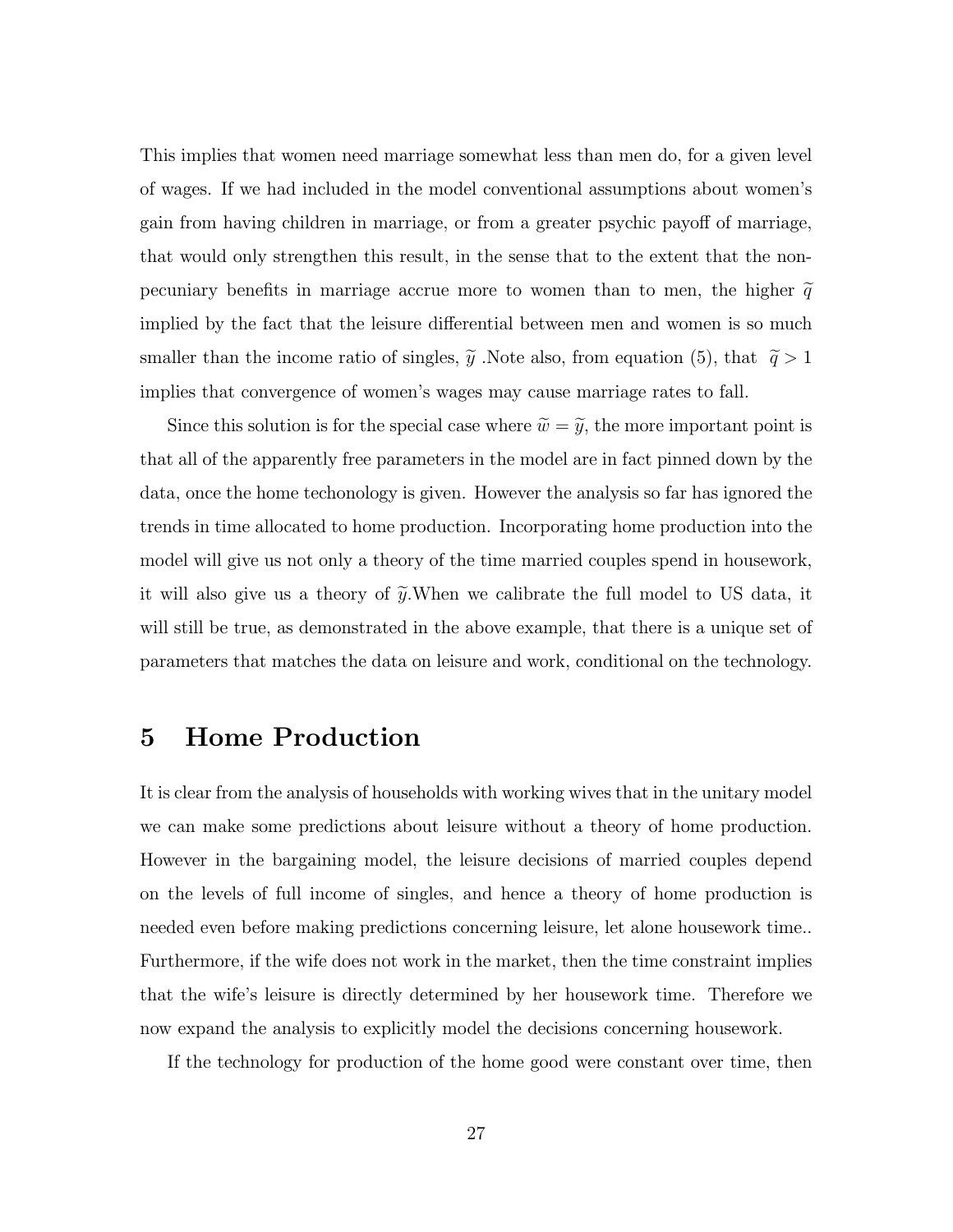This implies that women need marriage somewhat less than men do, for a given level of wages. If we had included in the model conventional assumptions about women's gain from having children in marriage, or from a greater psychic payoff of marriage, that would only strengthen this result, in the sense that to the extent that the non-pecuniary benefits in marriage accrue more to women than to men, the higher $\widetilde{q}$ implied by the fact that the leisure differential between men and women is so much smaller than the income ratio of singles, $\widetilde{y}$ .Note also, from equation (5), that $\widetilde{q} > 1$ implies that convergence of women's wages may cause marriage rates to fall.

Since this solution is for the special case where $\widetilde{w} = \widetilde{y}$, the more important point is that all of the apparently free parameters in the model are in fact pinned down by the data, once the home techonology is given. However the analysis so far has ignored the trends in time allocated to home production. Incorporating home production into the model will give us not only a theory of the time married couples spend in housework, it will also give us a theory of $\widetilde{y}$.When we calibrate the full model to US data, it will still be true, as demonstrated in the above example, that there is a unique set of parameters that matches the data on leisure and work, conditional on the technology.

# 5 Home Production

It is clear from the analysis of households with working wives that in the unitary model we can make some predictions about leisure without a theory of home production. However in the bargaining model, the leisure decisions of married couples depend on the levels of full income of singles, and hence a theory of home production is needed even before making predictions concerning leisure, let alone housework time.. Furthermore, if the wife does not work in the market, then the time constraint implies that the wife's leisure is directly determined by her housework time. Therefore we now expand the analysis to explicitly model the decisions concerning housework.

If the technology for production of the home good were constant over time, then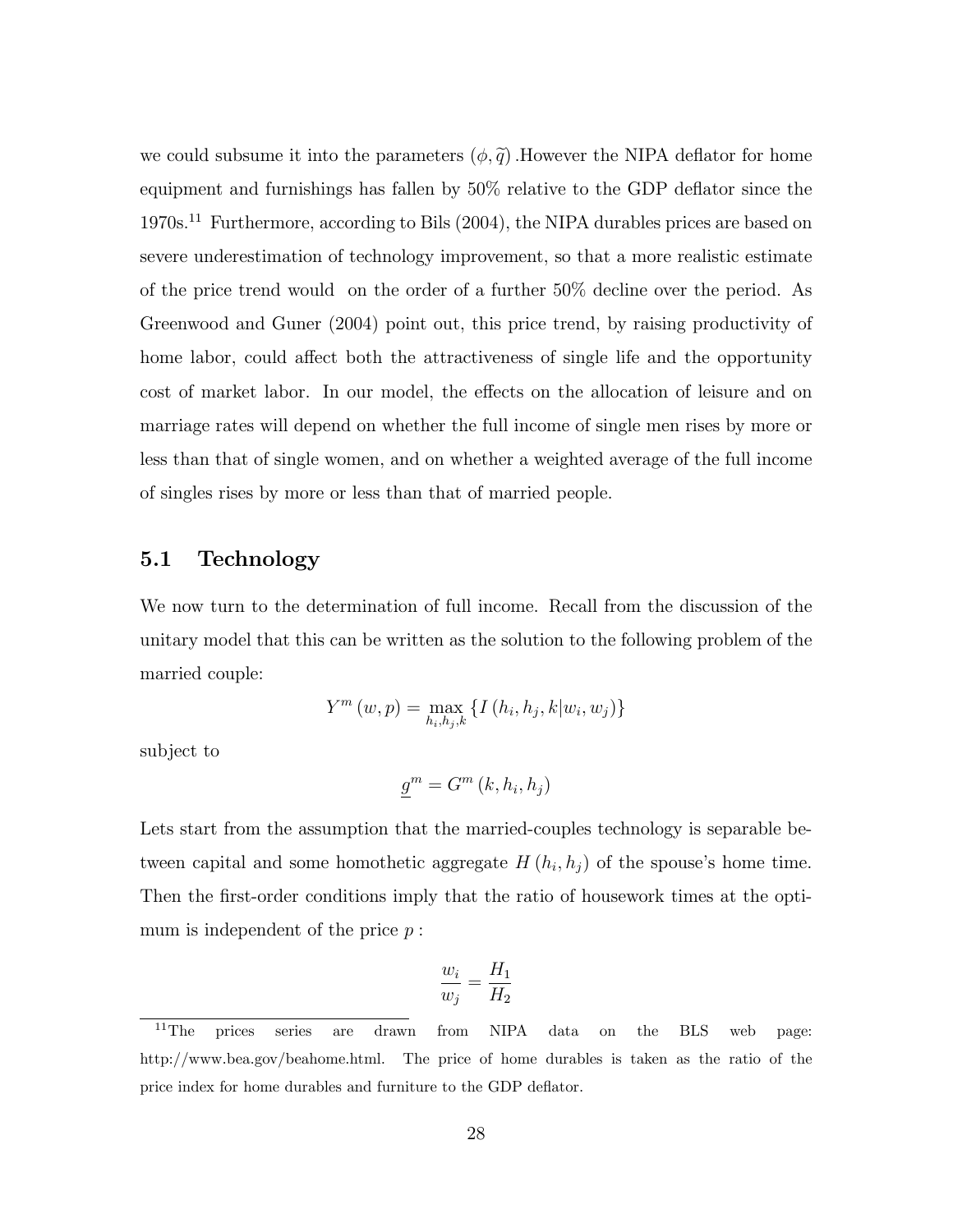we could subsume it into the parameters $(\phi, \widetilde{q})$ .However the NIPA deflator for home equipment and furnishings has fallen by 50% relative to the GDP deflator since the 1970s.[11] Furthermore, according to Bils (2004), the NIPA durables prices are based on severe underestimation of technology improvement, so that a more realistic estimate of the price trend would  on the order of a further 50% decline over the period. As Greenwood and Guner (2004) point out, this price trend, by raising productivity of home labor, could affect both the attractiveness of single life and the opportunity cost of market labor. In our model, the effects on the allocation of leisure and on marriage rates will depend on whether the full income of single men rises by more or less than that of single women, and on whether a weighted average of the full income of singles rises by more or less than that of married people.

## 5.1 Technology

We now turn to the determination of full income. Recall from the discussion of the unitary model that this can be written as the solution to the following problem of the married couple:

$$Y^m(w,p) = \max_{h_i,h_j,k} \{I(h_i,h_j,k|w_i,w_j)\}$$

subject to

$$\underline{g}^m = G^m(k,h_i,h_j)$$

Lets start from the assumption that the married-couples technology is separable between capital and some homothetic aggregate $H(h_i,h_j)$ of the spouse's home time. Then the first-order conditions imply that the ratio of housework times at the optimum is independent of the price $p$ :

$$\frac{w_i}{w_j} = \frac{H_1}{H_2}$$

[11] The prices series are drawn from NIPA data on the BLS web page: http://www.bea.gov/beahome.html. The price of home durables is taken as the ratio of the price index for home durables and furniture to the GDP deflator.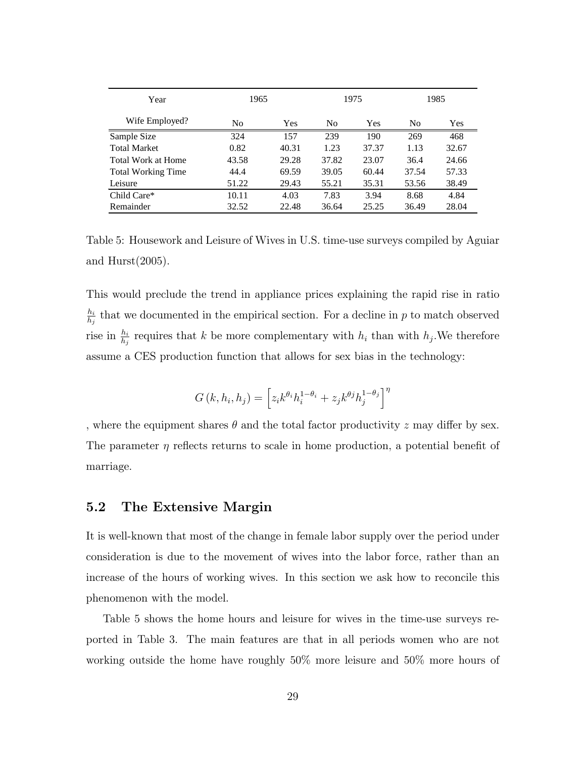| Year | 1965 | | 1975 | | 1985 | |
|---|---|---|---|---|---|---|
| Wife Employed? | No | Yes | No | Yes | No | Yes |
| Sample Size | 324 | 157 | 239 | 190 | 269 | 468 |
| Total Market | 0.82 | 40.31 | 1.23 | 37.37 | 1.13 | 32.67 |
| Total Work at Home | 43.58 | 29.28 | 37.82 | 23.07 | 36.4 | 24.66 |
| Total Working Time | 44.4 | 69.59 | 39.05 | 60.44 | 37.54 | 57.33 |
| Leisure | 51.22 | 29.43 | 55.21 | 35.31 | 53.56 | 38.49 |
| Child Care* | 10.11 | 4.03 | 7.83 | 3.94 | 8.68 | 4.84 |
| Remainder | 32.52 | 22.48 | 36.64 | 25.25 | 36.49 | 28.04 |

Table 5: Housework and Leisure of Wives in U.S. time-use surveys compiled by Aguiar and Hurst(2005).

This would preclude the trend in appliance prices explaining the rapid rise in ratio $\frac{h_i}{h_j}$ that we documented in the empirical section. For a decline in $p$ to match observed rise in $\frac{h_i}{h_j}$ requires that $k$ be more complementary with $h_i$ than with $h_j$.We therefore assume a CES production function that allows for sex bias in the technology:

$$G(k, h_i, h_j) = \left[ z_i k^{\theta_i} h_i^{1-\theta_i} + z_j k^{\theta j} h_j^{1-\theta_j} \right]^{\eta}$$

, where the equipment shares $\theta$ and the total factor productivity $z$ may differ by sex. The parameter $\eta$ reflects returns to scale in home production, a potential benefit of marriage.

## 5.2 The Extensive Margin

It is well-known that most of the change in female labor supply over the period under consideration is due to the movement of wives into the labor force, rather than an increase of the hours of working wives. In this section we ask how to reconcile this phenomenon with the model.

Table 5 shows the home hours and leisure for wives in the time-use surveys reported in Table 3. The main features are that in all periods women who are not working outside the home have roughly 50% more leisure and 50% more hours of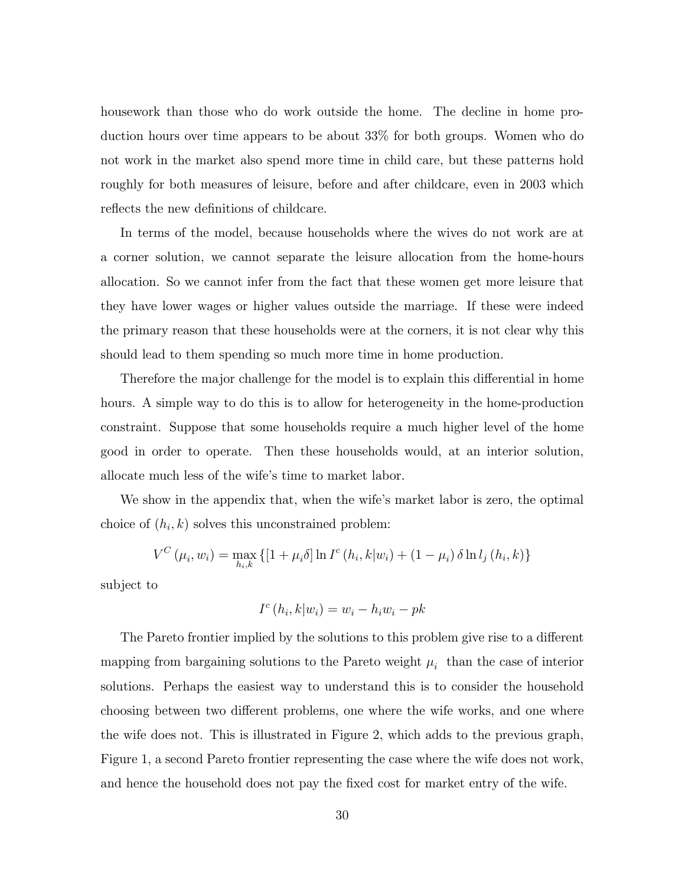housework than those who do work outside the home. The decline in home production hours over time appears to be about 33% for both groups. Women who do not work in the market also spend more time in child care, but these patterns hold roughly for both measures of leisure, before and after childcare, even in 2003 which reflects the new definitions of childcare.

In terms of the model, because households where the wives do not work are at a corner solution, we cannot separate the leisure allocation from the home-hours allocation. So we cannot infer from the fact that these women get more leisure that they have lower wages or higher values outside the marriage. If these were indeed the primary reason that these households were at the corners, it is not clear why this should lead to them spending so much more time in home production.

Therefore the major challenge for the model is to explain this differential in home hours. A simple way to do this is to allow for heterogeneity in the home-production constraint. Suppose that some households require a much higher level of the home good in order to operate. Then these households would, at an interior solution, allocate much less of the wife's time to market labor.

We show in the appendix that, when the wife's market labor is zero, the optimal choice of $(h_i, k)$ solves this unconstrained problem:

$$V^C(\mu_i, w_i) = \max_{h_i, k} \{[1 + \mu_i \delta] \ln I^c(h_i, k|w_i) + (1 - \mu_i) \delta \ln l_j(h_i, k)\}$$

subject to

$$I^c(h_i, k|w_i) = w_i - h_i w_i - pk$$

The Pareto frontier implied by the solutions to this problem give rise to a different mapping from bargaining solutions to the Pareto weight $\mu_i$ than the case of interior solutions. Perhaps the easiest way to understand this is to consider the household choosing between two different problems, one where the wife works, and one where the wife does not. This is illustrated in Figure 2, which adds to the previous graph, Figure 1, a second Pareto frontier representing the case where the wife does not work, and hence the household does not pay the fixed cost for market entry of the wife.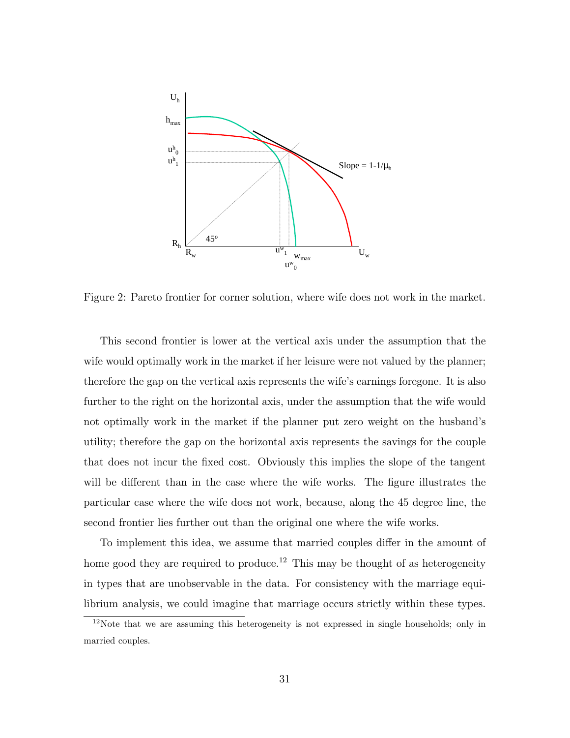Figure 2: Pareto frontier for corner solution, where wife does not work in the market.

This second frontier is lower at the vertical axis under the assumption that the wife would optimally work in the market if her leisure were not valued by the planner; therefore the gap on the vertical axis represents the wife's earnings foregone. It is also further to the right on the horizontal axis, under the assumption that the wife would not optimally work in the market if the planner put zero weight on the husband's utility; therefore the gap on the horizontal axis represents the savings for the couple that does not incur the fixed cost. Obviously this implies the slope of the tangent will be different than in the case where the wife works. The figure illustrates the particular case where the wife does not work, because, along the 45 degree line, the second frontier lies further out than the original one where the wife works.

To implement this idea, we assume that married couples differ in the amount of home good they are required to produce.[12] This may be thought of as heterogeneity in types that are unobservable in the data. For consistency with the marriage equilibrium analysis, we could imagine that marriage occurs strictly within these types.

[12]Note that we are assuming this heterogeneity is not expressed in single households; only in married couples.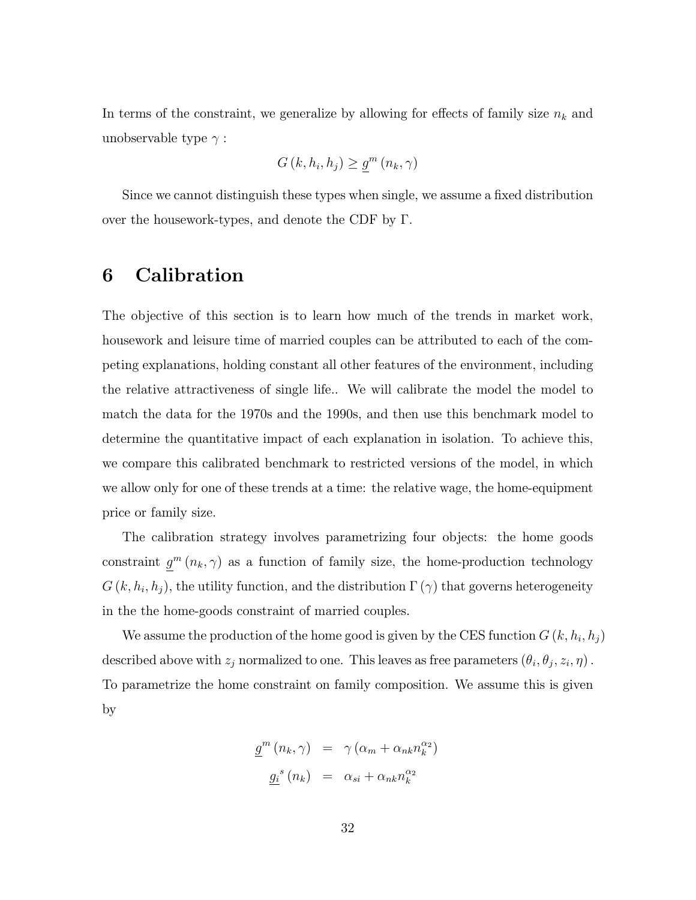In terms of the constraint, we generalize by allowing for effects of family size $n_k$ and unobservable type $\gamma$ :

$$G(k, h_i, h_j) \geq \underline{g}^m(n_k, \gamma)$$

Since we cannot distinguish these types when single, we assume a fixed distribution over the housework-types, and denote the CDF by $\Gamma$.

# 6 Calibration

The objective of this section is to learn how much of the trends in market work, housework and leisure time of married couples can be attributed to each of the competing explanations, holding constant all other features of the environment, including the relative attractiveness of single life.. We will calibrate the model the model to match the data for the 1970s and the 1990s, and then use this benchmark model to determine the quantitative impact of each explanation in isolation. To achieve this, we compare this calibrated benchmark to restricted versions of the model, in which we allow only for one of these trends at a time: the relative wage, the home-equipment price or family size.

The calibration strategy involves parametrizing four objects: the home goods constraint $\underline{g}^m(n_k, \gamma)$ as a function of family size, the home-production technology $G(k, h_i, h_j)$, the utility function, and the distribution $\Gamma(\gamma)$ that governs heterogeneity in the the home-goods constraint of married couples.

We assume the production of the home good is given by the CES function $G(k, h_i, h_j)$ described above with $z_j$ normalized to one. This leaves as free parameters $(\theta_i, \theta_j, z_i, \eta)$. To parametrize the home constraint on family composition. We assume this is given by

$$\begin{aligned} \underline{g}^m(n_k, \gamma) &= \gamma\left(\alpha_m + \alpha_{nk} n_k^{\alpha_2}\right) \\ \underline{g_i}^s(n_k) &= \alpha_{si} + \alpha_{nk} n_k^{\alpha_2} \end{aligned}$$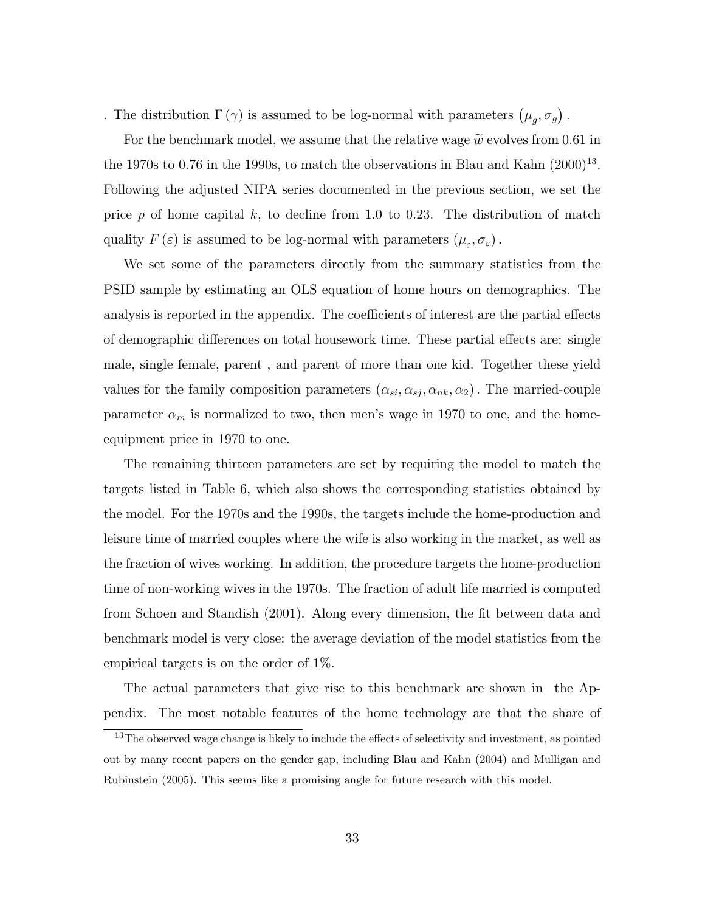. The distribution $\Gamma(\gamma)$ is assumed to be log-normal with parameters $(\mu_g, \sigma_g)$.

For the benchmark model, we assume that the relative wage $\widetilde{w}$ evolves from 0.61 in the 1970s to 0.76 in the 1990s, to match the observations in Blau and Kahn (2000)[13]. Following the adjusted NIPA series documented in the previous section, we set the price $p$ of home capital $k$, to decline from 1.0 to 0.23. The distribution of match quality $F(\varepsilon)$ is assumed to be log-normal with parameters $(\mu_\varepsilon, \sigma_\varepsilon)$.

We set some of the parameters directly from the summary statistics from the PSID sample by estimating an OLS equation of home hours on demographics. The analysis is reported in the appendix. The coefficients of interest are the partial effects of demographic differences on total housework time. These partial effects are: single male, single female, parent , and parent of more than one kid. Together these yield values for the family composition parameters $(\alpha_{si}, \alpha_{sj}, \alpha_{nk}, \alpha_2)$. The married-couple parameter $\alpha_m$ is normalized to two, then men's wage in 1970 to one, and the home-equipment price in 1970 to one.

The remaining thirteen parameters are set by requiring the model to match the targets listed in Table 6, which also shows the corresponding statistics obtained by the model. For the 1970s and the 1990s, the targets include the home-production and leisure time of married couples where the wife is also working in the market, as well as the fraction of wives working. In addition, the procedure targets the home-production time of non-working wives in the 1970s. The fraction of adult life married is computed from Schoen and Standish (2001). Along every dimension, the fit between data and benchmark model is very close: the average deviation of the model statistics from the empirical targets is on the order of 1%.

The actual parameters that give rise to this benchmark are shown in the Appendix. The most notable features of the home technology are that the share of

[13] The observed wage change is likely to include the effects of selectivity and investment, as pointed out by many recent papers on the gender gap, including Blau and Kahn (2004) and Mulligan and Rubinstein (2005). This seems like a promising angle for future research with this model.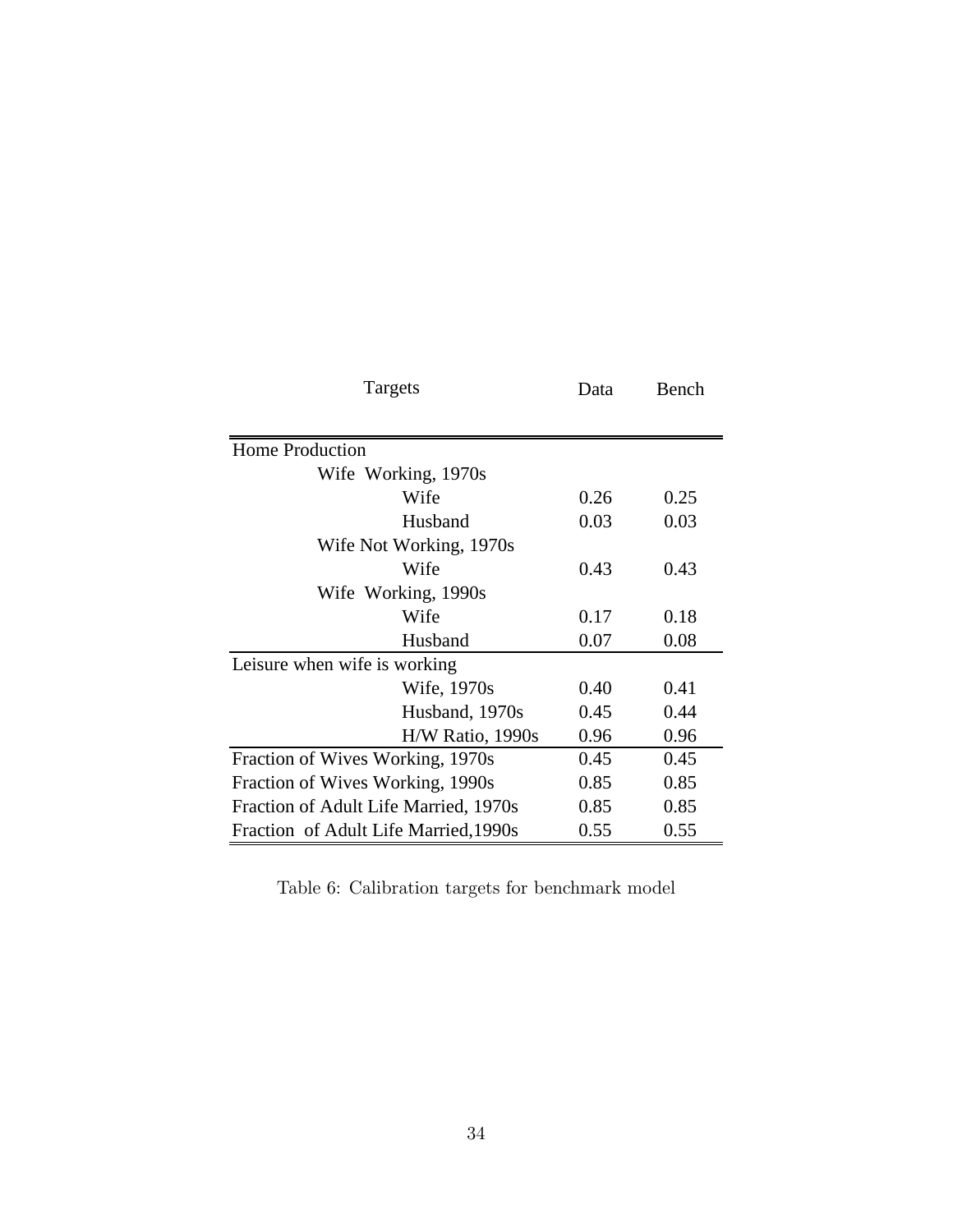| Targets | Data | Bench |
|---|---|---|
| Home Production | | |
| Wife Working, 1970s | | |
| Wife | 0.26 | 0.25 |
| Husband | 0.03 | 0.03 |
| Wife Not Working, 1970s | | |
| Wife | 0.43 | 0.43 |
| Wife Working, 1990s | | |
| Wife | 0.17 | 0.18 |
| Husband | 0.07 | 0.08 |
| Leisure when wife is working | | |
| Wife, 1970s | 0.40 | 0.41 |
| Husband, 1970s | 0.45 | 0.44 |
| H/W Ratio, 1990s | 0.96 | 0.96 |
| Fraction of Wives Working, 1970s | 0.45 | 0.45 |
| Fraction of Wives Working, 1990s | 0.85 | 0.85 |
| Fraction of Adult Life Married, 1970s | 0.85 | 0.85 |
| Fraction of Adult Life Married,1990s | 0.55 | 0.55 |

Table 6: Calibration targets for benchmark model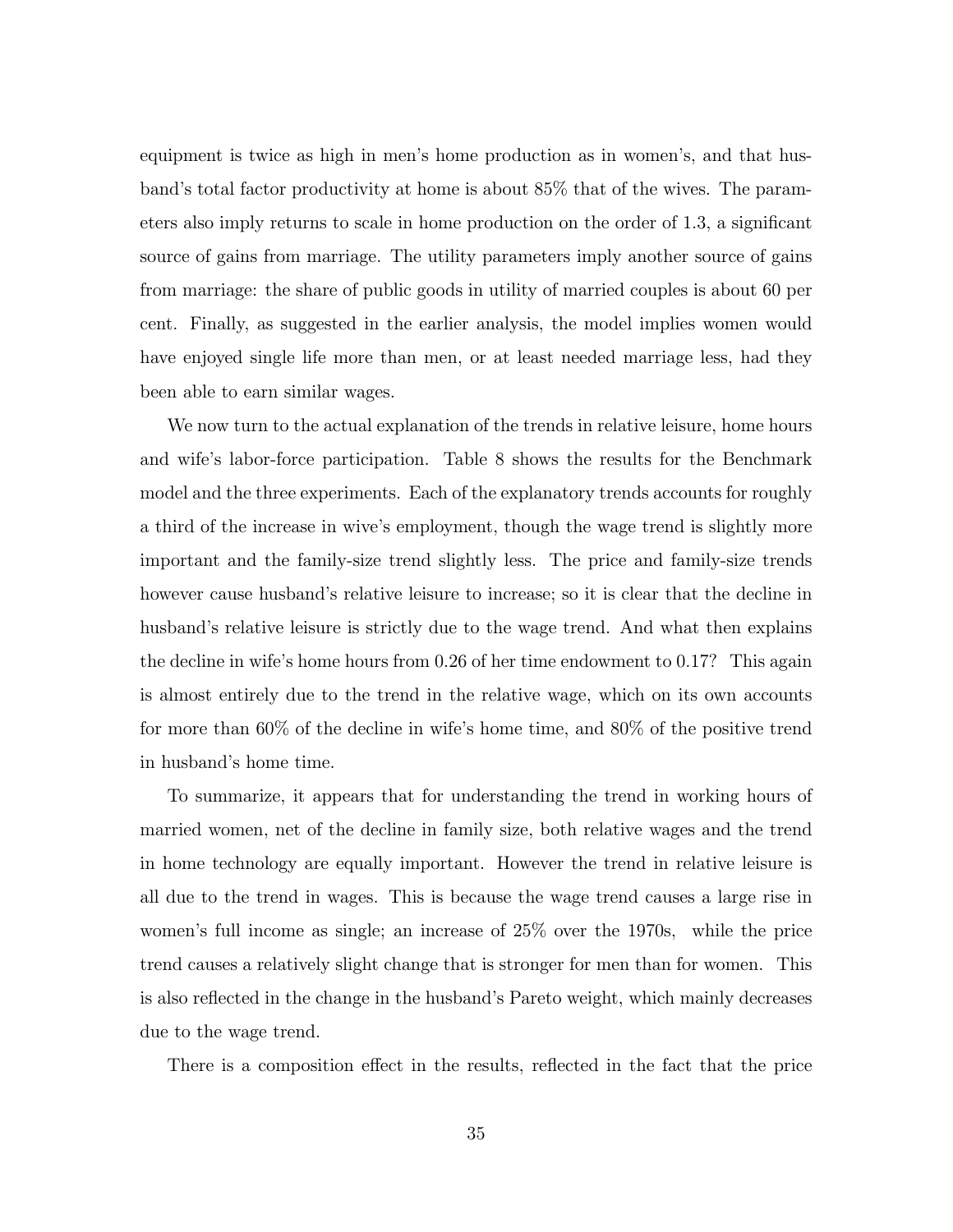equipment is twice as high in men's home production as in women's, and that husband's total factor productivity at home is about 85% that of the wives. The parameters also imply returns to scale in home production on the order of 1.3, a significant source of gains from marriage. The utility parameters imply another source of gains from marriage: the share of public goods in utility of married couples is about 60 per cent. Finally, as suggested in the earlier analysis, the model implies women would have enjoyed single life more than men, or at least needed marriage less, had they been able to earn similar wages.

We now turn to the actual explanation of the trends in relative leisure, home hours and wife's labor-force participation. Table 8 shows the results for the Benchmark model and the three experiments. Each of the explanatory trends accounts for roughly a third of the increase in wive's employment, though the wage trend is slightly more important and the family-size trend slightly less. The price and family-size trends however cause husband's relative leisure to increase; so it is clear that the decline in husband's relative leisure is strictly due to the wage trend. And what then explains the decline in wife's home hours from 0.26 of her time endowment to 0.17? This again is almost entirely due to the trend in the relative wage, which on its own accounts for more than 60% of the decline in wife's home time, and 80% of the positive trend in husband's home time.

To summarize, it appears that for understanding the trend in working hours of married women, net of the decline in family size, both relative wages and the trend in home technology are equally important. However the trend in relative leisure is all due to the trend in wages. This is because the wage trend causes a large rise in women's full income as single; an increase of 25% over the 1970s, while the price trend causes a relatively slight change that is stronger for men than for women. This is also reflected in the change in the husband's Pareto weight, which mainly decreases due to the wage trend.

There is a composition effect in the results, reflected in the fact that the price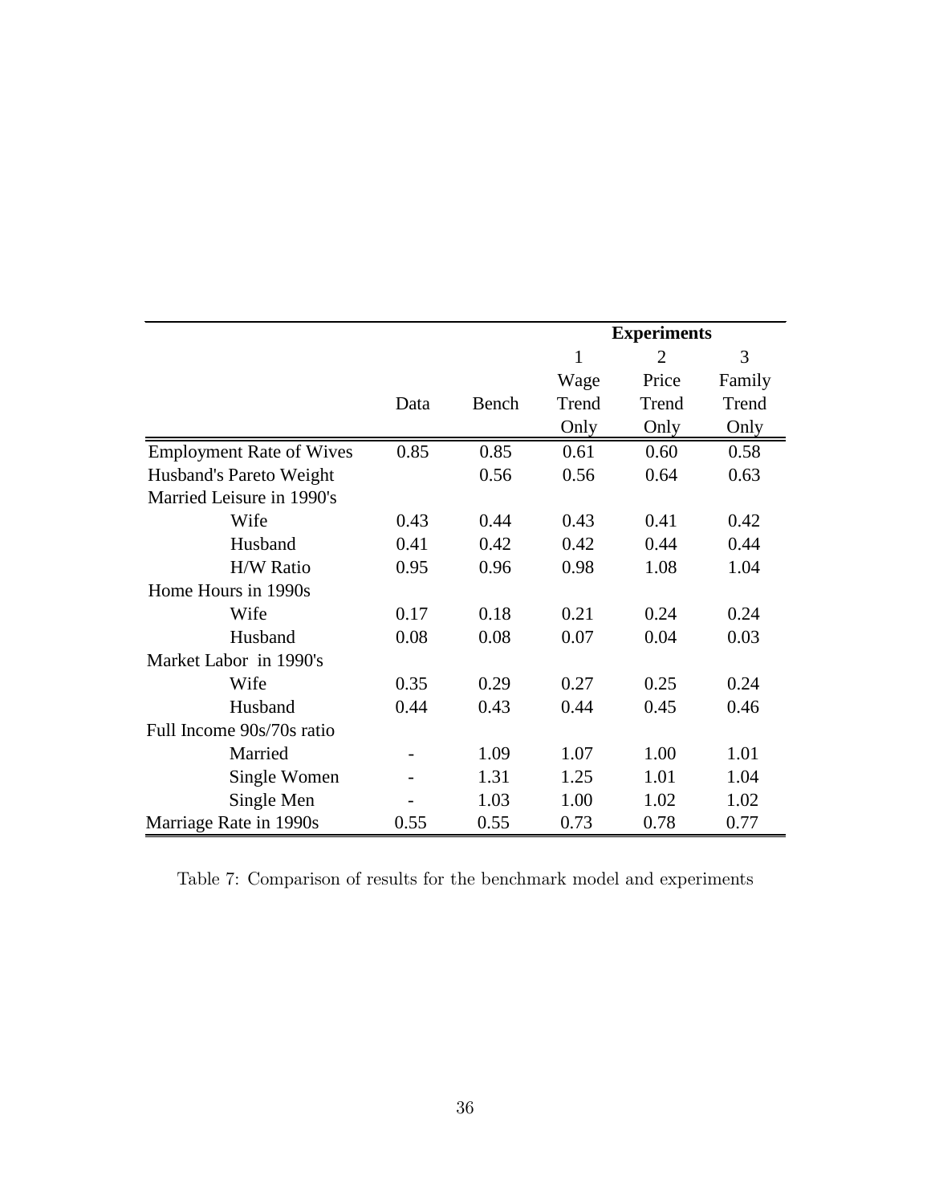| | | | Experiments | | |
|---|---|---|---|---|---|
| | | | 1 | 2 | 3 |
| | Data | Bench | Wage Trend Only | Price Trend Only | Family Trend Only |
| Employment Rate of Wives | 0.85 | 0.85 | 0.61 | 0.60 | 0.58 |
| Husband's Pareto Weight | | 0.56 | 0.56 | 0.64 | 0.63 |
| Married Leisure in 1990's | | | | | |
| Wife | 0.43 | 0.44 | 0.43 | 0.41 | 0.42 |
| Husband | 0.41 | 0.42 | 0.42 | 0.44 | 0.44 |
| H/W Ratio | 0.95 | 0.96 | 0.98 | 1.08 | 1.04 |
| Home Hours in 1990s | | | | | |
| Wife | 0.17 | 0.18 | 0.21 | 0.24 | 0.24 |
| Husband | 0.08 | 0.08 | 0.07 | 0.04 | 0.03 |
| Market Labor in 1990's | | | | | |
| Wife | 0.35 | 0.29 | 0.27 | 0.25 | 0.24 |
| Husband | 0.44 | 0.43 | 0.44 | 0.45 | 0.46 |
| Full Income 90s/70s ratio | | | | | |
| Married | - | 1.09 | 1.07 | 1.00 | 1.01 |
| Single Women | - | 1.31 | 1.25 | 1.01 | 1.04 |
| Single Men | - | 1.03 | 1.00 | 1.02 | 1.02 |
| Marriage Rate in 1990s | 0.55 | 0.55 | 0.73 | 0.78 | 0.77 |

Table 7: Comparison of results for the benchmark model and experiments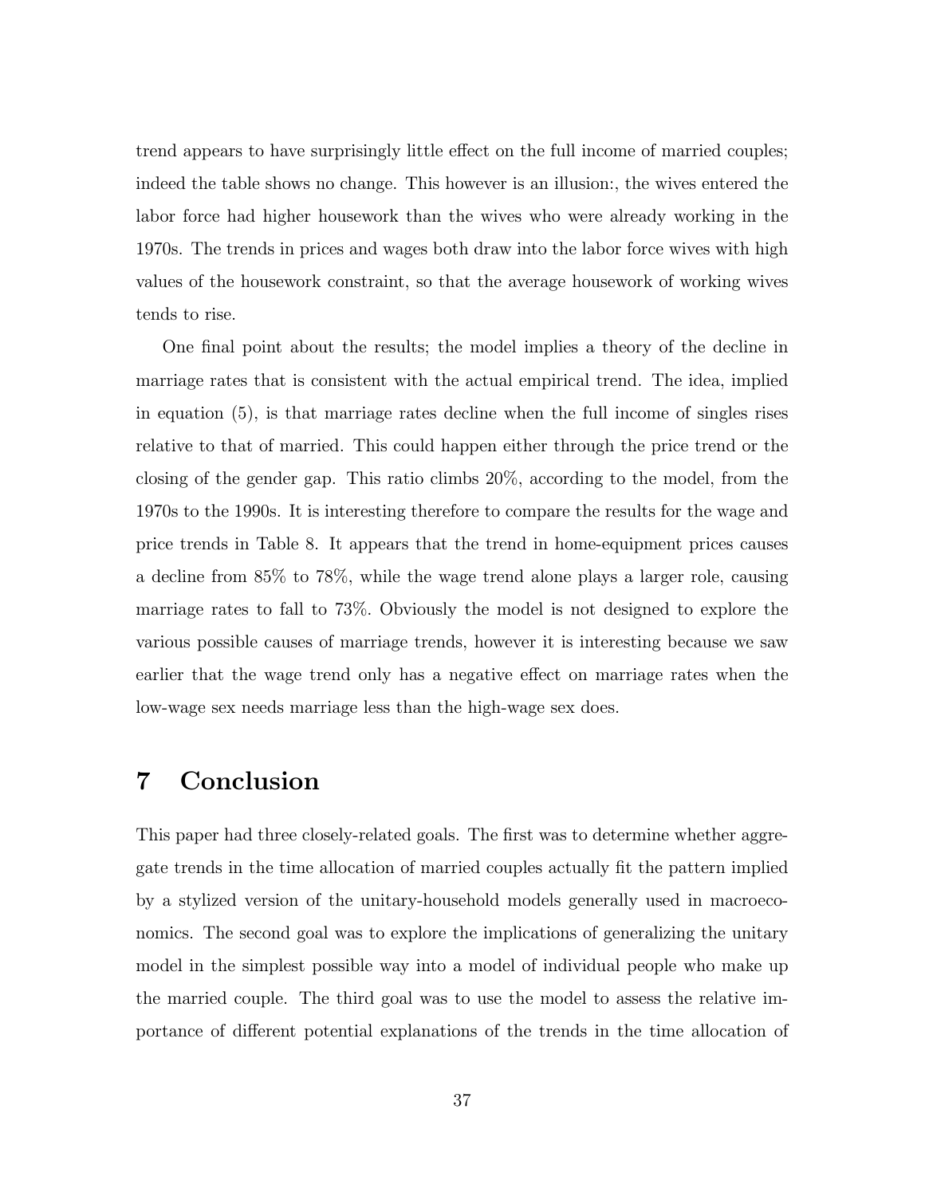trend appears to have surprisingly little effect on the full income of married couples; indeed the table shows no change. This however is an illusion:, the wives entered the labor force had higher housework than the wives who were already working in the 1970s. The trends in prices and wages both draw into the labor force wives with high values of the housework constraint, so that the average housework of working wives tends to rise.

One final point about the results; the model implies a theory of the decline in marriage rates that is consistent with the actual empirical trend. The idea, implied in equation (5), is that marriage rates decline when the full income of singles rises relative to that of married. This could happen either through the price trend or the closing of the gender gap. This ratio climbs 20%, according to the model, from the 1970s to the 1990s. It is interesting therefore to compare the results for the wage and price trends in Table 8. It appears that the trend in home-equipment prices causes a decline from 85% to 78%, while the wage trend alone plays a larger role, causing marriage rates to fall to 73%. Obviously the model is not designed to explore the various possible causes of marriage trends, however it is interesting because we saw earlier that the wage trend only has a negative effect on marriage rates when the low-wage sex needs marriage less than the high-wage sex does.

# 7 Conclusion

This paper had three closely-related goals. The first was to determine whether aggregate trends in the time allocation of married couples actually fit the pattern implied by a stylized version of the unitary-household models generally used in macroeconomics. The second goal was to explore the implications of generalizing the unitary model in the simplest possible way into a model of individual people who make up the married couple. The third goal was to use the model to assess the relative importance of different potential explanations of the trends in the time allocation of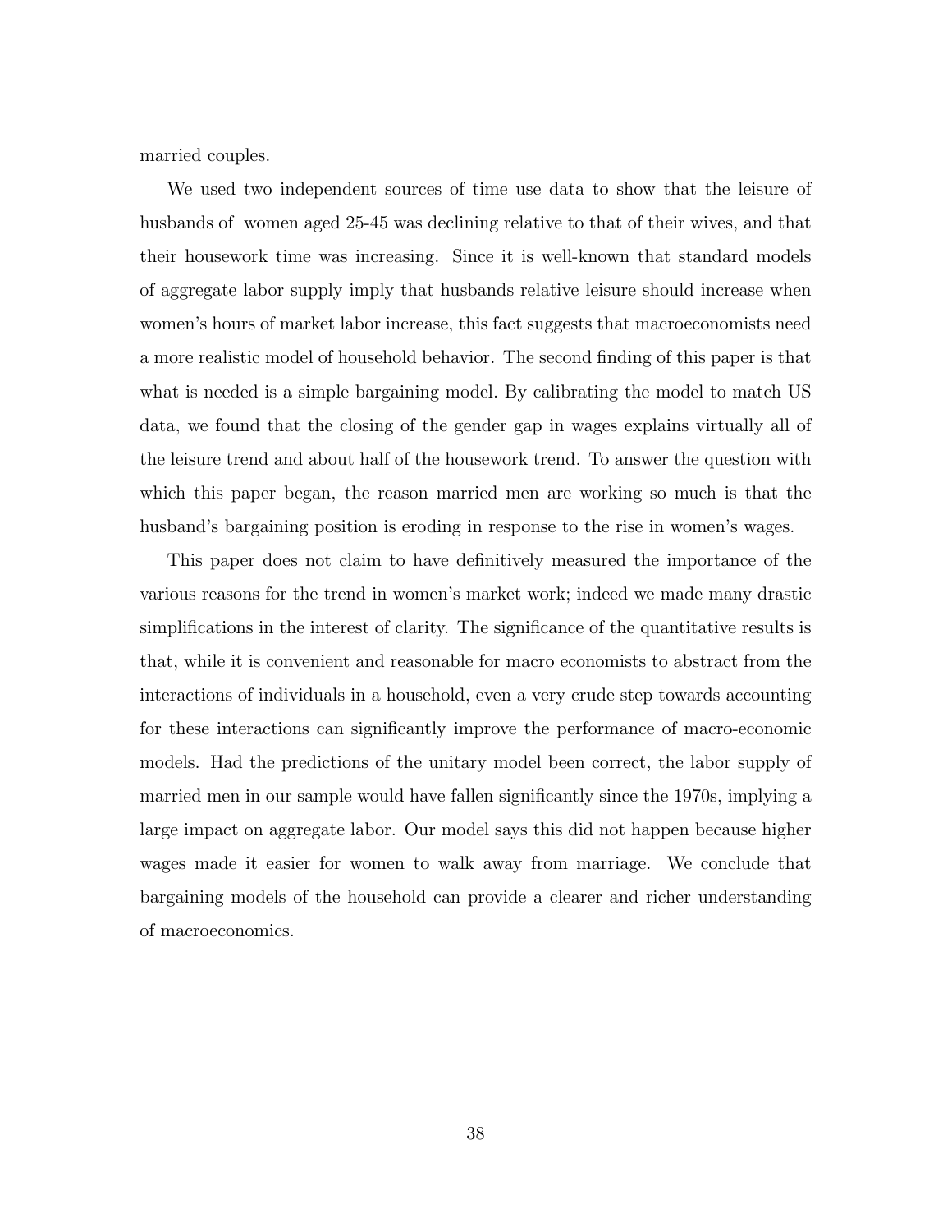married couples.

We used two independent sources of time use data to show that the leisure of husbands of women aged 25-45 was declining relative to that of their wives, and that their housework time was increasing. Since it is well-known that standard models of aggregate labor supply imply that husbands relative leisure should increase when women's hours of market labor increase, this fact suggests that macroeconomists need a more realistic model of household behavior. The second finding of this paper is that what is needed is a simple bargaining model. By calibrating the model to match US data, we found that the closing of the gender gap in wages explains virtually all of the leisure trend and about half of the housework trend. To answer the question with which this paper began, the reason married men are working so much is that the husband's bargaining position is eroding in response to the rise in women's wages.

This paper does not claim to have definitively measured the importance of the various reasons for the trend in women's market work; indeed we made many drastic simplifications in the interest of clarity. The significance of the quantitative results is that, while it is convenient and reasonable for macro economists to abstract from the interactions of individuals in a household, even a very crude step towards accounting for these interactions can significantly improve the performance of macro-economic models. Had the predictions of the unitary model been correct, the labor supply of married men in our sample would have fallen significantly since the 1970s, implying a large impact on aggregate labor. Our model says this did not happen because higher wages made it easier for women to walk away from marriage. We conclude that bargaining models of the household can provide a clearer and richer understanding of macroeconomics.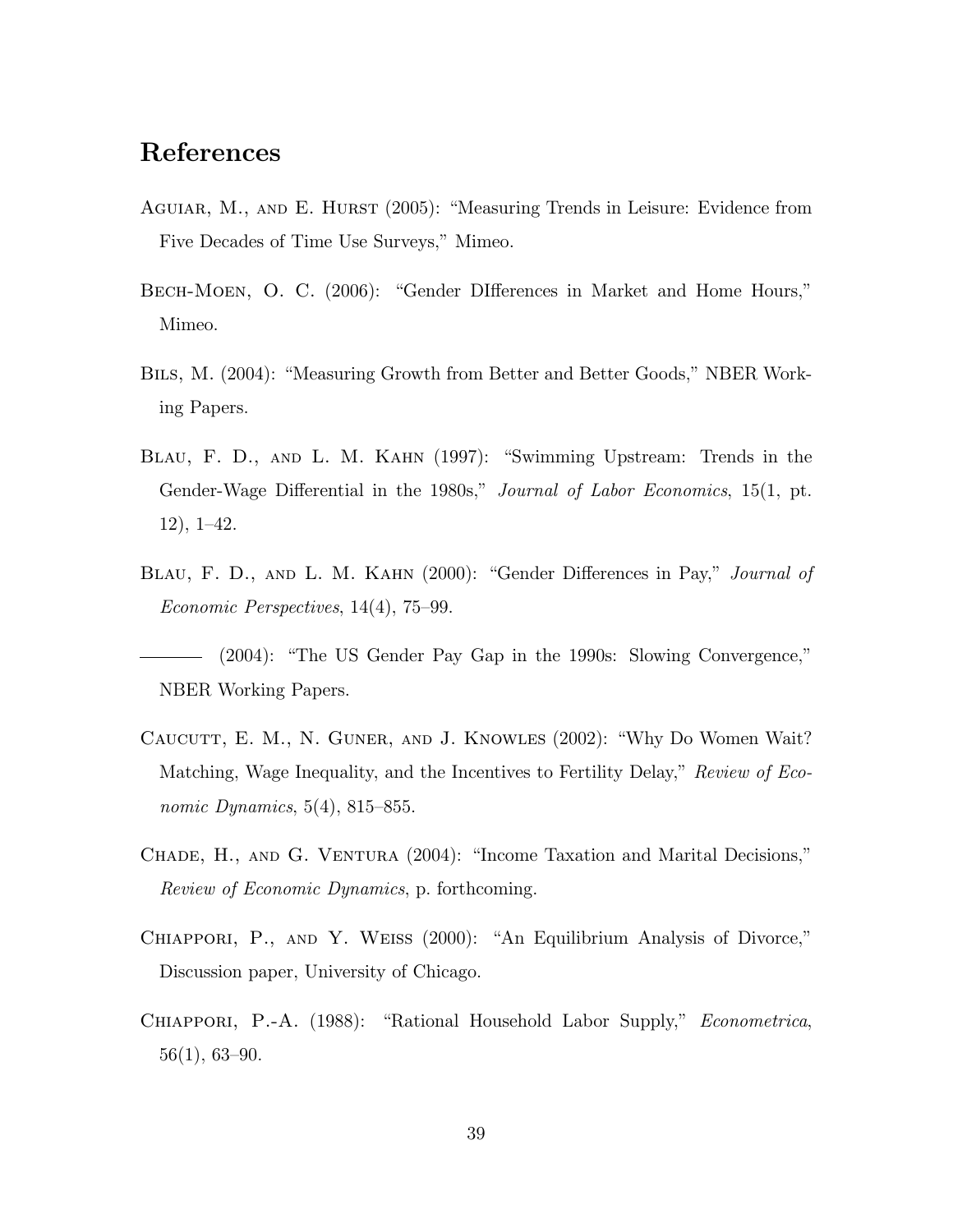# References

Aguiar, M., and E. Hurst (2005): "Measuring Trends in Leisure: Evidence from Five Decades of Time Use Surveys," Mimeo.

Bech-Moen, O. C. (2006): "Gender DIfferences in Market and Home Hours," Mimeo.

Bils, M. (2004): "Measuring Growth from Better and Better Goods," NBER Working Papers.

Blau, F. D., and L. M. Kahn (1997): "Swimming Upstream: Trends in the Gender-Wage Differential in the 1980s," *Journal of Labor Economics*, 15(1, pt. 12), 1–42.

Blau, F. D., and L. M. Kahn (2000): "Gender Differences in Pay," *Journal of Economic Perspectives*, 14(4), 75–99.

——— (2004): "The US Gender Pay Gap in the 1990s: Slowing Convergence," NBER Working Papers.

Caucutt, E. M., N. Guner, and J. Knowles (2002): "Why Do Women Wait? Matching, Wage Inequality, and the Incentives to Fertility Delay," *Review of Economic Dynamics*, 5(4), 815–855.

Chade, H., and G. Ventura (2004): "Income Taxation and Marital Decisions," *Review of Economic Dynamics*, p. forthcoming.

Chiappori, P., and Y. Weiss (2000): "An Equilibrium Analysis of Divorce," Discussion paper, University of Chicago.

Chiappori, P.-A. (1988): "Rational Household Labor Supply," *Econometrica*, 56(1), 63–90.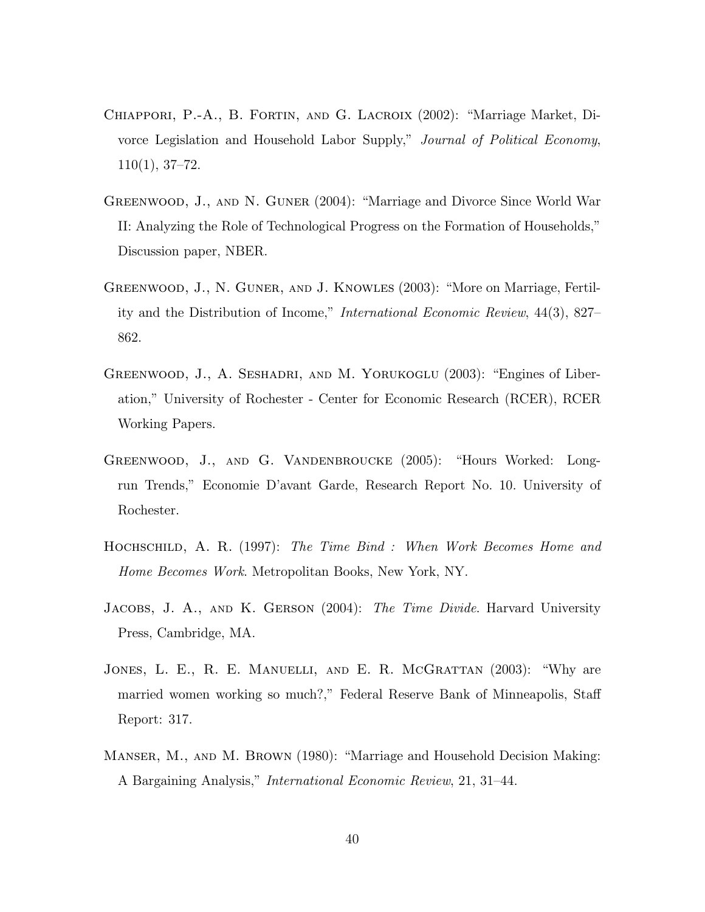Chiappori, P.-A., B. Fortin, and G. Lacroix (2002): "Marriage Market, Divorce Legislation and Household Labor Supply," *Journal of Political Economy*, 110(1), 37–72.

Greenwood, J., and N. Guner (2004): "Marriage and Divorce Since World War II: Analyzing the Role of Technological Progress on the Formation of Households," Discussion paper, NBER.

Greenwood, J., N. Guner, and J. Knowles (2003): "More on Marriage, Fertility and the Distribution of Income," *International Economic Review*, 44(3), 827–862.

Greenwood, J., A. Seshadri, and M. Yorukoglu (2003): "Engines of Liberation," University of Rochester - Center for Economic Research (RCER), RCER Working Papers.

Greenwood, J., and G. Vandenbroucke (2005): "Hours Worked: Long-run Trends," Economie D'avant Garde, Research Report No. 10. University of Rochester.

Hochschild, A. R. (1997): *The Time Bind : When Work Becomes Home and Home Becomes Work*. Metropolitan Books, New York, NY.

Jacobs, J. A., and K. Gerson (2004): *The Time Divide*. Harvard University Press, Cambridge, MA.

Jones, L. E., R. E. Manuelli, and E. R. McGrattan (2003): "Why are married women working so much?," Federal Reserve Bank of Minneapolis, Staff Report: 317.

Manser, M., and M. Brown (1980): "Marriage and Household Decision Making: A Bargaining Analysis," *International Economic Review*, 21, 31–44.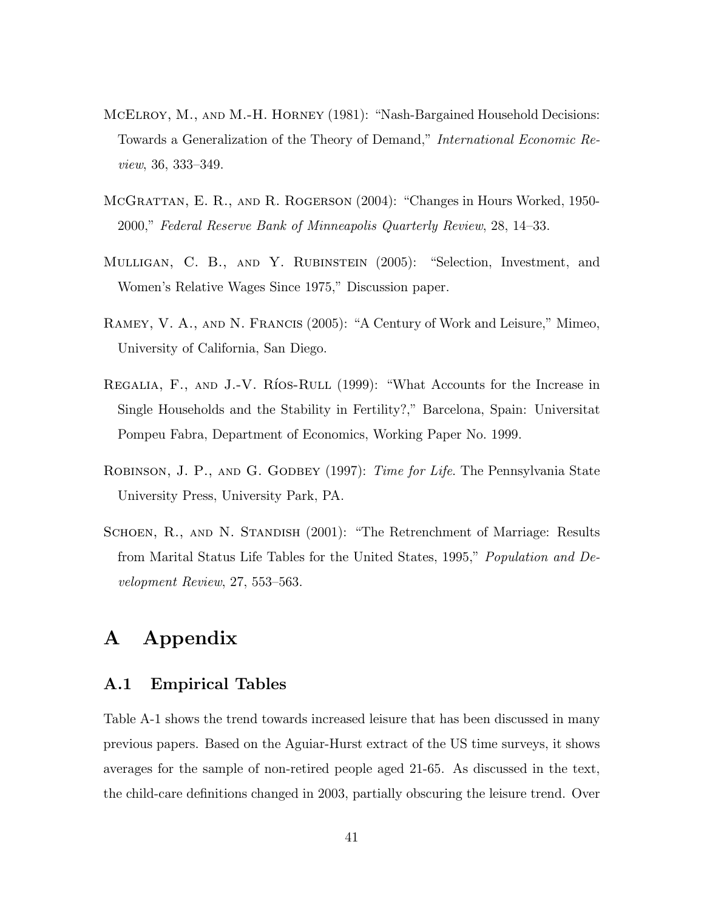McElroy, M., and M.-H. Horney (1981): "Nash-Bargained Household Decisions: Towards a Generalization of the Theory of Demand," *International Economic Review*, 36, 333–349.

McGrattan, E. R., and R. Rogerson (2004): "Changes in Hours Worked, 1950-2000," *Federal Reserve Bank of Minneapolis Quarterly Review*, 28, 14–33.

Mulligan, C. B., and Y. Rubinstein (2005): "Selection, Investment, and Women's Relative Wages Since 1975," Discussion paper.

Ramey, V. A., and N. Francis (2005): "A Century of Work and Leisure," Mimeo, University of California, San Diego.

Regalia, F., and J.-V. Ríos-Rull (1999): "What Accounts for the Increase in Single Households and the Stability in Fertility?," Barcelona, Spain: Universitat Pompeu Fabra, Department of Economics, Working Paper No. 1999.

Robinson, J. P., and G. Godbey (1997): *Time for Life*. The Pennsylvania State University Press, University Park, PA.

Schoen, R., and N. Standish (2001): "The Retrenchment of Marriage: Results from Marital Status Life Tables for the United States, 1995," *Population and Development Review*, 27, 553–563.

# A Appendix

## A.1 Empirical Tables

Table A-1 shows the trend towards increased leisure that has been discussed in many previous papers. Based on the Aguiar-Hurst extract of the US time surveys, it shows averages for the sample of non-retired people aged 21-65. As discussed in the text, the child-care definitions changed in 2003, partially obscuring the leisure trend. Over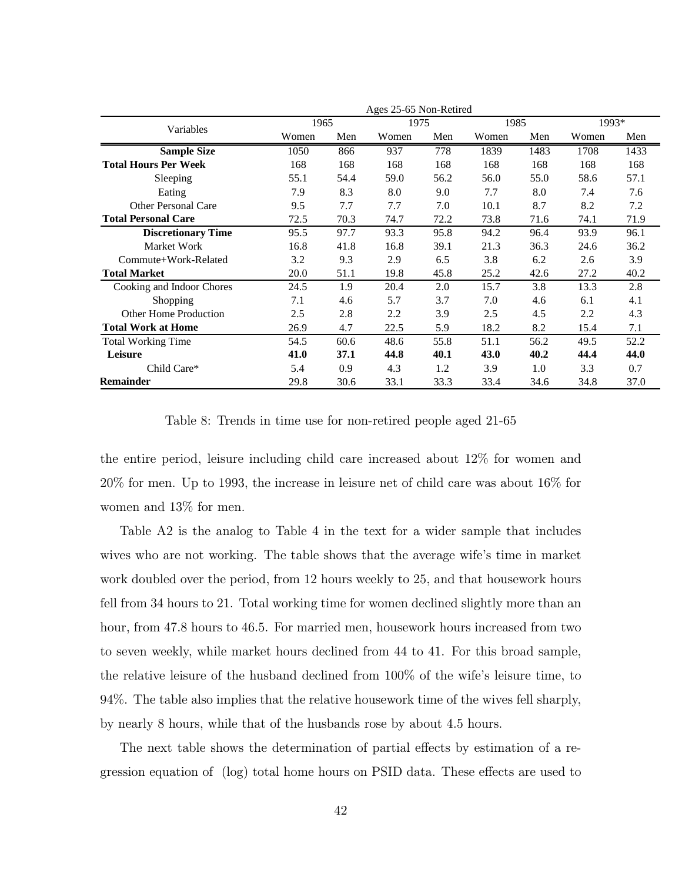| Variables | Ages 25-65 Non-Retired | | | | | | | |
|---|---|---|---|---|---|---|---|---|
| | 1965 | | 1975 | | 1985 | | 1993* | |
| | Women | Men | Women | Men | Women | Men | Women | Men |
| **Sample Size** | 1050 | 866 | 937 | 778 | 1839 | 1483 | 1708 | 1433 |
| **Total Hours Per Week** | 168 | 168 | 168 | 168 | 168 | 168 | 168 | 168 |
| Sleeping | 55.1 | 54.4 | 59.0 | 56.2 | 56.0 | 55.0 | 58.6 | 57.1 |
| Eating | 7.9 | 8.3 | 8.0 | 9.0 | 7.7 | 8.0 | 7.4 | 7.6 |
| Other Personal Care | 9.5 | 7.7 | 7.7 | 7.0 | 10.1 | 8.7 | 8.2 | 7.2 |
| **Total Personal Care** | 72.5 | 70.3 | 74.7 | 72.2 | 73.8 | 71.6 | 74.1 | 71.9 |
| **Discretionary Time** | 95.5 | 97.7 | 93.3 | 95.8 | 94.2 | 96.4 | 93.9 | 96.1 |
| Market Work | 16.8 | 41.8 | 16.8 | 39.1 | 21.3 | 36.3 | 24.6 | 36.2 |
| Commute+Work-Related | 3.2 | 9.3 | 2.9 | 6.5 | 3.8 | 6.2 | 2.6 | 3.9 |
| **Total Market** | 20.0 | 51.1 | 19.8 | 45.8 | 25.2 | 42.6 | 27.2 | 40.2 |
| Cooking and Indoor Chores | 24.5 | 1.9 | 20.4 | 2.0 | 15.7 | 3.8 | 13.3 | 2.8 |
| Shopping | 7.1 | 4.6 | 5.7 | 3.7 | 7.0 | 4.6 | 6.1 | 4.1 |
| Other Home Production | 2.5 | 2.8 | 2.2 | 3.9 | 2.5 | 4.5 | 2.2 | 4.3 |
| **Total Work at Home** | 26.9 | 4.7 | 22.5 | 5.9 | 18.2 | 8.2 | 15.4 | 7.1 |
| Total Working Time | 54.5 | 60.6 | 48.6 | 55.8 | 51.1 | 56.2 | 49.5 | 52.2 |
| **Leisure** | **41.0** | **37.1** | **44.8** | **40.1** | **43.0** | **40.2** | **44.4** | **44.0** |
| Child Care* | 5.4 | 0.9 | 4.3 | 1.2 | 3.9 | 1.0 | 3.3 | 0.7 |
| **Remainder** | 29.8 | 30.6 | 33.1 | 33.3 | 33.4 | 34.6 | 34.8 | 37.0 |

Table 8: Trends in time use for non-retired people aged 21-65

the entire period, leisure including child care increased about 12% for women and 20% for men. Up to 1993, the increase in leisure net of child care was about 16% for women and 13% for men.

Table A2 is the analog to Table 4 in the text for a wider sample that includes wives who are not working. The table shows that the average wife's time in market work doubled over the period, from 12 hours weekly to 25, and that housework hours fell from 34 hours to 21. Total working time for women declined slightly more than an hour, from 47.8 hours to 46.5. For married men, housework hours increased from two to seven weekly, while market hours declined from 44 to 41. For this broad sample, the relative leisure of the husband declined from 100% of the wife's leisure time, to 94%. The table also implies that the relative housework time of the wives fell sharply, by nearly 8 hours, while that of the husbands rose by about 4.5 hours.

The next table shows the determination of partial effects by estimation of a regression equation of (log) total home hours on PSID data. These effects are used to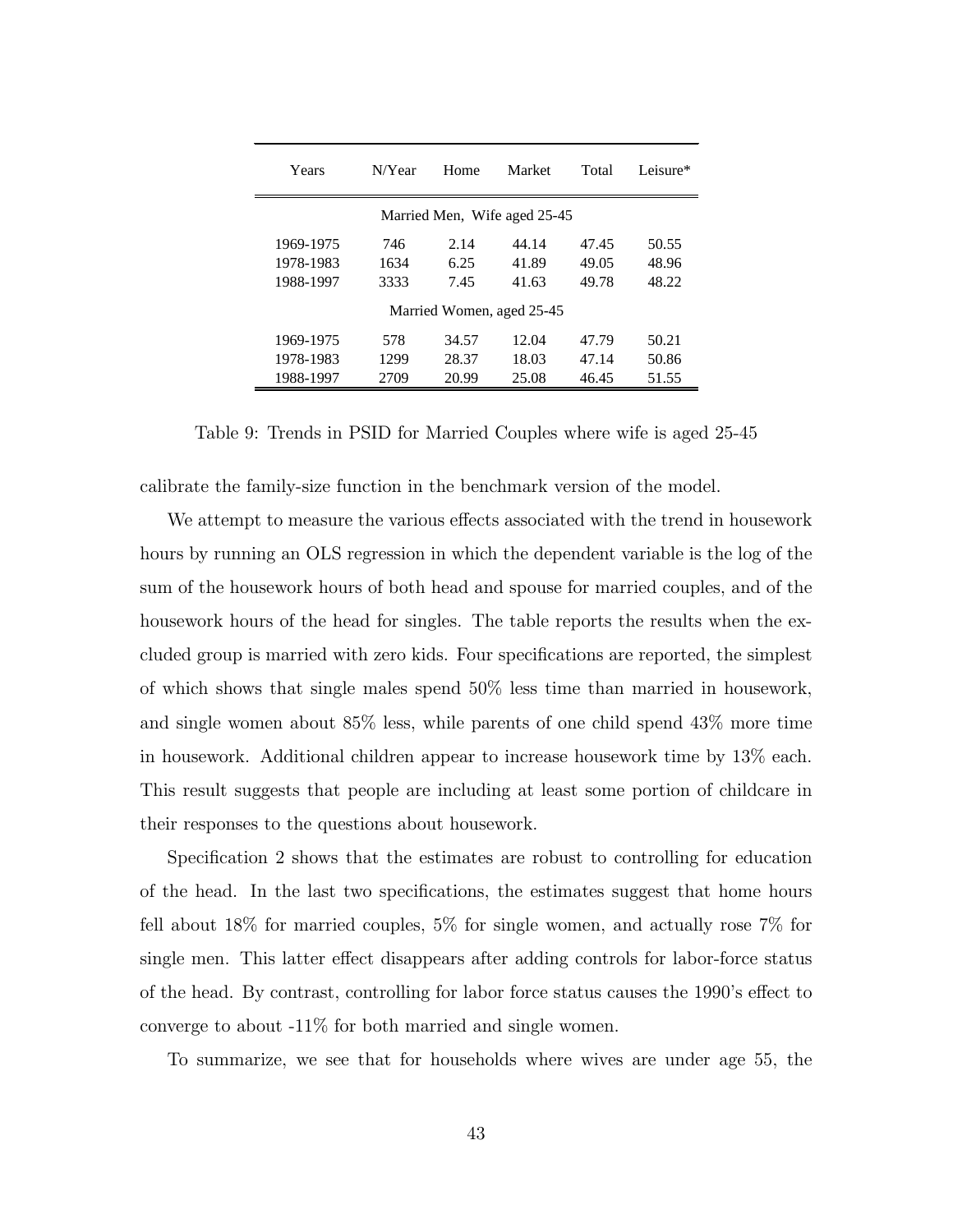| Years | N/Year | Home | Market | Total | Leisure* |
|---|---|---|---|---|---|
| Married Men, Wife aged 25-45 | | | | | |
| 1969-1975 | 746 | 2.14 | 44.14 | 47.45 | 50.55 |
| 1978-1983 | 1634 | 6.25 | 41.89 | 49.05 | 48.96 |
| 1988-1997 | 3333 | 7.45 | 41.63 | 49.78 | 48.22 |
| Married Women, aged 25-45 | | | | | |
| 1969-1975 | 578 | 34.57 | 12.04 | 47.79 | 50.21 |
| 1978-1983 | 1299 | 28.37 | 18.03 | 47.14 | 50.86 |
| 1988-1997 | 2709 | 20.99 | 25.08 | 46.45 | 51.55 |

Table 9: Trends in PSID for Married Couples where wife is aged 25-45

calibrate the family-size function in the benchmark version of the model.

We attempt to measure the various effects associated with the trend in housework hours by running an OLS regression in which the dependent variable is the log of the sum of the housework hours of both head and spouse for married couples, and of the housework hours of the head for singles. The table reports the results when the excluded group is married with zero kids. Four specifications are reported, the simplest of which shows that single males spend 50% less time than married in housework, and single women about 85% less, while parents of one child spend 43% more time in housework. Additional children appear to increase housework time by 13% each. This result suggests that people are including at least some portion of childcare in their responses to the questions about housework.

Specification 2 shows that the estimates are robust to controlling for education of the head. In the last two specifications, the estimates suggest that home hours fell about 18% for married couples, 5% for single women, and actually rose 7% for single men. This latter effect disappears after adding controls for labor-force status of the head. By contrast, controlling for labor force status causes the 1990's effect to converge to about -11% for both married and single women.

To summarize, we see that for households where wives are under age 55, the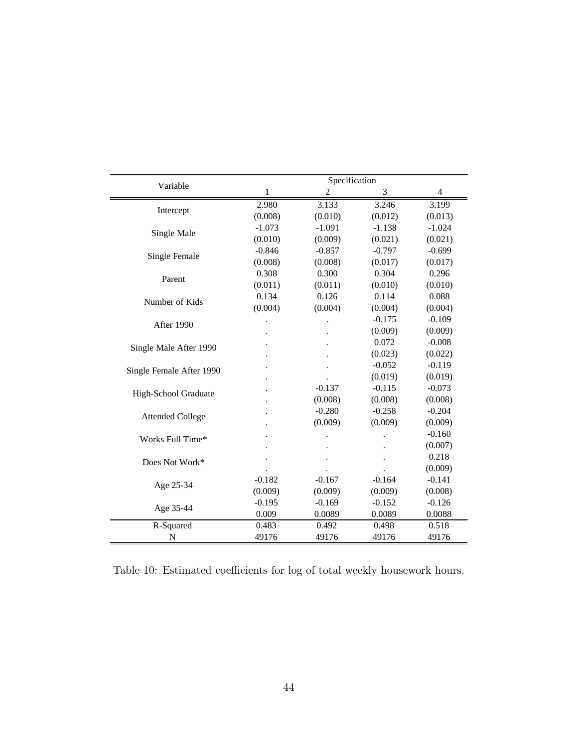| Variable | Specification | | | |
|---|---|---|---|---|
| | 1 | 2 | 3 | 4 |
| Intercept | 2.980 | 3.133 | 3.246 | 3.199 |
| | (0.008) | (0.010) | (0.012) | (0.013) |
| Single Male | -1.073 | -1.091 | -1.138 | -1.024 |
| | (0.010) | (0.009) | (0.021) | (0.021) |
| Single Female | -0.846 | -0.857 | -0.797 | -0.699 |
| | (0.008) | (0.008) | (0.017) | (0.017) |
| Parent | 0.308 | 0.300 | 0.304 | 0.296 |
| | (0.011) | (0.011) | (0.010) | (0.010) |
| Number of Kids | 0.134 | 0.126 | 0.114 | 0.088 |
| | (0.004) | (0.004) | (0.004) | (0.004) |
| After 1990 | . | . | -0.175 | -0.109 |
| | . | . | (0.009) | (0.009) |
| Single Male After 1990 | . | . | 0.072 | -0.008 |
| | . | . | (0.023) | (0.022) |
| Single Female After 1990 | . | . | -0.052 | -0.119 |
| | . | . | (0.019) | (0.019) |
| High-School Graduate | . | -0.137 | -0.115 | -0.073 |
| | . | (0.008) | (0.008) | (0.008) |
| Attended College | . | -0.280 | -0.258 | -0.204 |
| | . | (0.009) | (0.009) | (0.009) |
| Works Full Time* | . | . | . | -0.160 |
| | . | . | . | (0.007) |
| Does Not Work* | . | . | . | 0.218 |
| | . | . | . | (0.009) |
| Age 25-34 | -0.182 | -0.167 | -0.164 | -0.141 |
| | (0.009) | (0.009) | (0.009) | (0.008) |
| Age 35-44 | -0.195 | -0.169 | -0.152 | -0.126 |
| | 0.009 | 0.0089 | 0.0089 | 0.0088 |
| R-Squared | 0.483 | 0.492 | 0.498 | 0.518 |
| N | 49176 | 49176 | 49176 | 49176 |

Table 10: Estimated coefficients for log of total weekly housework hours.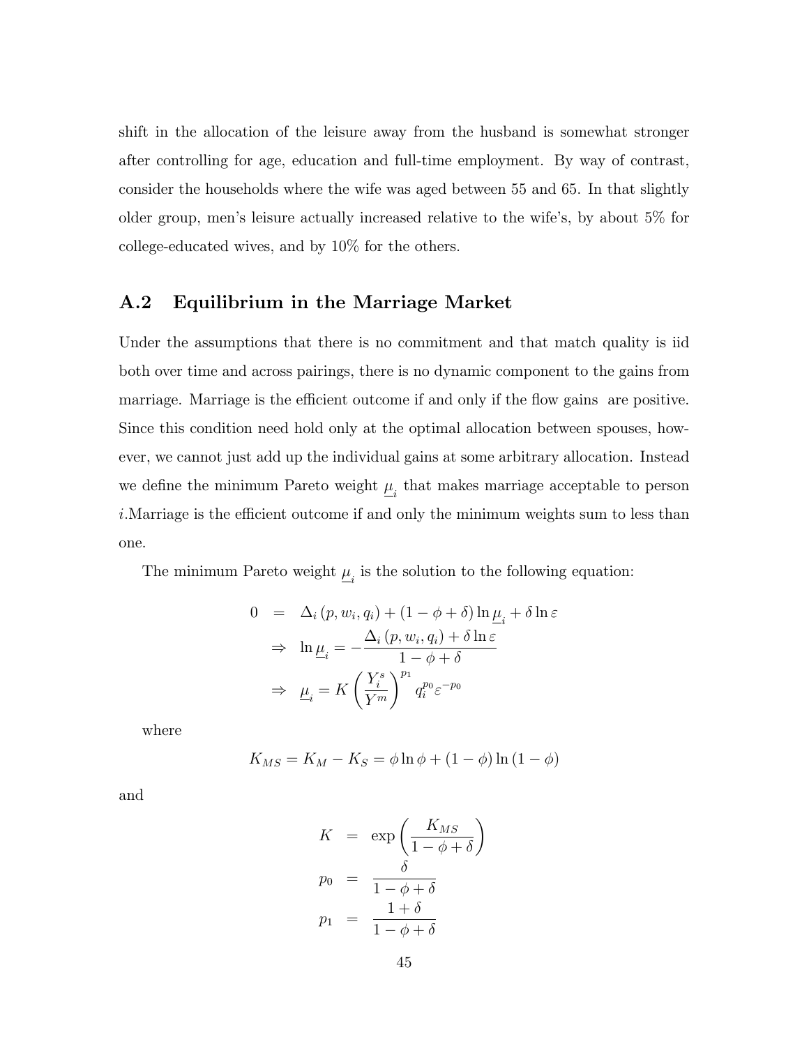shift in the allocation of the leisure away from the husband is somewhat stronger after controlling for age, education and full-time employment. By way of contrast, consider the households where the wife was aged between 55 and 65. In that slightly older group, men's leisure actually increased relative to the wife's, by about 5% for college-educated wives, and by 10% for the others.

## A.2 Equilibrium in the Marriage Market

Under the assumptions that there is no commitment and that match quality is iid both over time and across pairings, there is no dynamic component to the gains from marriage. Marriage is the efficient outcome if and only if the flow gains are positive. Since this condition need hold only at the optimal allocation between spouses, however, we cannot just add up the individual gains at some arbitrary allocation. Instead we define the minimum Pareto weight $\underline{\mu}_i$ that makes marriage acceptable to person $i$.Marriage is the efficient outcome if and only the minimum weights sum to less than one.

The minimum Pareto weight $\underline{\mu}_i$ is the solution to the following equation:

$$
\begin{aligned}
0 &= \Delta_i(p, w_i, q_i) + (1 - \phi + \delta) \ln \underline{\mu}_i + \delta \ln \varepsilon \\
&\Rightarrow \ \ln \underline{\mu}_i = -\frac{\Delta_i(p, w_i, q_i) + \delta \ln \varepsilon}{1 - \phi + \delta} \\
&\Rightarrow \ \underline{\mu}_i = K \left( \frac{Y_i^s}{Y^m} \right)^{p_1} q_i^{p_0} \varepsilon^{-p_0}
\end{aligned}
$$

where

$$
K_{MS} = K_M - K_S = \phi \ln \phi + (1 - \phi) \ln (1 - \phi)
$$

and

$$
\begin{aligned}
K &= \exp\left( \frac{K_{MS}}{1 - \phi + \delta} \right) \\
p_0 &= \frac{\delta}{1 - \phi + \delta} \\
p_1 &= \frac{1 + \delta}{1 - \phi + \delta}
\end{aligned}
$$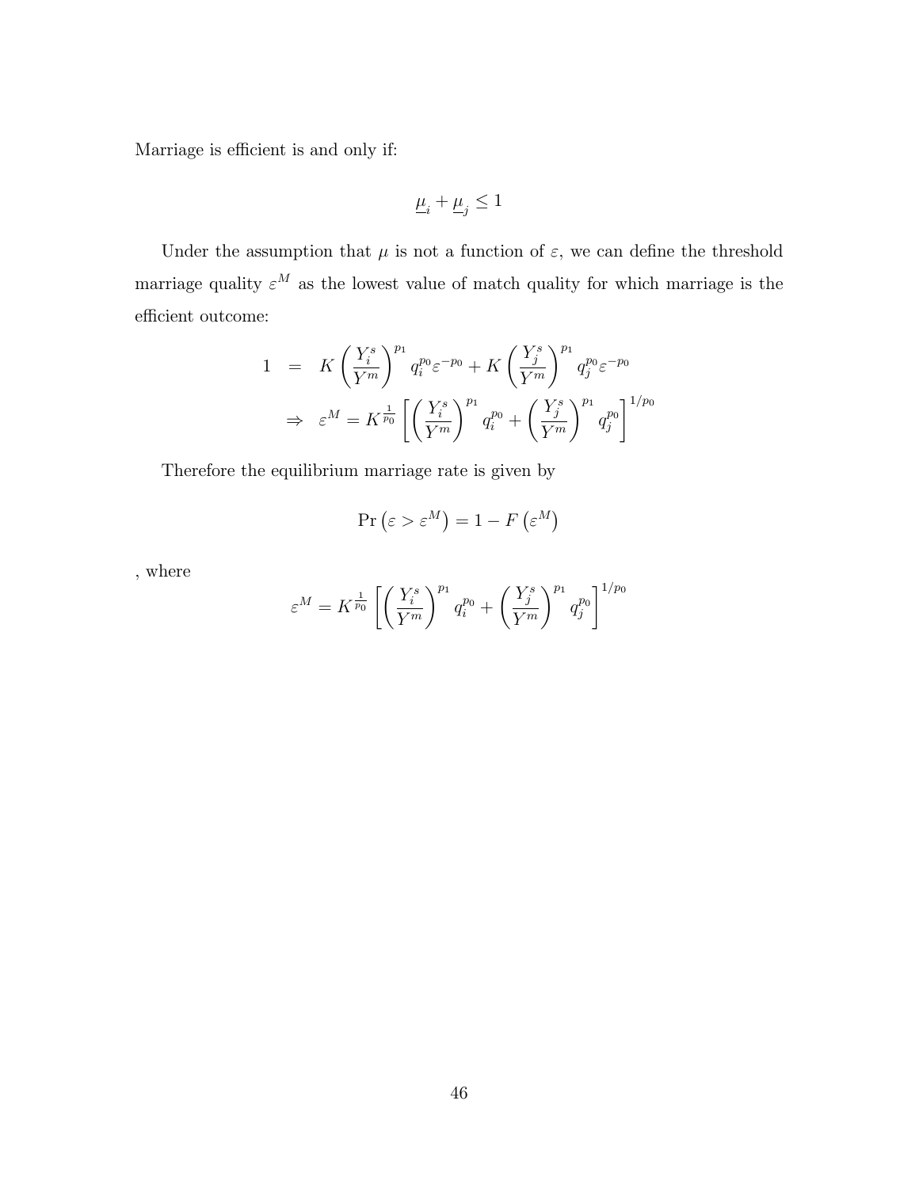Marriage is efficient is and only if:

$$\underline{\mu}_i + \underline{\mu}_j \leq 1$$

Under the assumption that $\mu$ is not a function of $\varepsilon$, we can define the threshold marriage quality $\varepsilon^M$ as the lowest value of match quality for which marriage is the efficient outcome:

$$\begin{aligned} 1 &= K \left( \frac{Y_i^s}{Y^m} \right)^{p_1} q_i^{p_0} \varepsilon^{-p_0} + K \left( \frac{Y_j^s}{Y^m} \right)^{p_1} q_j^{p_0} \varepsilon^{-p_0} \\ &\Rightarrow \ \varepsilon^M = K^{\frac{1}{p_0}} \left[ \left( \frac{Y_i^s}{Y^m} \right)^{p_1} q_i^{p_0} + \left( \frac{Y_j^s}{Y^m} \right)^{p_1} q_j^{p_0} \right]^{1/p_0} \end{aligned}$$

Therefore the equilibrium marriage rate is given by

$$\Pr\left(\varepsilon > \varepsilon^M\right) = 1 - F\left(\varepsilon^M\right)$$

, where

$$\varepsilon^M = K^{\frac{1}{p_0}} \left[ \left( \frac{Y_i^s}{Y^m} \right)^{p_1} q_i^{p_0} + \left( \frac{Y_j^s}{Y^m} \right)^{p_1} q_j^{p_0} \right]^{1/p_0}$$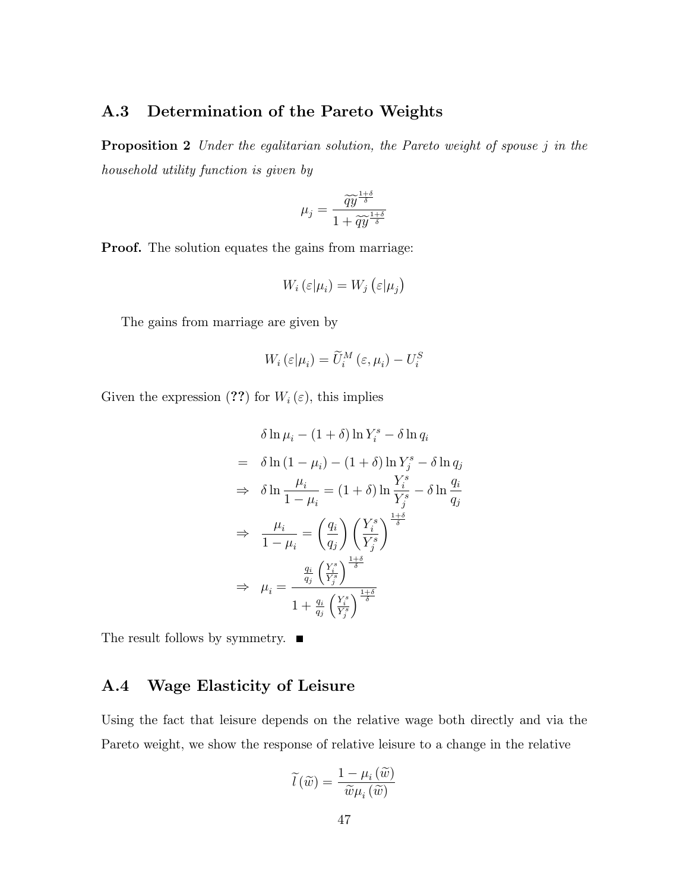## A.3 Determination of the Pareto Weights

**Proposition 2** *Under the egalitarian solution, the Pareto weight of spouse $j$ in the household utility function is given by*

$$\mu_j = \frac{\widetilde{q}\widetilde{y}^{\frac{1+\delta}{\delta}}}{1 + \widetilde{q}\widetilde{y}^{\frac{1+\delta}{\delta}}}$$

**Proof.** The solution equates the gains from marriage:

$$W_i\left(\varepsilon|\mu_i\right) = W_j\left(\varepsilon|\mu_j\right)$$

The gains from marriage are given by

$$W_i\left(\varepsilon|\mu_i\right) = \widetilde{U}_i^M\left(\varepsilon, \mu_i\right) - U_i^S$$

Given the expression (**??**) for $W_i(\varepsilon)$, this implies

$$\begin{aligned}
& \delta \ln \mu_i - (1+\delta) \ln Y_i^s - \delta \ln q_i \\
= \;& \delta \ln (1-\mu_i) - (1+\delta) \ln Y_j^s - \delta \ln q_j \\
\Rightarrow \;& \delta \ln \frac{\mu_i}{1-\mu_i} = (1+\delta) \ln \frac{Y_i^s}{Y_j^s} - \delta \ln \frac{q_i}{q_j} \\
\Rightarrow \;& \frac{\mu_i}{1-\mu_i} = \left(\frac{q_i}{q_j}\right)\left(\frac{Y_i^s}{Y_j^s}\right)^{\frac{1+\delta}{\delta}} \\
\Rightarrow \;& \mu_i = \frac{\frac{q_i}{q_j}\left(\frac{Y_i^s}{Y_j^s}\right)^{\frac{1+\delta}{\delta}}}{1 + \frac{q_i}{q_j}\left(\frac{Y_i^s}{Y_j^s}\right)^{\frac{1+\delta}{\delta}}}
\end{aligned}$$

The result follows by symmetry. ∎

## A.4 Wage Elasticity of Leisure

Using the fact that leisure depends on the relative wage both directly and via the Pareto weight, we show the response of relative leisure to a change in the relative

$$\widetilde{l}\left(\widetilde{w}\right) = \frac{1 - \mu_i\left(\widetilde{w}\right)}{\widetilde{w}\mu_i\left(\widetilde{w}\right)}$$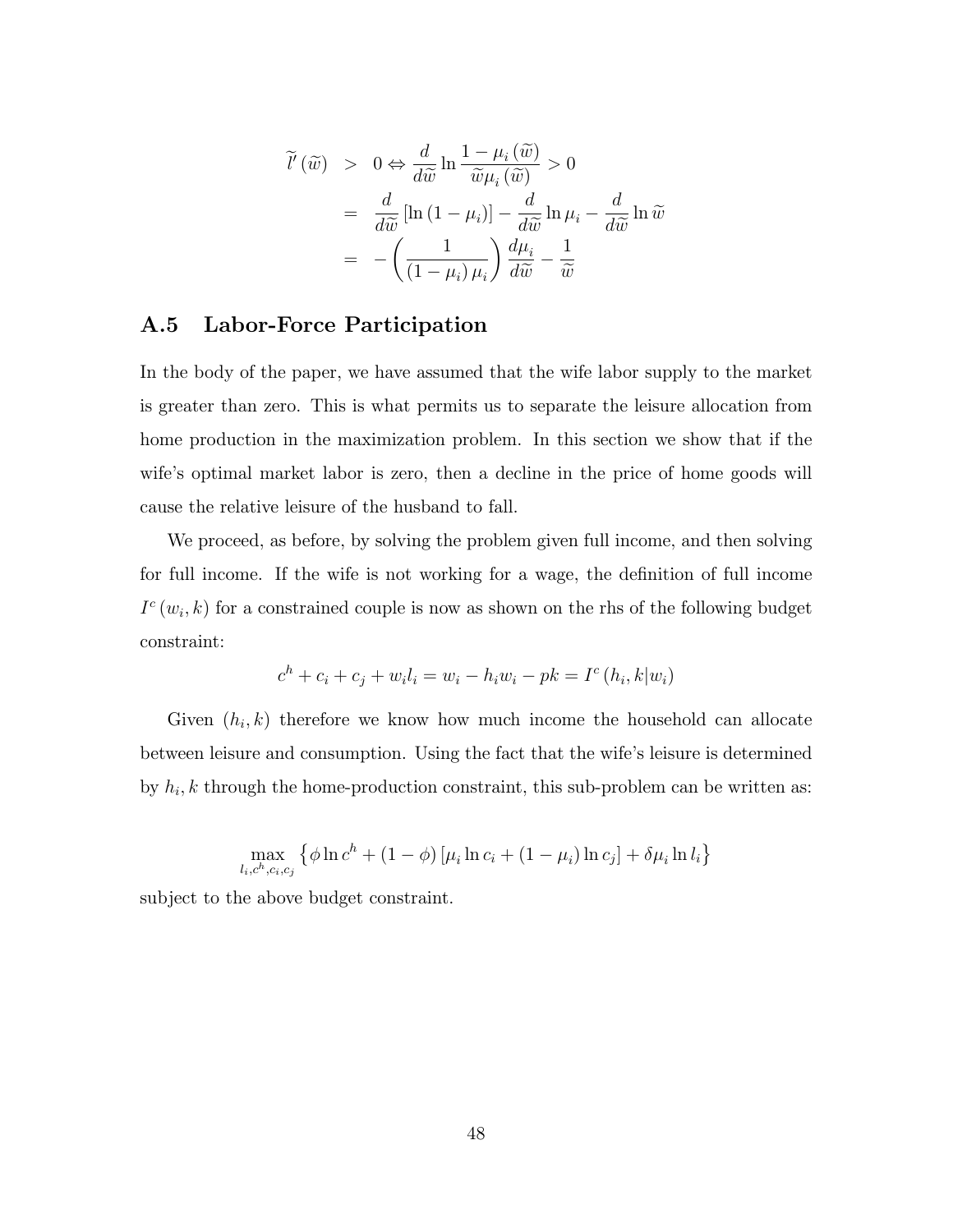$$
\begin{aligned}
\widetilde{l}'(\widetilde{w}) &> 0 \Leftrightarrow \frac{d}{d\widetilde{w}} \ln \frac{1-\mu_i(\widetilde{w})}{\widetilde{w}\mu_i(\widetilde{w})} > 0 \\
&= \frac{d}{d\widetilde{w}} [\ln(1-\mu_i)] - \frac{d}{d\widetilde{w}} \ln \mu_i - \frac{d}{d\widetilde{w}} \ln \widetilde{w} \\
&= -\left(\frac{1}{(1-\mu_i)\mu_i}\right) \frac{d\mu_i}{d\widetilde{w}} - \frac{1}{\widetilde{w}}
\end{aligned}
$$

## A.5 Labor-Force Participation

In the body of the paper, we have assumed that the wife labor supply to the market is greater than zero. This is what permits us to separate the leisure allocation from home production in the maximization problem. In this section we show that if the wife's optimal market labor is zero, then a decline in the price of home goods will cause the relative leisure of the husband to fall.

We proceed, as before, by solving the problem given full income, and then solving for full income. If the wife is not working for a wage, the definition of full income $I^c(w_i, k)$ for a constrained couple is now as shown on the rhs of the following budget constraint:

$$
c^h + c_i + c_j + w_i l_i = w_i - h_i w_i - pk = I^c(h_i, k|w_i)
$$

Given $(h_i, k)$ therefore we know how much income the household can allocate between leisure and consumption. Using the fact that the wife's leisure is determined by $h_i, k$ through the home-production constraint, this sub-problem can be written as:

$$
\max_{l_i, c^h, c_i, c_j} \left\{\phi \ln c^h + (1-\phi)[\mu_i \ln c_i + (1-\mu_i)\ln c_j] + \delta\mu_i \ln l_i\right\}
$$

subject to the above budget constraint.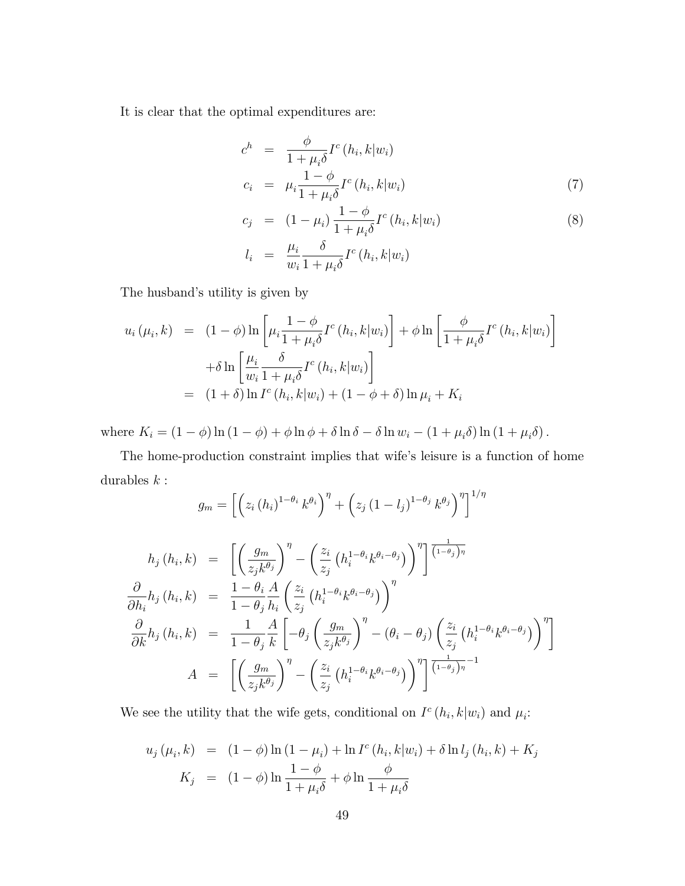It is clear that the optimal expenditures are:

$$
\begin{aligned}
c^h &= \frac{\phi}{1+\mu_i\delta} I^c\left(h_i, k|w_i\right) \\
c_i &= \mu_i \frac{1-\phi}{1+\mu_i\delta} I^c\left(h_i, k|w_i\right) \qquad (7) \\
c_j &= \left(1-\mu_i\right) \frac{1-\phi}{1+\mu_i\delta} I^c\left(h_i, k|w_i\right) \qquad (8) \\
l_i &= \frac{\mu_i}{w_i} \frac{\delta}{1+\mu_i\delta} I^c\left(h_i, k|w_i\right)
\end{aligned}
$$

The husband's utility is given by

$$
\begin{aligned}
u_i\left(\mu_i, k\right) &= (1-\phi)\ln\left[\mu_i \frac{1-\phi}{1+\mu_i\delta} I^c\left(h_i, k|w_i\right)\right] + \phi \ln\left[\frac{\phi}{1+\mu_i\delta} I^c\left(h_i, k|w_i\right)\right] \\
&\quad + \delta \ln\left[\frac{\mu_i}{w_i} \frac{\delta}{1+\mu_i\delta} I^c\left(h_i, k|w_i\right)\right] \\
&= (1+\delta)\ln I^c\left(h_i, k|w_i\right) + (1-\phi+\delta)\ln \mu_i + K_i
\end{aligned}
$$

where $K_i = (1-\phi)\ln(1-\phi) + \phi\ln\phi + \delta\ln\delta - \delta\ln w_i - (1+\mu_i\delta)\ln(1+\mu_i\delta)$.

The home-production constraint implies that wife's leisure is a function of home durables $k$ :

$$
g_m = \left[\left(z_i\left(h_i\right)^{1-\theta_i} k^{\theta_i}\right)^{\eta} + \left(z_j\left(1-l_j\right)^{1-\theta_j} k^{\theta_j}\right)^{\eta}\right]^{1/\eta}
$$

$$
\begin{aligned}
h_j\left(h_i, k\right) &= \left[\left(\frac{g_m}{z_j k^{\theta_j}}\right)^{\eta} - \left(\frac{z_i}{z_j}\left(h_i^{1-\theta_i} k^{\theta_i-\theta_j}\right)\right)^{\eta}\right]^{\frac{1}{\left(1-\theta_j\right)\eta}} \\
\frac{\partial}{\partial h_i} h_j\left(h_i, k\right) &= \frac{1-\theta_i}{1-\theta_j} \frac{A}{h_i}\left(\frac{z_i}{z_j}\left(h_i^{1-\theta_i} k^{\theta_i-\theta_j}\right)\right)^{\eta} \\
\frac{\partial}{\partial k} h_j\left(h_i, k\right) &= \frac{1}{1-\theta_j} \frac{A}{k}\left[-\theta_j\left(\frac{g_m}{z_j k^{\theta_j}}\right)^{\eta} - \left(\theta_i-\theta_j\right)\left(\frac{z_i}{z_j}\left(h_i^{1-\theta_i} k^{\theta_i-\theta_j}\right)\right)^{\eta}\right] \\
A &= \left[\left(\frac{g_m}{z_j k^{\theta_j}}\right)^{\eta} - \left(\frac{z_i}{z_j}\left(h_i^{1-\theta_i} k^{\theta_i-\theta_j}\right)\right)^{\eta}\right]^{\frac{1}{\left(1-\theta_j\right)\eta}-1}
\end{aligned}
$$

We see the utility that the wife gets, conditional on $I^c\left(h_i, k|w_i\right)$ and $\mu_i$:

$$
\begin{aligned}
u_j\left(\mu_i, k\right) &= (1-\phi)\ln\left(1-\mu_i\right) + \ln I^c\left(h_i, k|w_i\right) + \delta \ln l_j\left(h_i, k\right) + K_j \\
K_j &= (1-\phi)\ln\frac{1-\phi}{1+\mu_i\delta} + \phi\ln\frac{\phi}{1+\mu_i\delta}
\end{aligned}
$$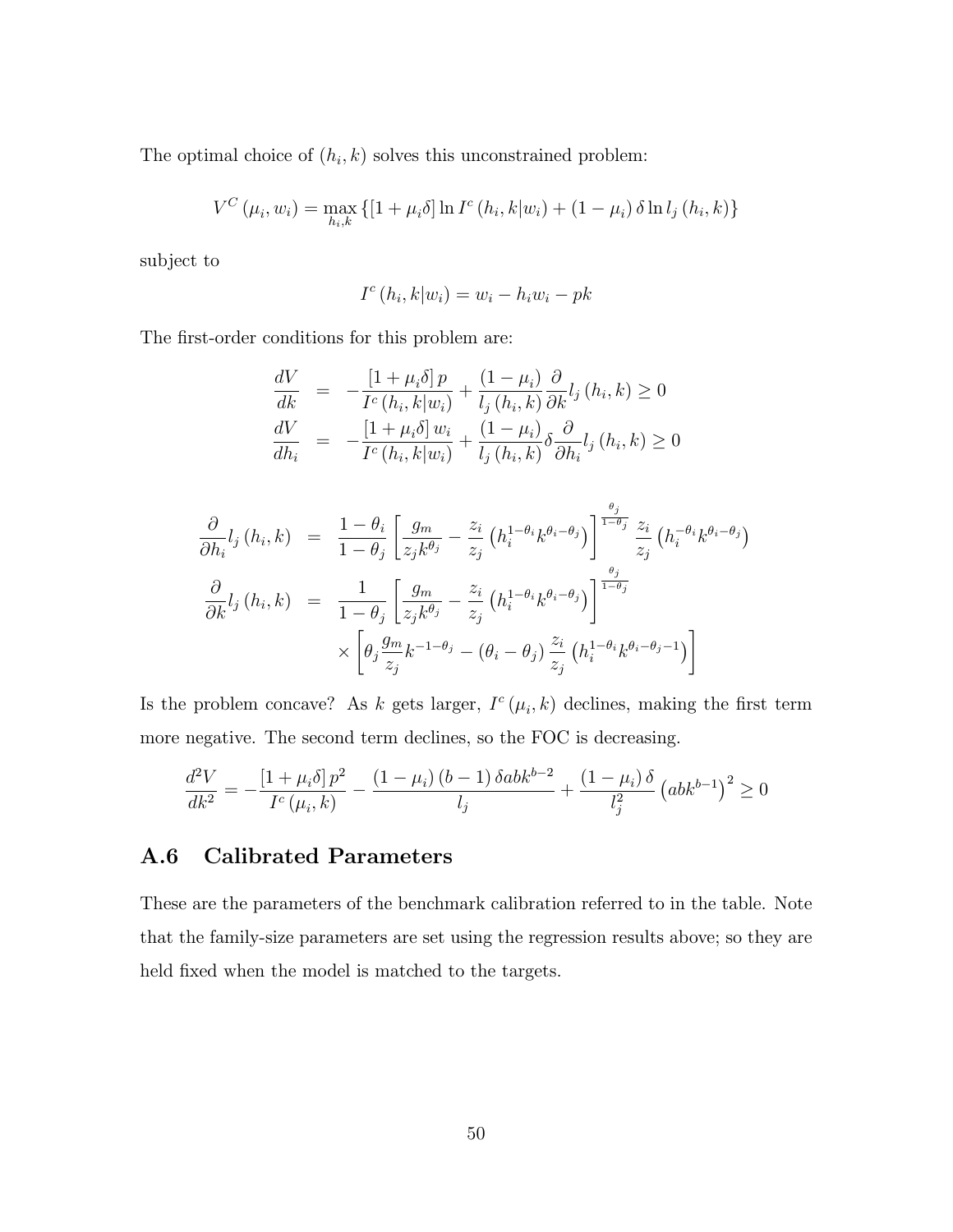The optimal choice of $(h_i, k)$ solves this unconstrained problem:

$$V^C(\mu_i, w_i) = \max_{h_i, k} \{[1 + \mu_i \delta] \ln I^c(h_i, k|w_i) + (1 - \mu_i) \delta \ln l_j(h_i, k)\}$$

subject to

$$I^c(h_i, k|w_i) = w_i - h_i w_i - pk$$

The first-order conditions for this problem are:

$$\begin{aligned}
\frac{dV}{dk} &= -\frac{[1 + \mu_i \delta] p}{I^c(h_i, k|w_i)} + \frac{(1 - \mu_i)}{l_j(h_i, k)} \frac{\partial}{\partial k} l_j(h_i, k) \geq 0 \\
\frac{dV}{dh_i} &= -\frac{[1 + \mu_i \delta] w_i}{I^c(h_i, k|w_i)} + \frac{(1 - \mu_i)}{l_j(h_i, k)} \delta \frac{\partial}{\partial h_i} l_j(h_i, k) \geq 0
\end{aligned}$$

$$\begin{aligned}
\frac{\partial}{\partial h_i} l_j(h_i, k) &= \frac{1 - \theta_i}{1 - \theta_j} \left[ \frac{g_m}{z_j k^{\theta_j}} - \frac{z_i}{z_j} \left( h_i^{1-\theta_i} k^{\theta_i - \theta_j} \right) \right]^{\frac{\theta_j}{1-\theta_j}} \frac{z_i}{z_j} \left( h_i^{-\theta_i} k^{\theta_i - \theta_j} \right) \\
\frac{\partial}{\partial k} l_j(h_i, k) &= \frac{1}{1 - \theta_j} \left[ \frac{g_m}{z_j k^{\theta_j}} - \frac{z_i}{z_j} \left( h_i^{1-\theta_i} k^{\theta_i - \theta_j} \right) \right]^{\frac{\theta_j}{1-\theta_j}} \\
&\quad \times \left[ \theta_j \frac{g_m}{z_j} k^{-1-\theta_j} - (\theta_i - \theta_j) \frac{z_i}{z_j} \left( h_i^{1-\theta_i} k^{\theta_i - \theta_j - 1} \right) \right]
\end{aligned}$$

Is the problem concave? As $k$ gets larger, $I^c(\mu_i, k)$ declines, making the first term more negative. The second term declines, so the FOC is decreasing.

$$\frac{d^2 V}{dk^2} = -\frac{[1 + \mu_i \delta] p^2}{I^c(\mu_i, k)} - \frac{(1 - \mu_i)(b - 1) \delta a b k^{b-2}}{l_j} + \frac{(1 - \mu_i) \delta}{l_j^2} \left( a b k^{b-1} \right)^2 \geq 0$$

## A.6 Calibrated Parameters

These are the parameters of the benchmark calibration referred to in the table. Note that the family-size parameters are set using the regression results above; so they are held fixed when the model is matched to the targets.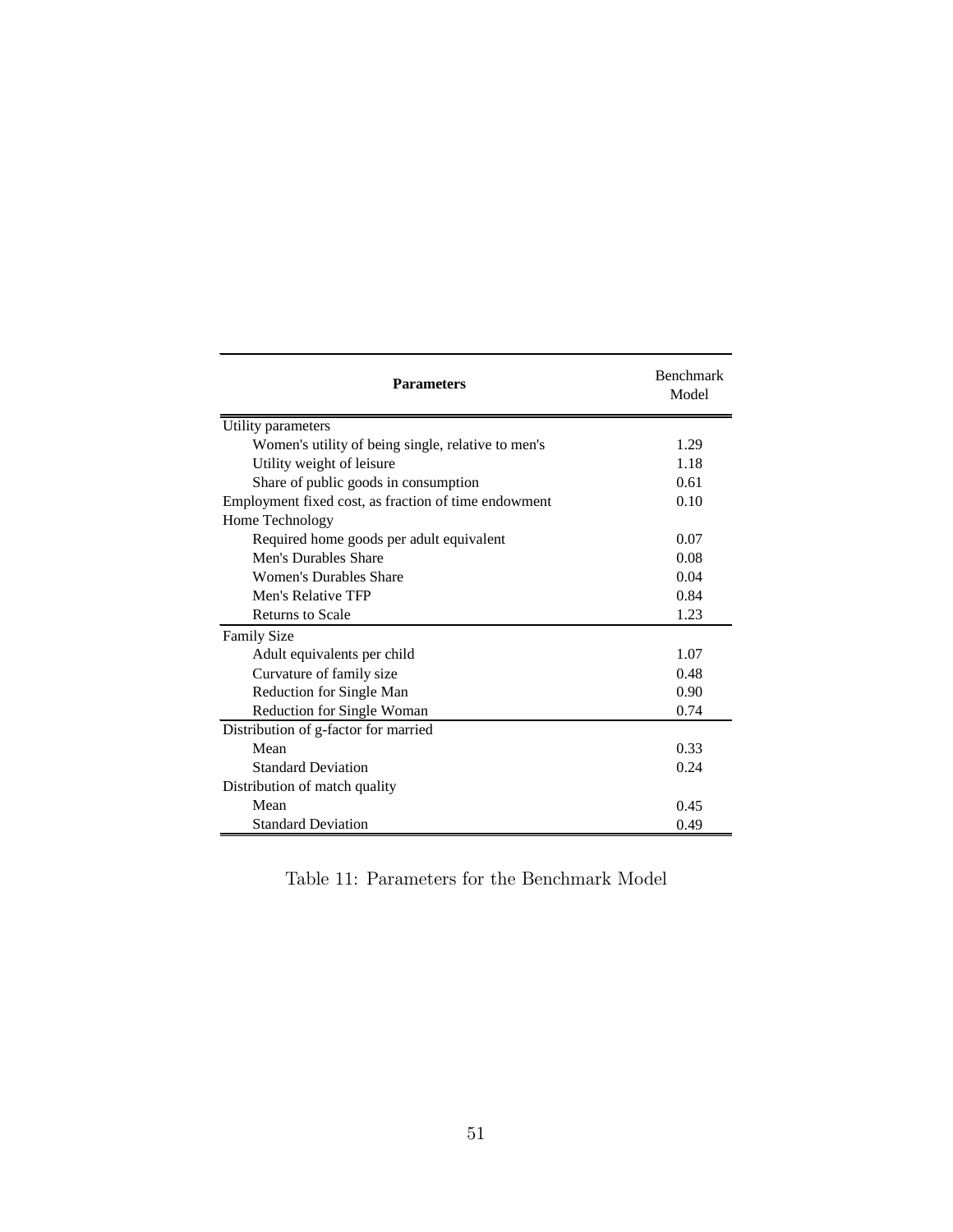| **Parameters** | Benchmark Model |
| --- | --- |
| Utility parameters | |
| Women's utility of being single, relative to men's | 1.29 |
| Utility weight of leisure | 1.18 |
| Share of public goods in consumption | 0.61 |
| Employment fixed cost, as fraction of time endowment | 0.10 |
| Home Technology | |
| Required home goods per adult equivalent | 0.07 |
| Men's Durables Share | 0.08 |
| Women's Durables Share | 0.04 |
| Men's Relative TFP | 0.84 |
| Returns to Scale | 1.23 |
| Family Size | |
| Adult equivalents per child | 1.07 |
| Curvature of family size | 0.48 |
| Reduction for Single Man | 0.90 |
| Reduction for Single Woman | 0.74 |
| Distribution of g-factor for married | |
| Mean | 0.33 |
| Standard Deviation | 0.24 |
| Distribution of match quality | |
| Mean | 0.45 |
| Standard Deviation | 0.49 |

Table 11: Parameters for the Benchmark Model